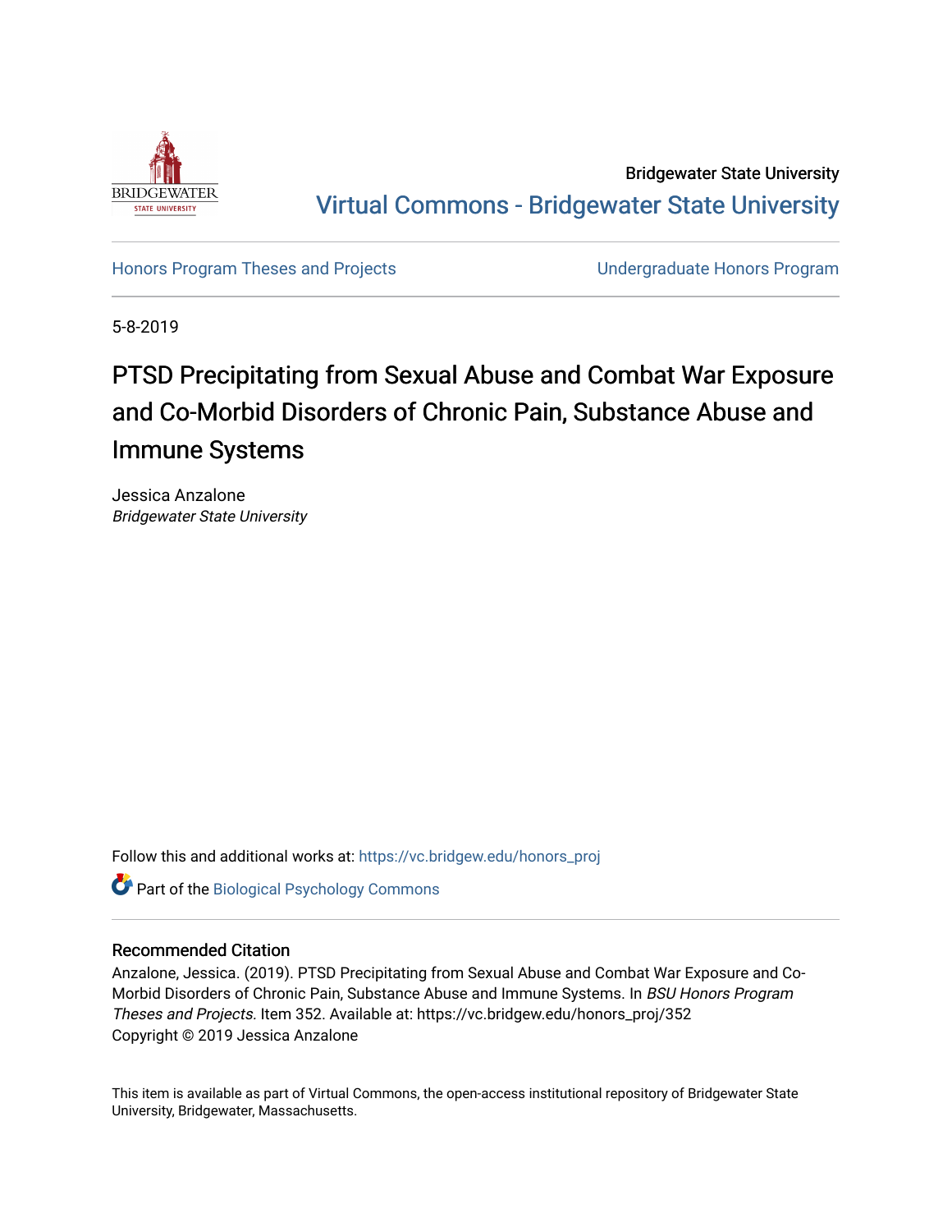Bridgewater State University

Virtual Commons - Bridgewater State University

Honors Program Theses and Projects

Undergraduate Honors Program

5-8-2019

# PTSD Precipitating from Sexual Abuse and Combat War Exposure and Co-Morbid Disorders of Chronic Pain, Substance Abuse and Immune Systems

Jessica Anzalone
*Bridgewater State University*

Follow this and additional works at: https://vc.bridgew.edu/honors_proj

Part of the Biological Psychology Commons

## Recommended Citation

Anzalone, Jessica. (2019). PTSD Precipitating from Sexual Abuse and Combat War Exposure and Co-Morbid Disorders of Chronic Pain, Substance Abuse and Immune Systems. In *BSU Honors Program Theses and Projects.* Item 352. Available at: https://vc.bridgew.edu/honors_proj/352
Copyright © 2019 Jessica Anzalone

This item is available as part of Virtual Commons, the open-access institutional repository of Bridgewater State University, Bridgewater, Massachusetts.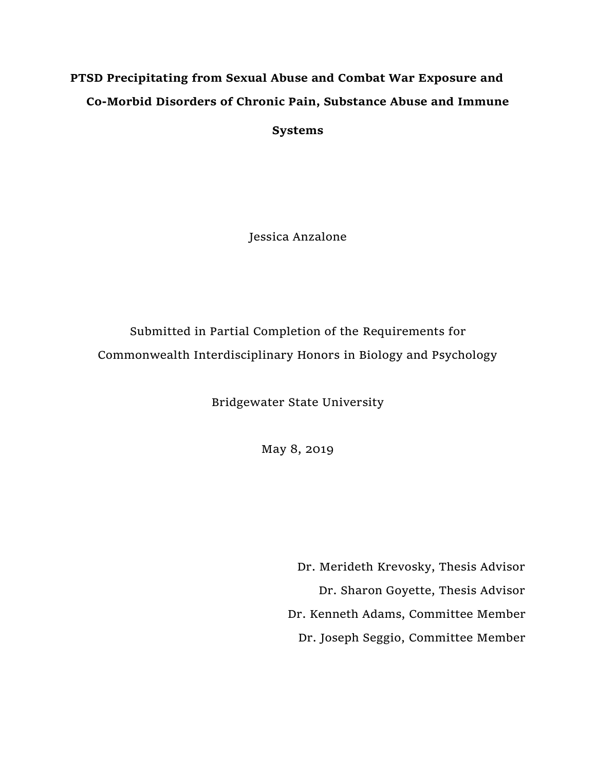# PTSD Precipitating from Sexual Abuse and Combat War Exposure and Co-Morbid Disorders of Chronic Pain, Substance Abuse and Immune Systems

Jessica Anzalone

Submitted in Partial Completion of the Requirements for

Commonwealth Interdisciplinary Honors in Biology and Psychology

Bridgewater State University

May 8, 2019

Dr. Merideth Krevosky, Thesis Advisor

Dr. Sharon Goyette, Thesis Advisor

Dr. Kenneth Adams, Committee Member

Dr. Joseph Seggio, Committee Member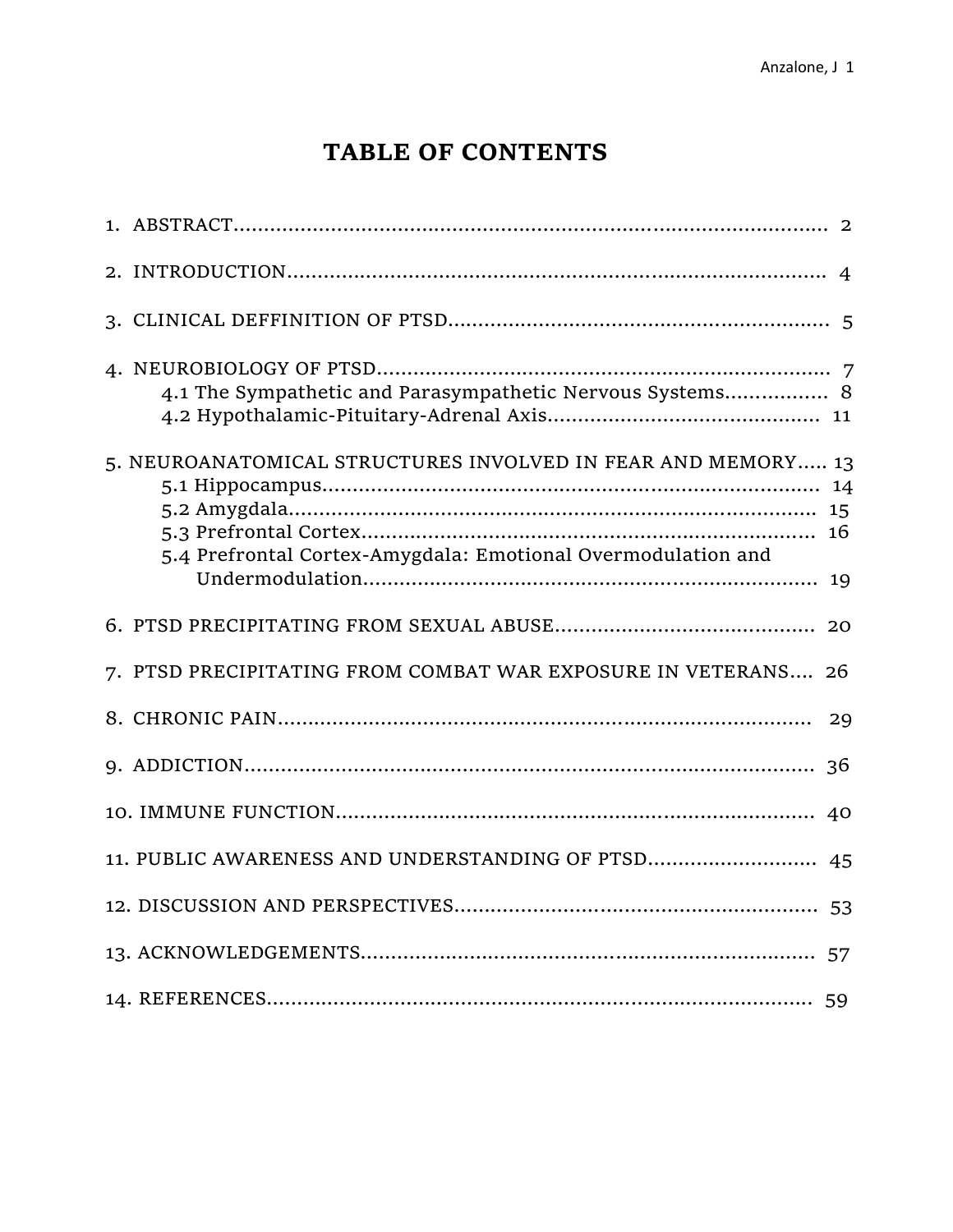# TABLE OF CONTENTS

1. ABSTRACT........................................................................................ 2
2. INTRODUCTION.................................................................................. 4
3. CLINICAL DEFFINITION OF PTSD.............................................................. 5
4. NEUROBIOLOGY OF PTSD........................................................................ 7
    - 4.1 The Sympathetic and Parasympathetic Nervous Systems................ 8
    - 4.2 Hypothalamic-Pituitary-Adrenal Axis........................................... 11
5. NEUROANATOMICAL STRUCTURES INVOLVED IN FEAR AND MEMORY..... 13
    - 5.1 Hippocampus.................................................................................. 14
    - 5.2 Amygdala........................................................................................ 15
    - 5.3 Prefrontal Cortex............................................................................ 16
    - 5.4 Prefrontal Cortex-Amygdala: Emotional Overmodulation and Undermodulation........................................................................... 19
6. PTSD PRECIPITATING FROM SEXUAL ABUSE.......................................... 20
7. PTSD PRECIPITATING FROM COMBAT WAR EXPOSURE IN VETERANS.... 26
8. CHRONIC PAIN.......................................................................................... 29
9. ADDICTION................................................................................................. 36
10. IMMUNE FUNCTION.................................................................................. 40
11. PUBLIC AWARENESS AND UNDERSTANDING OF PTSD........................... 45
12. DISCUSSION AND PERSPECTIVES............................................................ 53
13. ACKNOWLEDGEMENTS............................................................................. 57
14. REFERENCES............................................................................................. 59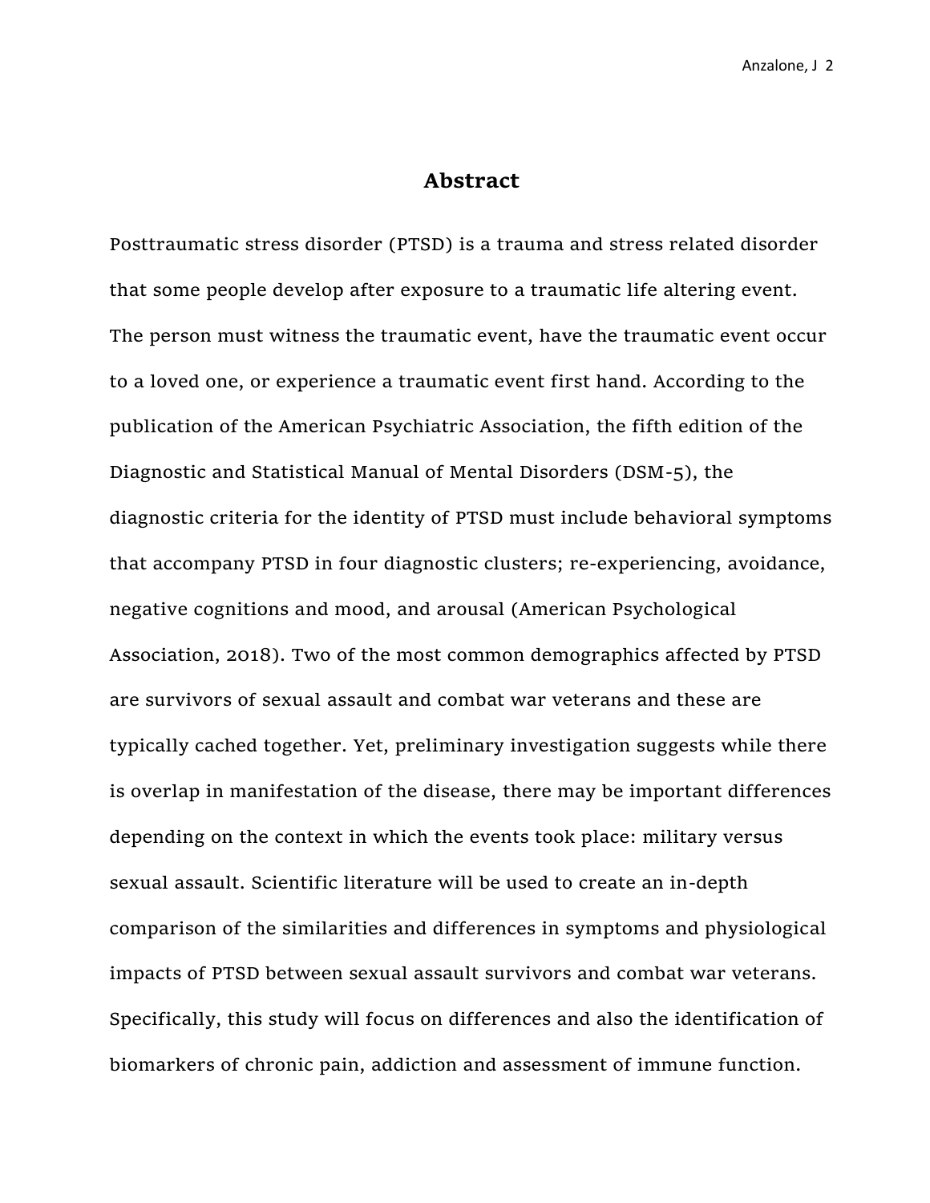## Abstract

Posttraumatic stress disorder (PTSD) is a trauma and stress related disorder that some people develop after exposure to a traumatic life altering event. The person must witness the traumatic event, have the traumatic event occur to a loved one, or experience a traumatic event first hand. According to the publication of the American Psychiatric Association, the fifth edition of the Diagnostic and Statistical Manual of Mental Disorders (DSM-5), the diagnostic criteria for the identity of PTSD must include behavioral symptoms that accompany PTSD in four diagnostic clusters; re-experiencing, avoidance, negative cognitions and mood, and arousal (American Psychological Association, 2018). Two of the most common demographics affected by PTSD are survivors of sexual assault and combat war veterans and these are typically cached together. Yet, preliminary investigation suggests while there is overlap in manifestation of the disease, there may be important differences depending on the context in which the events took place: military versus sexual assault. Scientific literature will be used to create an in-depth comparison of the similarities and differences in symptoms and physiological impacts of PTSD between sexual assault survivors and combat war veterans. Specifically, this study will focus on differences and also the identification of biomarkers of chronic pain, addiction and assessment of immune function.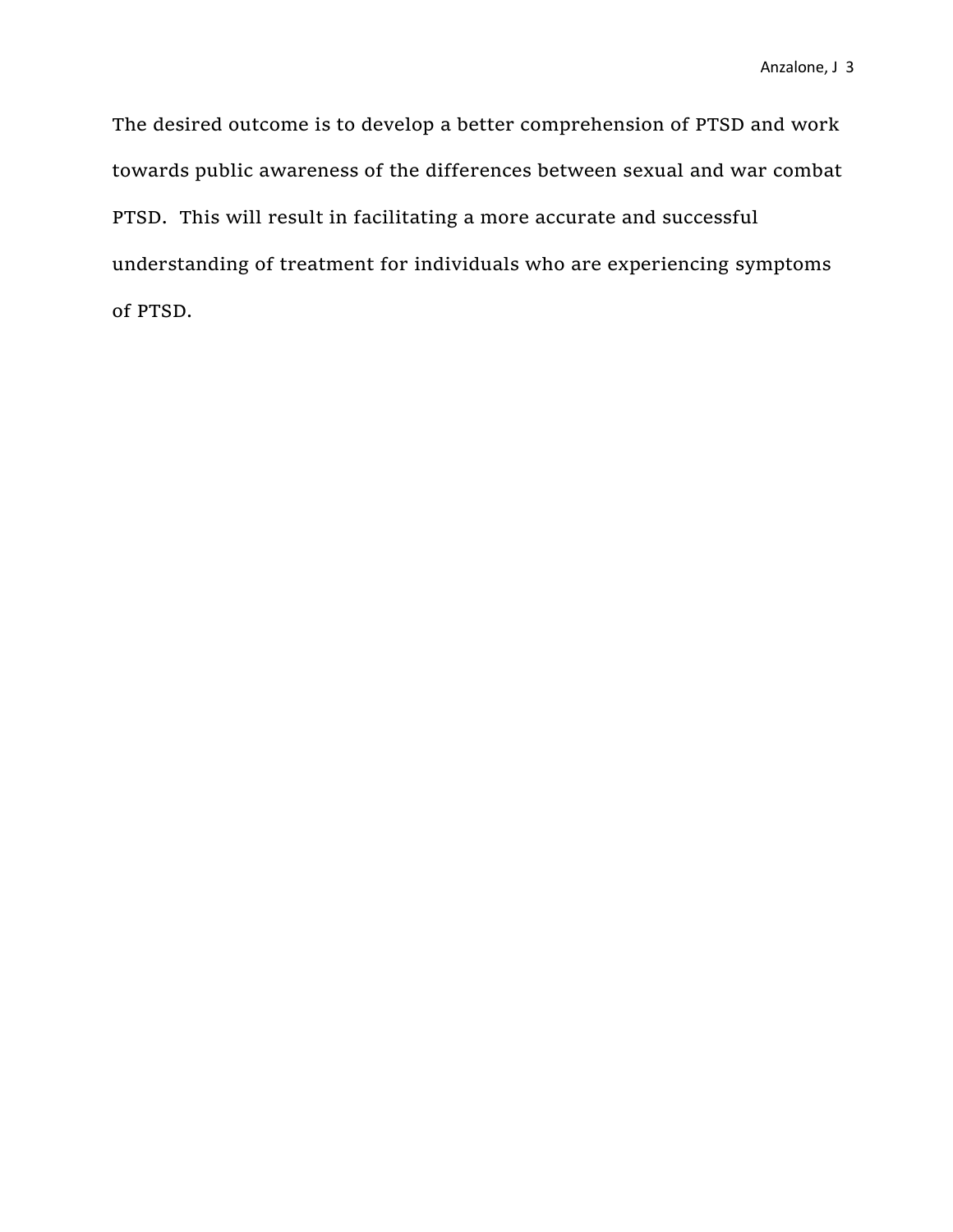The desired outcome is to develop a better comprehension of PTSD and work towards public awareness of the differences between sexual and war combat PTSD.  This will result in facilitating a more accurate and successful understanding of treatment for individuals who are experiencing symptoms of PTSD.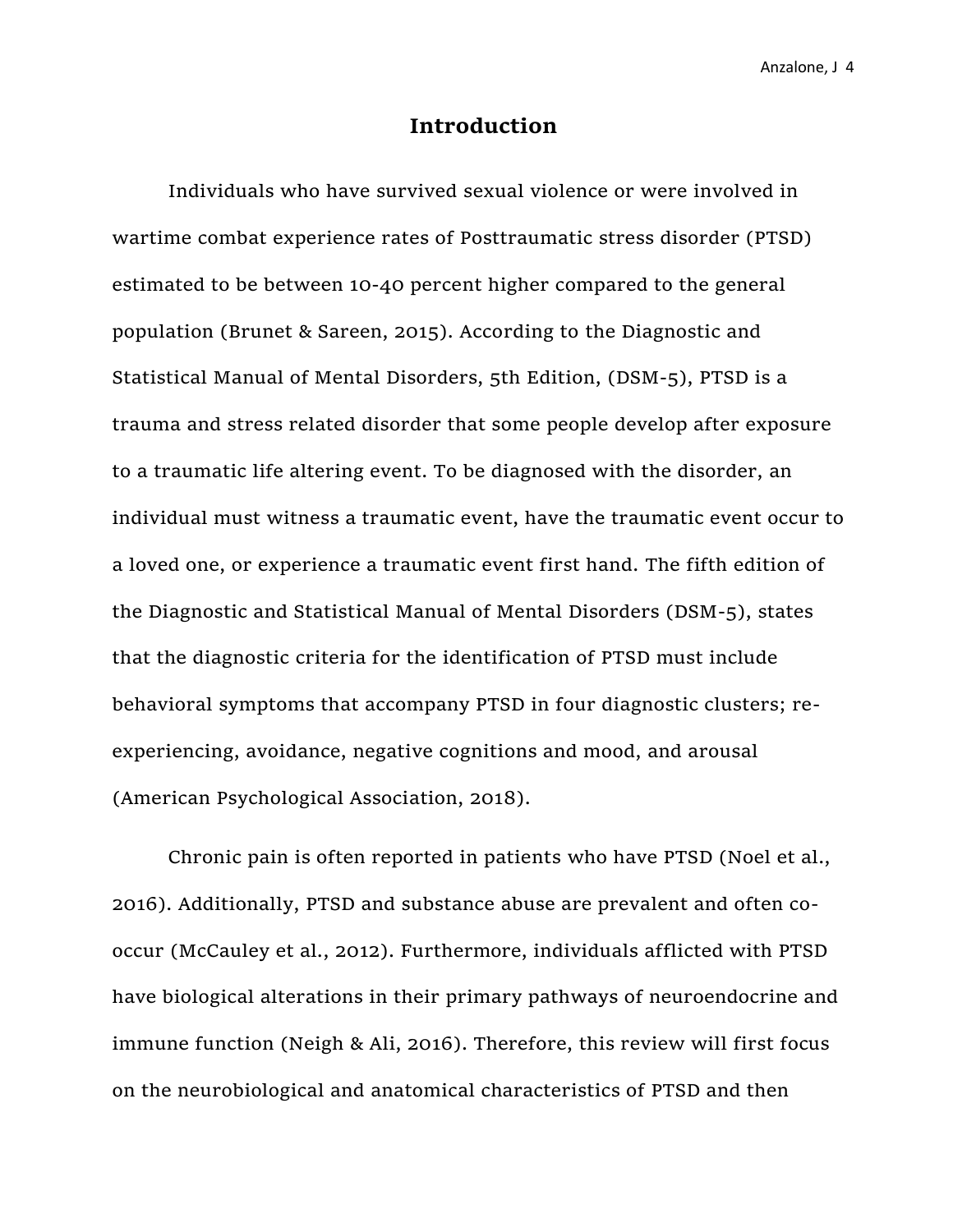# Introduction

Individuals who have survived sexual violence or were involved in wartime combat experience rates of Posttraumatic stress disorder (PTSD) estimated to be between 10-40 percent higher compared to the general population (Brunet & Sareen, 2015). According to the Diagnostic and Statistical Manual of Mental Disorders, 5th Edition, (DSM-5), PTSD is a trauma and stress related disorder that some people develop after exposure to a traumatic life altering event. To be diagnosed with the disorder, an individual must witness a traumatic event, have the traumatic event occur to a loved one, or experience a traumatic event first hand. The fifth edition of the Diagnostic and Statistical Manual of Mental Disorders (DSM-5), states that the diagnostic criteria for the identification of PTSD must include behavioral symptoms that accompany PTSD in four diagnostic clusters; re-experiencing, avoidance, negative cognitions and mood, and arousal (American Psychological Association, 2018).

Chronic pain is often reported in patients who have PTSD (Noel et al., 2016). Additionally, PTSD and substance abuse are prevalent and often co-occur (McCauley et al., 2012). Furthermore, individuals afflicted with PTSD have biological alterations in their primary pathways of neuroendocrine and immune function (Neigh & Ali, 2016). Therefore, this review will first focus on the neurobiological and anatomical characteristics of PTSD and then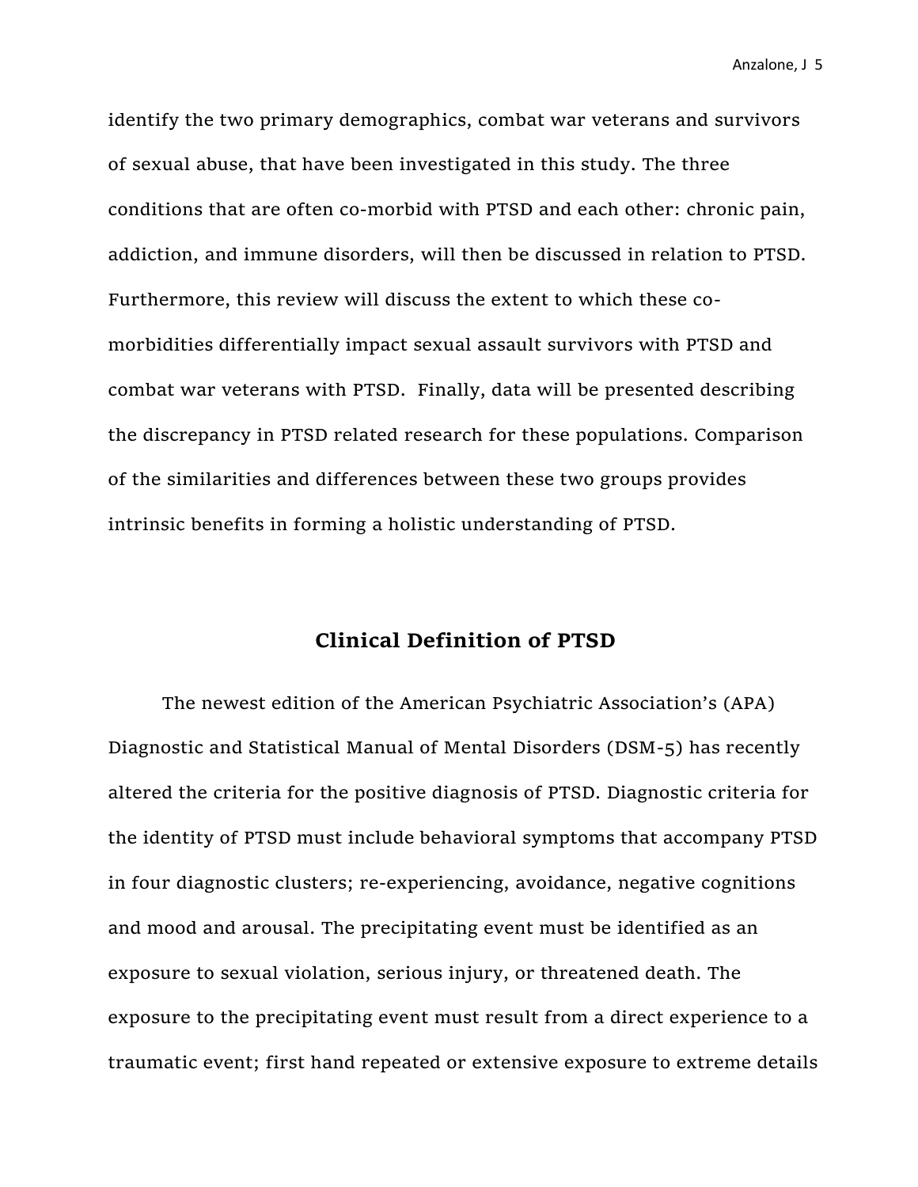identify the two primary demographics, combat war veterans and survivors of sexual abuse, that have been investigated in this study. The three conditions that are often co-morbid with PTSD and each other: chronic pain, addiction, and immune disorders, will then be discussed in relation to PTSD. Furthermore, this review will discuss the extent to which these co-morbidities differentially impact sexual assault survivors with PTSD and combat war veterans with PTSD. Finally, data will be presented describing the discrepancy in PTSD related research for these populations. Comparison of the similarities and differences between these two groups provides intrinsic benefits in forming a holistic understanding of PTSD.

## Clinical Definition of PTSD

The newest edition of the American Psychiatric Association's (APA) Diagnostic and Statistical Manual of Mental Disorders (DSM-5) has recently altered the criteria for the positive diagnosis of PTSD. Diagnostic criteria for the identity of PTSD must include behavioral symptoms that accompany PTSD in four diagnostic clusters; re-experiencing, avoidance, negative cognitions and mood and arousal. The precipitating event must be identified as an exposure to sexual violation, serious injury, or threatened death. The exposure to the precipitating event must result from a direct experience to a traumatic event; first hand repeated or extensive exposure to extreme details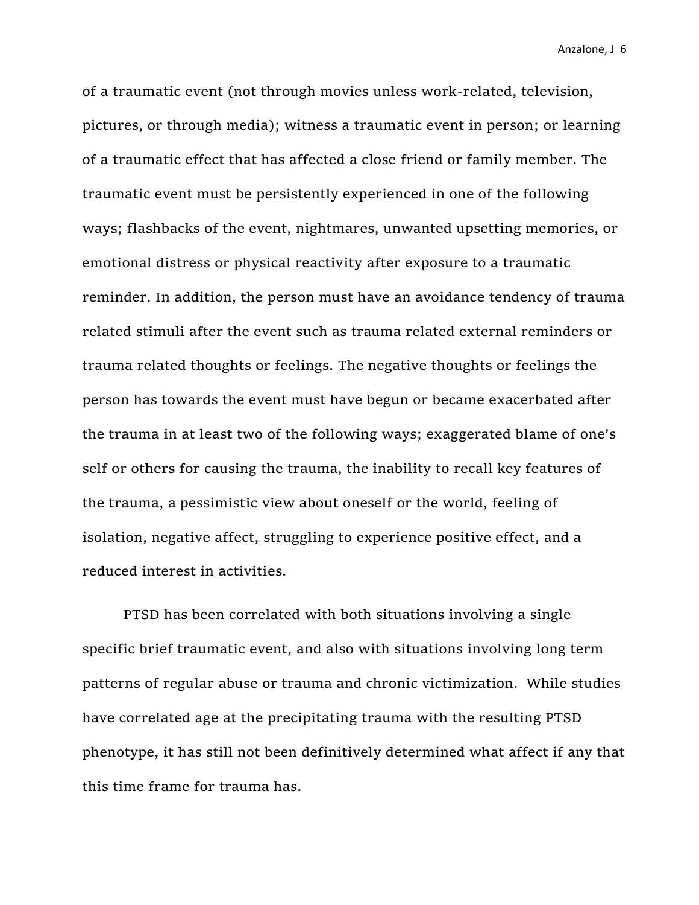of a traumatic event (not through movies unless work-related, television, pictures, or through media); witness a traumatic event in person; or learning of a traumatic effect that has affected a close friend or family member. The traumatic event must be persistently experienced in one of the following ways; flashbacks of the event, nightmares, unwanted upsetting memories, or emotional distress or physical reactivity after exposure to a traumatic reminder. In addition, the person must have an avoidance tendency of trauma related stimuli after the event such as trauma related external reminders or trauma related thoughts or feelings. The negative thoughts or feelings the person has towards the event must have begun or became exacerbated after the trauma in at least two of the following ways; exaggerated blame of one's self or others for causing the trauma, the inability to recall key features of the trauma, a pessimistic view about oneself or the world, feeling of isolation, negative affect, struggling to experience positive effect, and a reduced interest in activities.

PTSD has been correlated with both situations involving a single specific brief traumatic event, and also with situations involving long term patterns of regular abuse or trauma and chronic victimization. While studies have correlated age at the precipitating trauma with the resulting PTSD phenotype, it has still not been definitively determined what affect if any that this time frame for trauma has.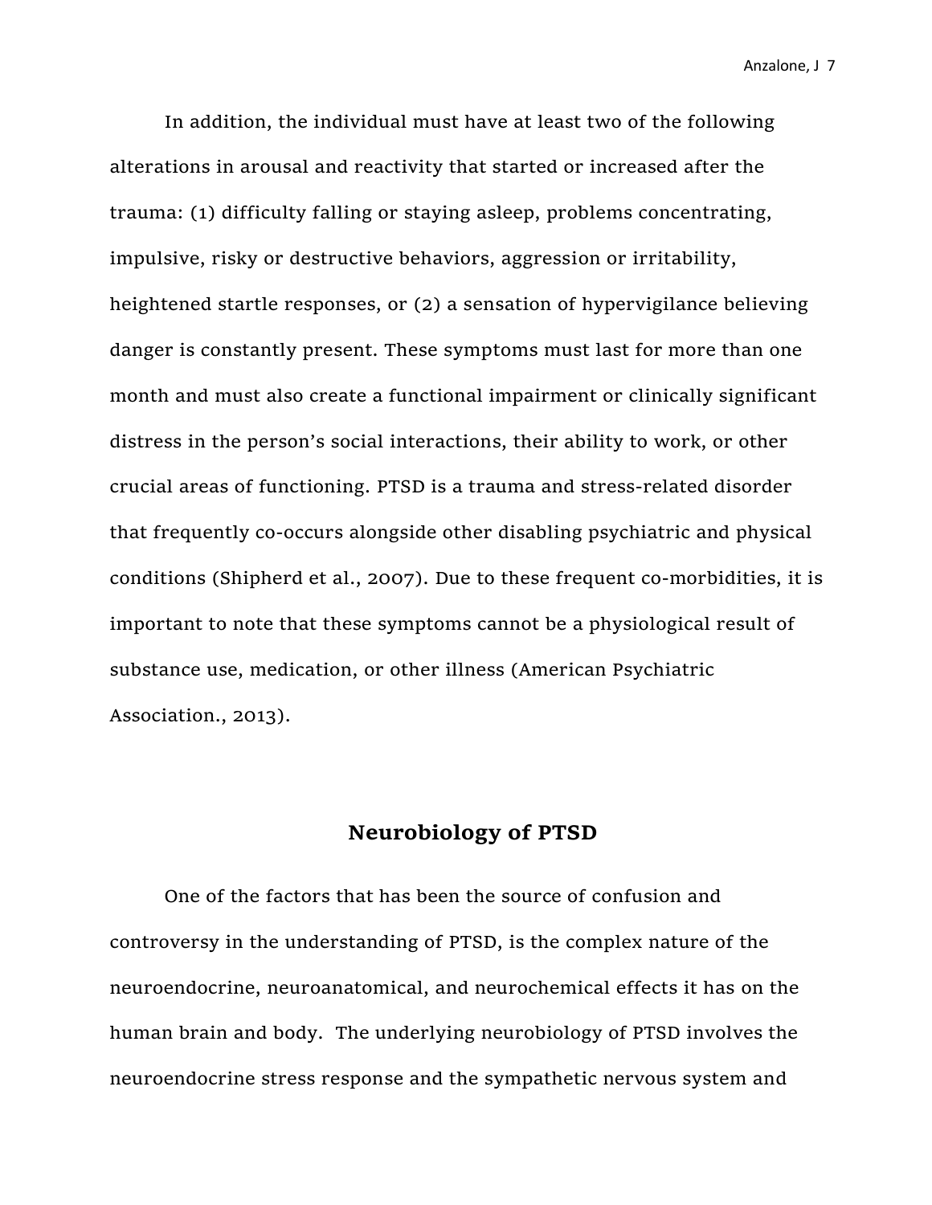In addition, the individual must have at least two of the following alterations in arousal and reactivity that started or increased after the trauma: (1) difficulty falling or staying asleep, problems concentrating, impulsive, risky or destructive behaviors, aggression or irritability, heightened startle responses, or (2) a sensation of hypervigilance believing danger is constantly present. These symptoms must last for more than one month and must also create a functional impairment or clinically significant distress in the person's social interactions, their ability to work, or other crucial areas of functioning. PTSD is a trauma and stress-related disorder that frequently co-occurs alongside other disabling psychiatric and physical conditions (Shipherd et al., 2007). Due to these frequent co-morbidities, it is important to note that these symptoms cannot be a physiological result of substance use, medication, or other illness (American Psychiatric Association., 2013).

## Neurobiology of PTSD

One of the factors that has been the source of confusion and controversy in the understanding of PTSD, is the complex nature of the neuroendocrine, neuroanatomical, and neurochemical effects it has on the human brain and body. The underlying neurobiology of PTSD involves the neuroendocrine stress response and the sympathetic nervous system and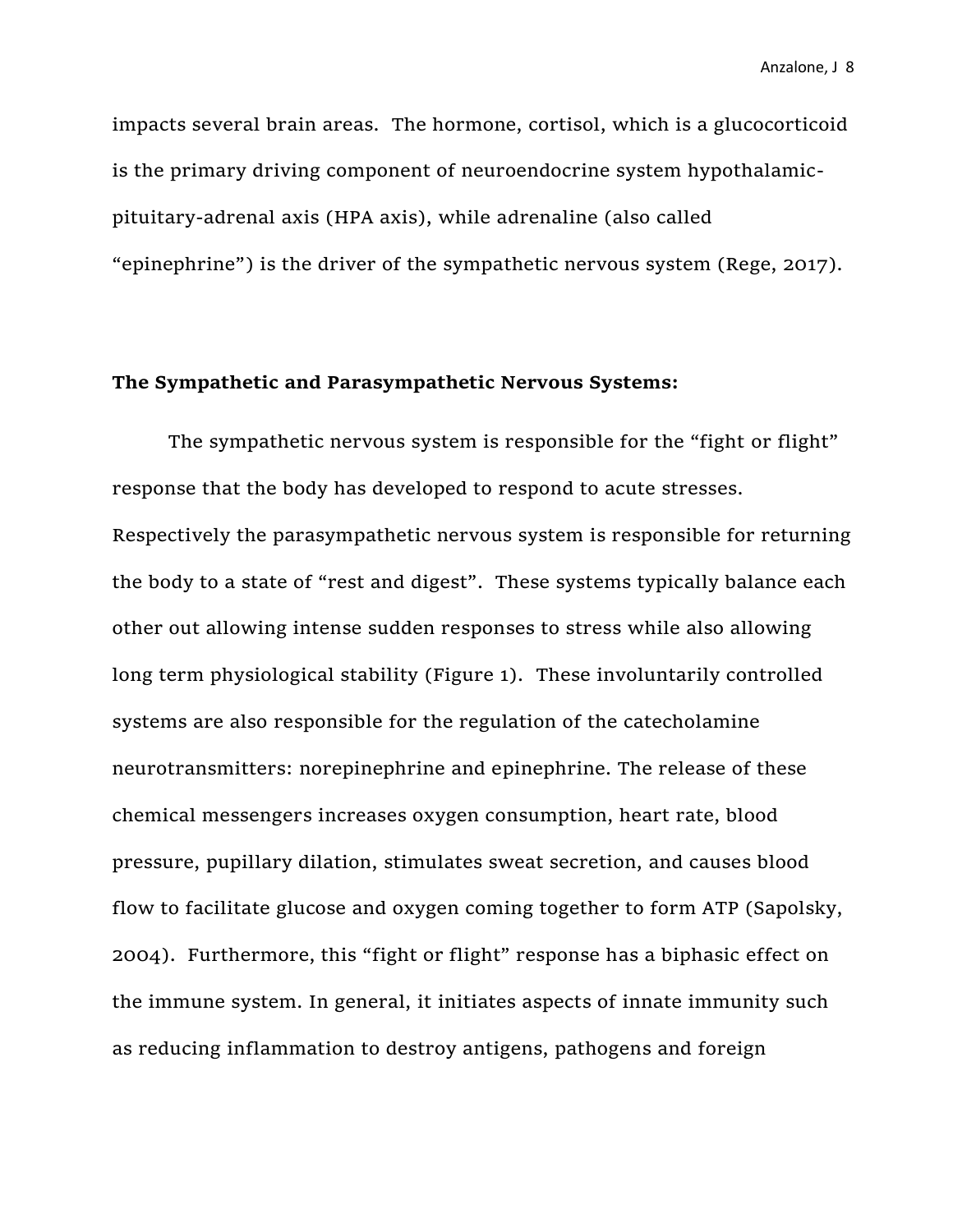impacts several brain areas. The hormone, cortisol, which is a glucocorticoid is the primary driving component of neuroendocrine system hypothalamic-pituitary-adrenal axis (HPA axis), while adrenaline (also called "epinephrine") is the driver of the sympathetic nervous system (Rege, 2017).

**The Sympathetic and Parasympathetic Nervous Systems:**

The sympathetic nervous system is responsible for the "fight or flight" response that the body has developed to respond to acute stresses. Respectively the parasympathetic nervous system is responsible for returning the body to a state of "rest and digest". These systems typically balance each other out allowing intense sudden responses to stress while also allowing long term physiological stability (Figure 1). These involuntarily controlled systems are also responsible for the regulation of the catecholamine neurotransmitters: norepinephrine and epinephrine. The release of these chemical messengers increases oxygen consumption, heart rate, blood pressure, pupillary dilation, stimulates sweat secretion, and causes blood flow to facilitate glucose and oxygen coming together to form ATP (Sapolsky, 2004). Furthermore, this "fight or flight" response has a biphasic effect on the immune system. In general, it initiates aspects of innate immunity such as reducing inflammation to destroy antigens, pathogens and foreign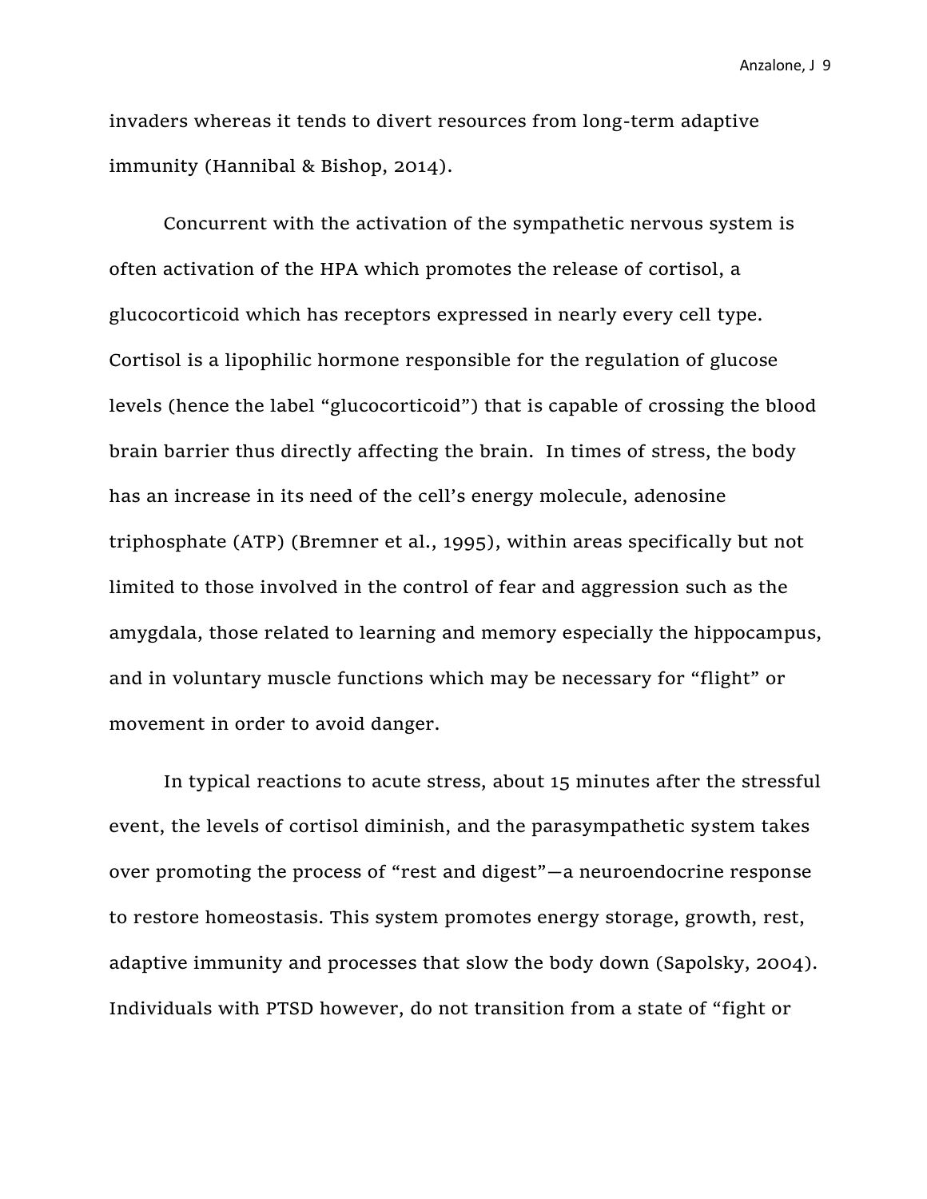invaders whereas it tends to divert resources from long-term adaptive immunity (Hannibal & Bishop, 2014).

Concurrent with the activation of the sympathetic nervous system is often activation of the HPA which promotes the release of cortisol, a glucocorticoid which has receptors expressed in nearly every cell type. Cortisol is a lipophilic hormone responsible for the regulation of glucose levels (hence the label "glucocorticoid") that is capable of crossing the blood brain barrier thus directly affecting the brain. In times of stress, the body has an increase in its need of the cell's energy molecule, adenosine triphosphate (ATP) (Bremner et al., 1995), within areas specifically but not limited to those involved in the control of fear and aggression such as the amygdala, those related to learning and memory especially the hippocampus, and in voluntary muscle functions which may be necessary for "flight" or movement in order to avoid danger.

In typical reactions to acute stress, about 15 minutes after the stressful event, the levels of cortisol diminish, and the parasympathetic system takes over promoting the process of "rest and digest"—a neuroendocrine response to restore homeostasis. This system promotes energy storage, growth, rest, adaptive immunity and processes that slow the body down (Sapolsky, 2004). Individuals with PTSD however, do not transition from a state of "fight or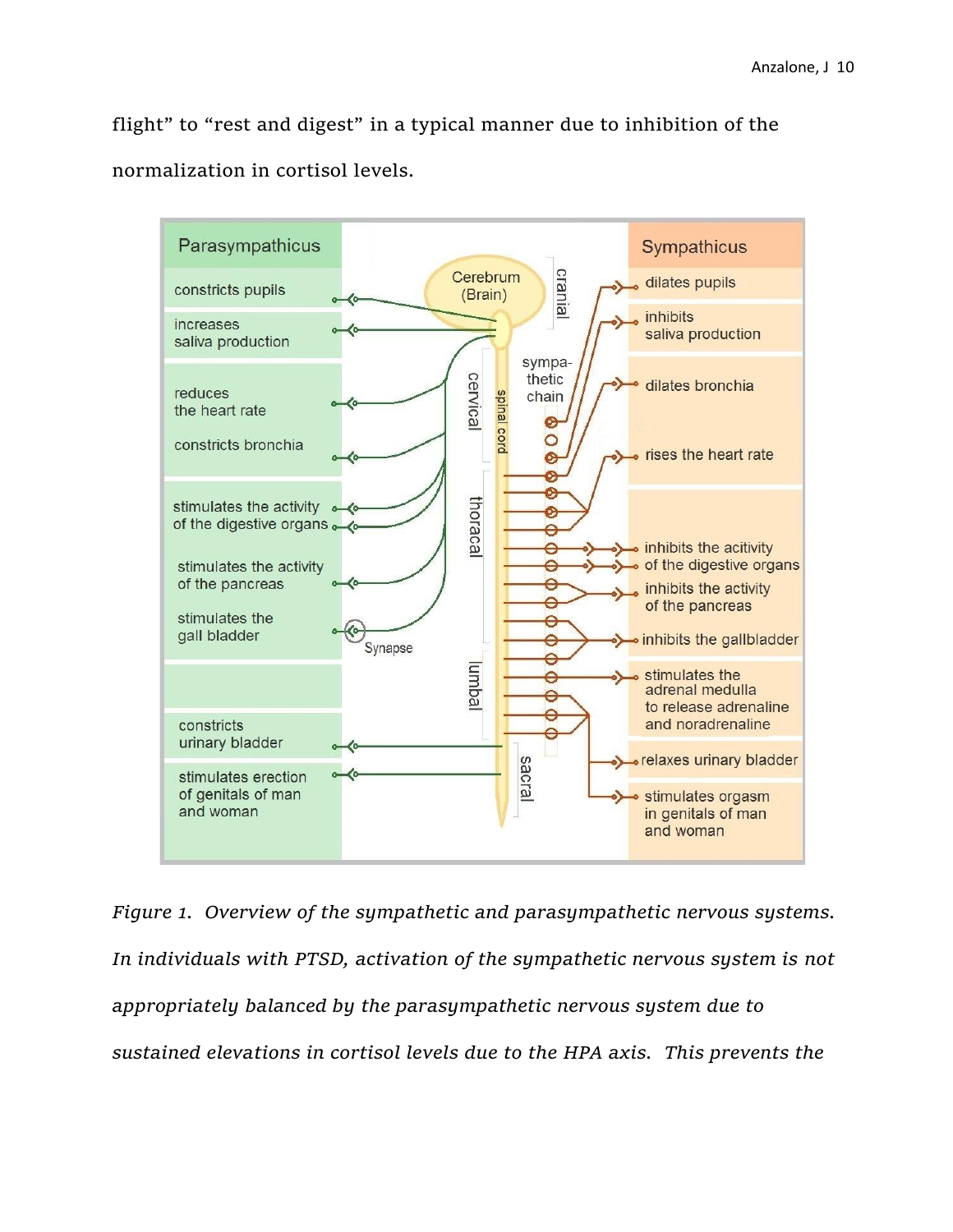flight” to “rest and digest” in a typical manner due to inhibition of the normalization in cortisol levels.

*Figure 1. Overview of the sympathetic and parasympathetic nervous systems. In individuals with PTSD, activation of the sympathetic nervous system is not appropriately balanced by the parasympathetic nervous system due to sustained elevations in cortisol levels due to the HPA axis. This prevents the*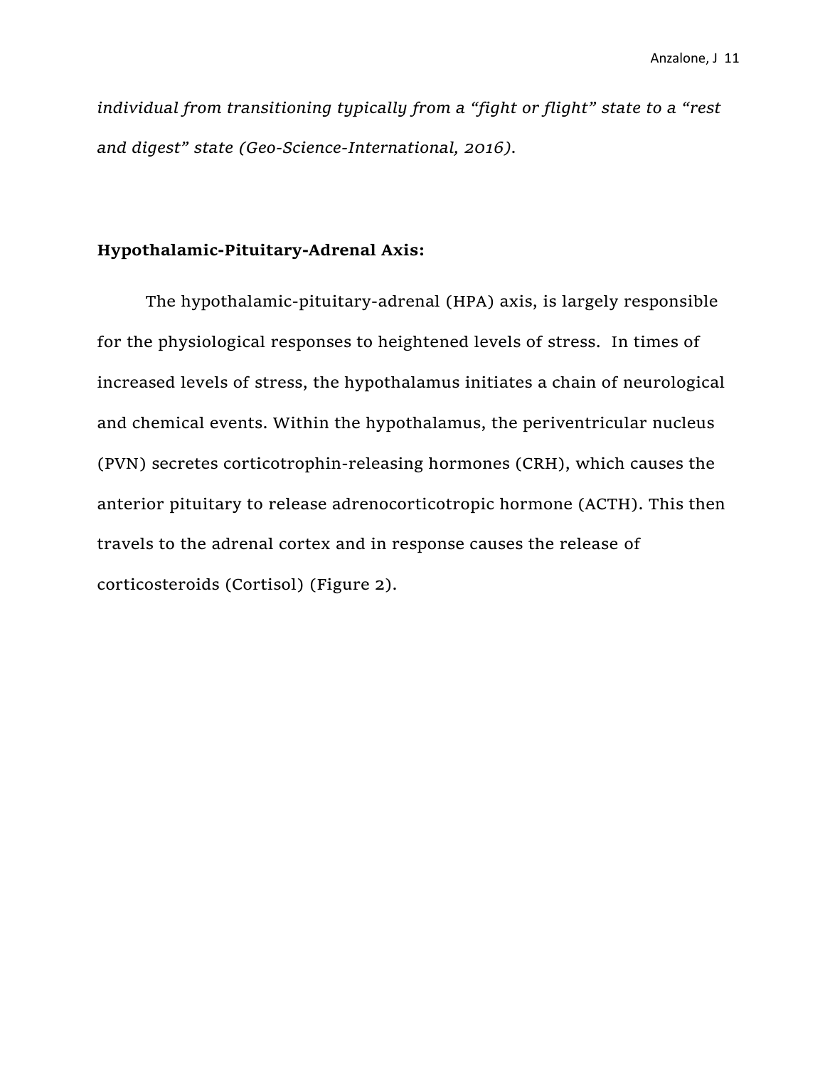*individual from transitioning typically from a "fight or flight" state to a "rest and digest" state (Geo-Science-International, 2016).*

**Hypothalamic-Pituitary-Adrenal Axis:**

The hypothalamic-pituitary-adrenal (HPA) axis, is largely responsible for the physiological responses to heightened levels of stress. In times of increased levels of stress, the hypothalamus initiates a chain of neurological and chemical events. Within the hypothalamus, the periventricular nucleus (PVN) secretes corticotrophin-releasing hormones (CRH), which causes the anterior pituitary to release adrenocorticotropic hormone (ACTH). This then travels to the adrenal cortex and in response causes the release of corticosteroids (Cortisol) (Figure 2).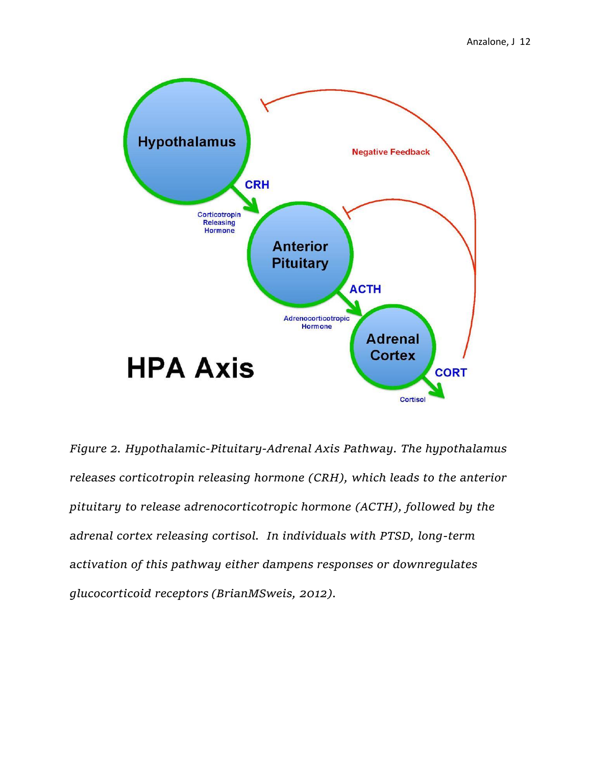*Figure 2. Hypothalamic-Pituitary-Adrenal Axis Pathway. The hypothalamus releases corticotropin releasing hormone (CRH), which leads to the anterior pituitary to release adrenocorticotropic hormone (ACTH), followed by the adrenal cortex releasing cortisol. In individuals with PTSD, long-term activation of this pathway either dampens responses or downregulates glucocorticoid receptors (BrianMSweis, 2012).*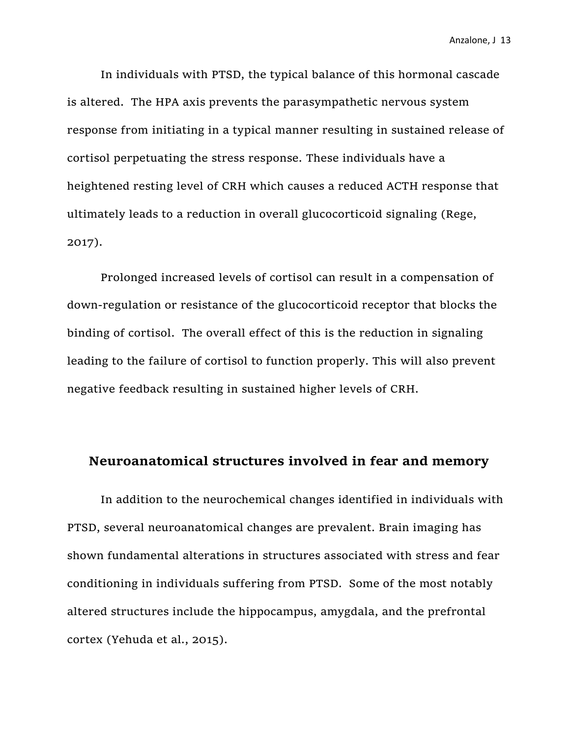In individuals with PTSD, the typical balance of this hormonal cascade is altered.  The HPA axis prevents the parasympathetic nervous system response from initiating in a typical manner resulting in sustained release of cortisol perpetuating the stress response. These individuals have a heightened resting level of CRH which causes a reduced ACTH response that ultimately leads to a reduction in overall glucocorticoid signaling (Rege, 2017).

Prolonged increased levels of cortisol can result in a compensation of down-regulation or resistance of the glucocorticoid receptor that blocks the binding of cortisol.  The overall effect of this is the reduction in signaling leading to the failure of cortisol to function properly. This will also prevent negative feedback resulting in sustained higher levels of CRH.

## Neuroanatomical structures involved in fear and memory

In addition to the neurochemical changes identified in individuals with PTSD, several neuroanatomical changes are prevalent. Brain imaging has shown fundamental alterations in structures associated with stress and fear conditioning in individuals suffering from PTSD.  Some of the most notably altered structures include the hippocampus, amygdala, and the prefrontal cortex (Yehuda et al., 2015).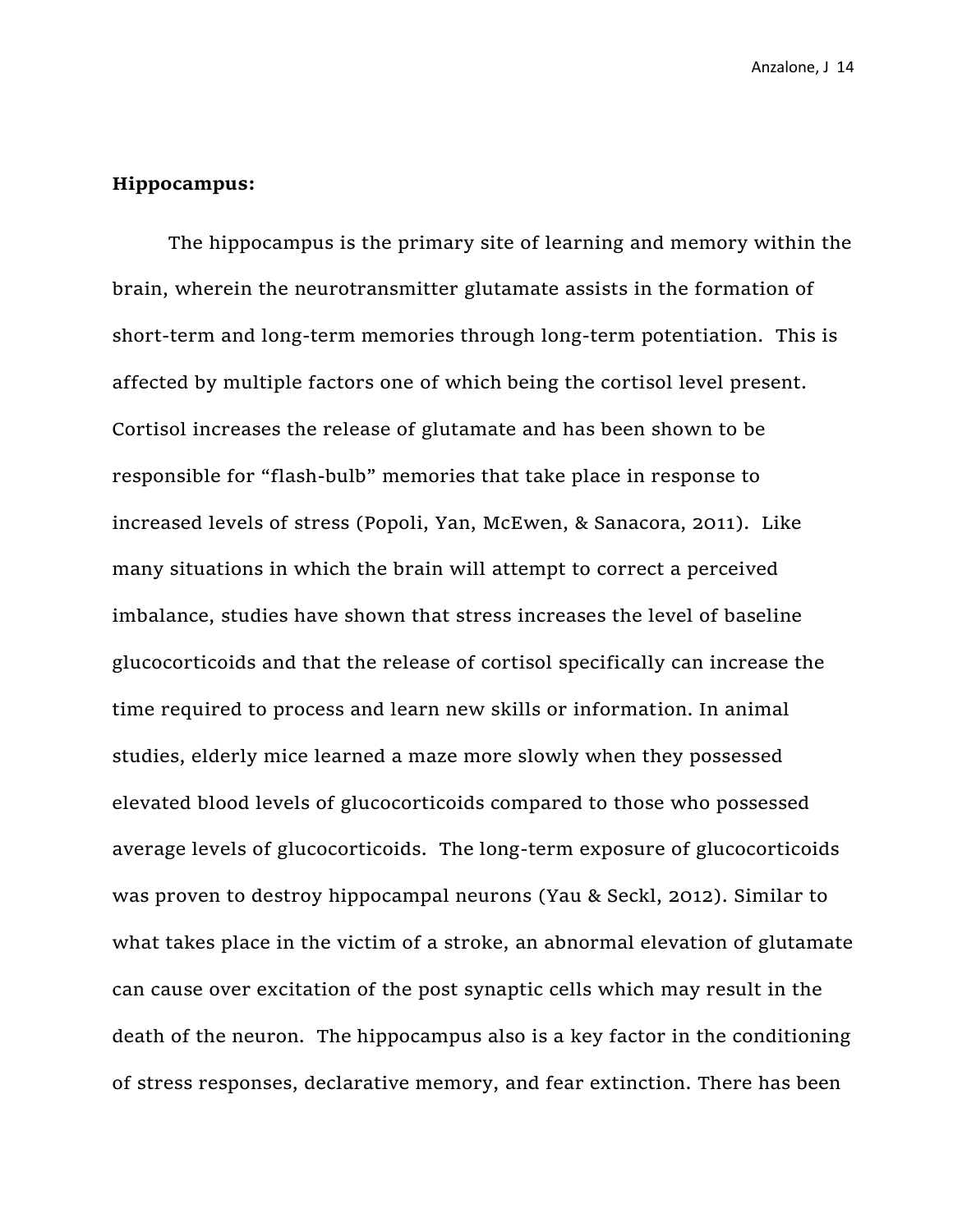**Hippocampus:**

The hippocampus is the primary site of learning and memory within the brain, wherein the neurotransmitter glutamate assists in the formation of short-term and long-term memories through long-term potentiation. This is affected by multiple factors one of which being the cortisol level present. Cortisol increases the release of glutamate and has been shown to be responsible for "flash-bulb" memories that take place in response to increased levels of stress (Popoli, Yan, McEwen, & Sanacora, 2011). Like many situations in which the brain will attempt to correct a perceived imbalance, studies have shown that stress increases the level of baseline glucocorticoids and that the release of cortisol specifically can increase the time required to process and learn new skills or information. In animal studies, elderly mice learned a maze more slowly when they possessed elevated blood levels of glucocorticoids compared to those who possessed average levels of glucocorticoids. The long-term exposure of glucocorticoids was proven to destroy hippocampal neurons (Yau & Seckl, 2012). Similar to what takes place in the victim of a stroke, an abnormal elevation of glutamate can cause over excitation of the post synaptic cells which may result in the death of the neuron. The hippocampus also is a key factor in the conditioning of stress responses, declarative memory, and fear extinction. There has been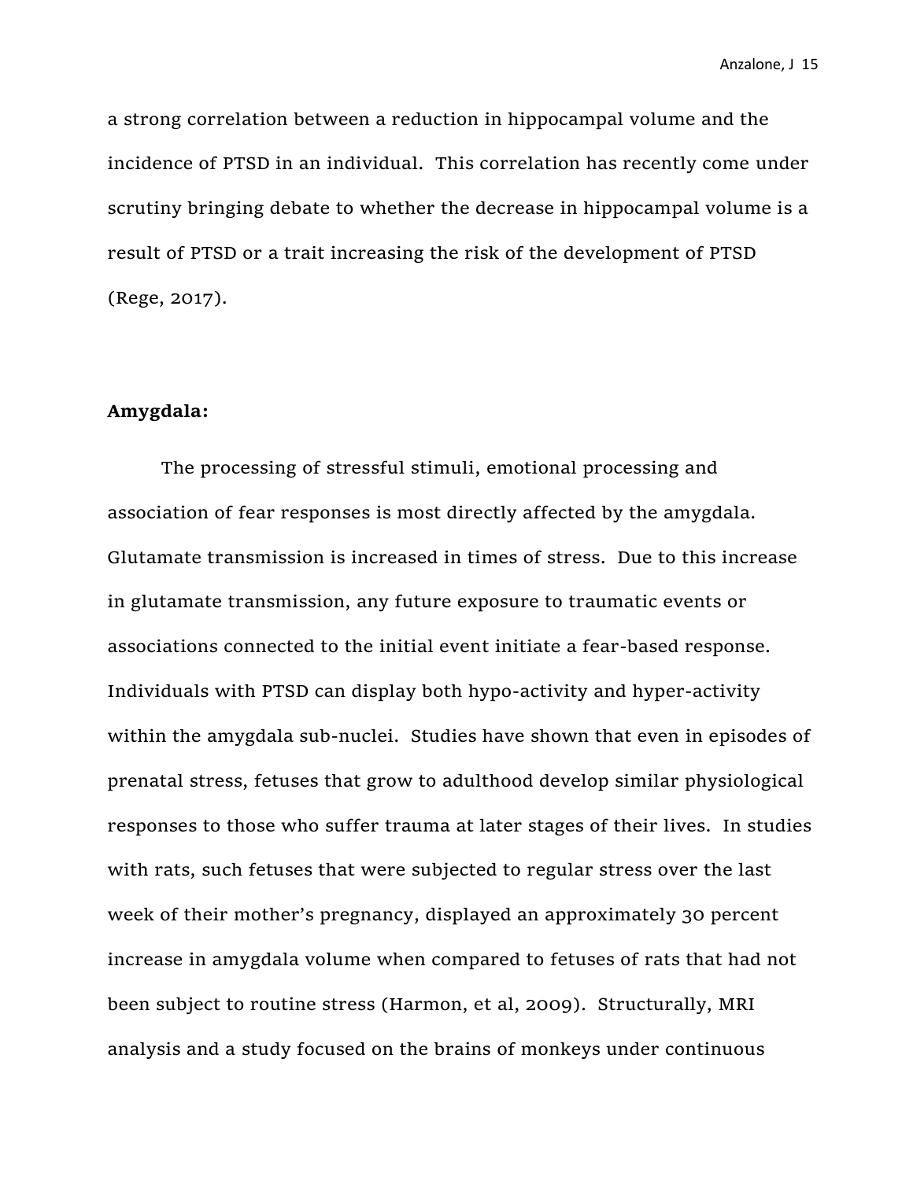a strong correlation between a reduction in hippocampal volume and the incidence of PTSD in an individual.  This correlation has recently come under scrutiny bringing debate to whether the decrease in hippocampal volume is a result of PTSD or a trait increasing the risk of the development of PTSD (Rege, 2017).

**Amygdala:**

The processing of stressful stimuli, emotional processing and association of fear responses is most directly affected by the amygdala. Glutamate transmission is increased in times of stress.  Due to this increase in glutamate transmission, any future exposure to traumatic events or associations connected to the initial event initiate a fear-based response. Individuals with PTSD can display both hypo-activity and hyper-activity within the amygdala sub-nuclei.  Studies have shown that even in episodes of prenatal stress, fetuses that grow to adulthood develop similar physiological responses to those who suffer trauma at later stages of their lives.  In studies with rats, such fetuses that were subjected to regular stress over the last week of their mother's pregnancy, displayed an approximately 30 percent increase in amygdala volume when compared to fetuses of rats that had not been subject to routine stress (Harmon, et al, 2009).  Structurally, MRI analysis and a study focused on the brains of monkeys under continuous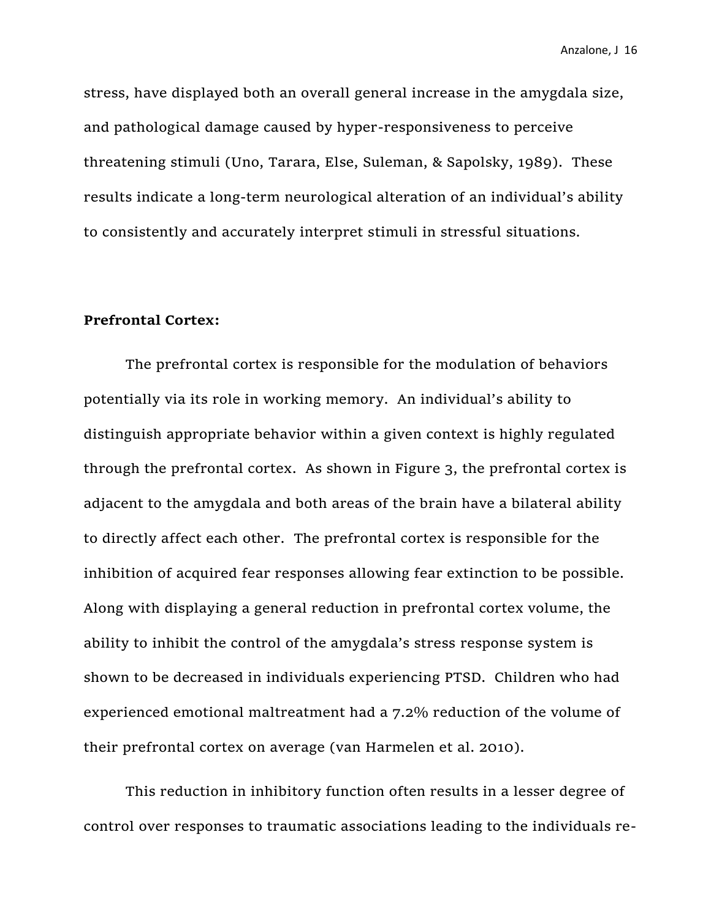stress, have displayed both an overall general increase in the amygdala size, and pathological damage caused by hyper-responsiveness to perceive threatening stimuli (Uno, Tarara, Else, Suleman, & Sapolsky, 1989). These results indicate a long-term neurological alteration of an individual's ability to consistently and accurately interpret stimuli in stressful situations.

**Prefrontal Cortex:**

The prefrontal cortex is responsible for the modulation of behaviors potentially via its role in working memory. An individual's ability to distinguish appropriate behavior within a given context is highly regulated through the prefrontal cortex. As shown in Figure 3, the prefrontal cortex is adjacent to the amygdala and both areas of the brain have a bilateral ability to directly affect each other. The prefrontal cortex is responsible for the inhibition of acquired fear responses allowing fear extinction to be possible. Along with displaying a general reduction in prefrontal cortex volume, the ability to inhibit the control of the amygdala's stress response system is shown to be decreased in individuals experiencing PTSD. Children who had experienced emotional maltreatment had a 7.2% reduction of the volume of their prefrontal cortex on average (van Harmelen et al. 2010).

This reduction in inhibitory function often results in a lesser degree of control over responses to traumatic associations leading to the individuals re-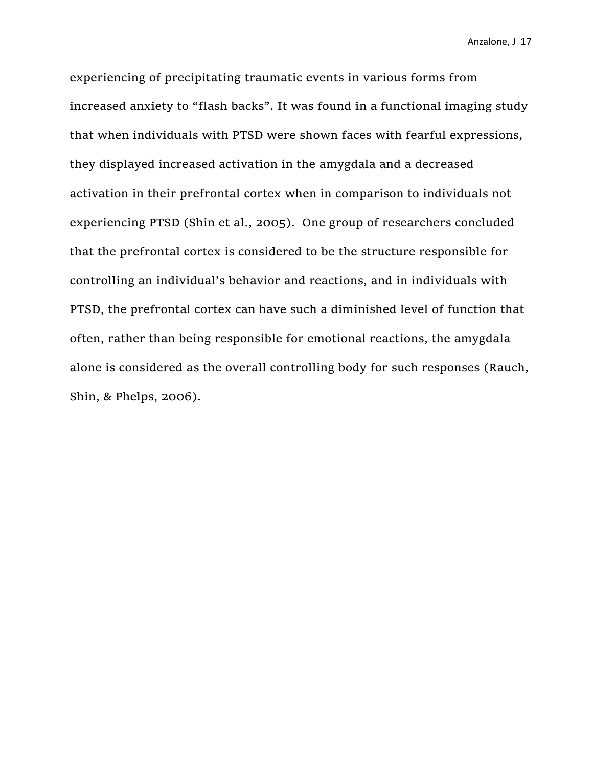experiencing of precipitating traumatic events in various forms from increased anxiety to “flash backs”. It was found in a functional imaging study that when individuals with PTSD were shown faces with fearful expressions, they displayed increased activation in the amygdala and a decreased activation in their prefrontal cortex when in comparison to individuals not experiencing PTSD (Shin et al., 2005). One group of researchers concluded that the prefrontal cortex is considered to be the structure responsible for controlling an individual’s behavior and reactions, and in individuals with PTSD, the prefrontal cortex can have such a diminished level of function that often, rather than being responsible for emotional reactions, the amygdala alone is considered as the overall controlling body for such responses (Rauch, Shin, & Phelps, 2006).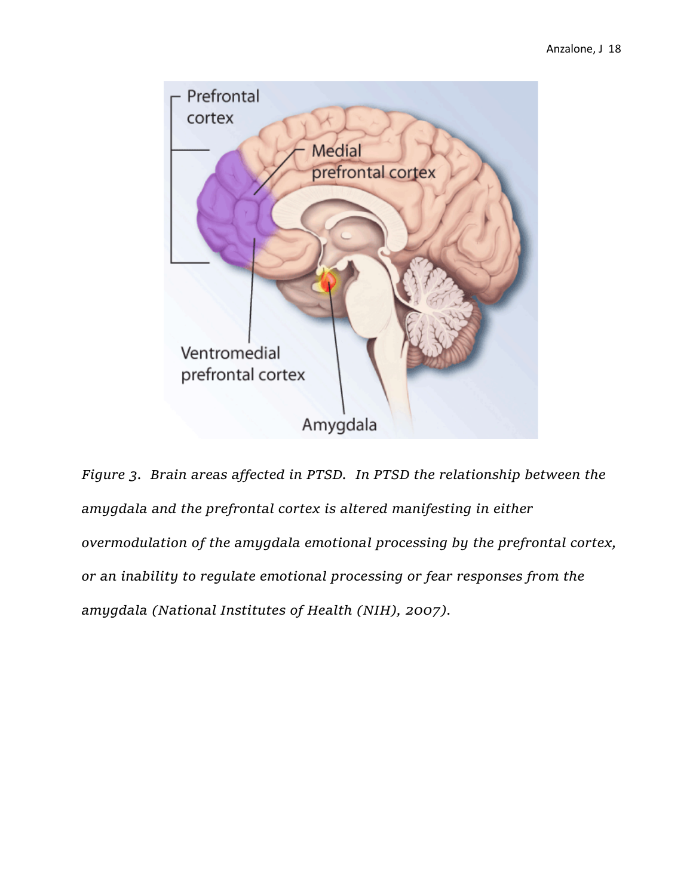*Figure 3. Brain areas affected in PTSD. In PTSD the relationship between the amygdala and the prefrontal cortex is altered manifesting in either overmodulation of the amygdala emotional processing by the prefrontal cortex, or an inability to regulate emotional processing or fear responses from the amygdala (National Institutes of Health (NIH), 2007).*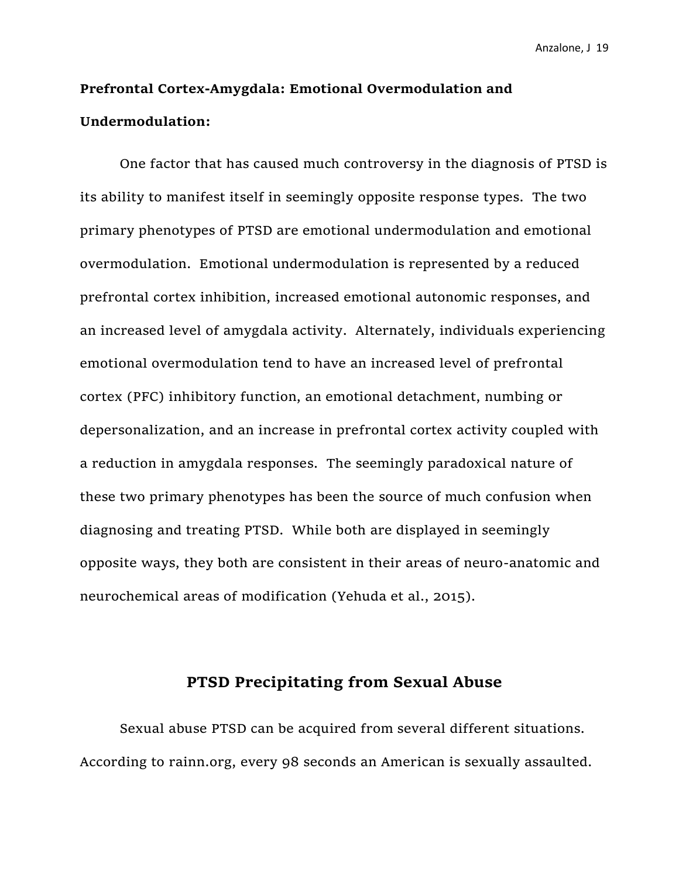**Prefrontal Cortex-Amygdala: Emotional Overmodulation and Undermodulation:**

One factor that has caused much controversy in the diagnosis of PTSD is its ability to manifest itself in seemingly opposite response types. The two primary phenotypes of PTSD are emotional undermodulation and emotional overmodulation. Emotional undermodulation is represented by a reduced prefrontal cortex inhibition, increased emotional autonomic responses, and an increased level of amygdala activity. Alternately, individuals experiencing emotional overmodulation tend to have an increased level of prefrontal cortex (PFC) inhibitory function, an emotional detachment, numbing or depersonalization, and an increase in prefrontal cortex activity coupled with a reduction in amygdala responses. The seemingly paradoxical nature of these two primary phenotypes has been the source of much confusion when diagnosing and treating PTSD. While both are displayed in seemingly opposite ways, they both are consistent in their areas of neuro-anatomic and neurochemical areas of modification (Yehuda et al., 2015).

## PTSD Precipitating from Sexual Abuse

Sexual abuse PTSD can be acquired from several different situations. According to rainn.org, every 98 seconds an American is sexually assaulted.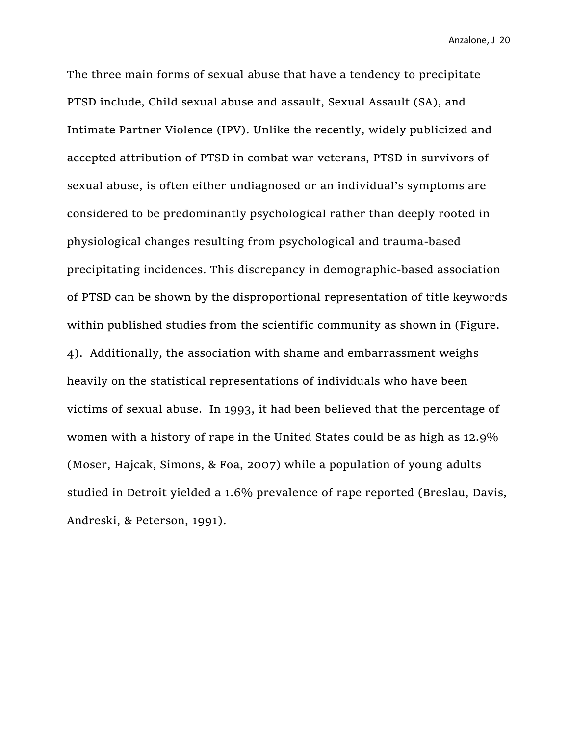The three main forms of sexual abuse that have a tendency to precipitate PTSD include, Child sexual abuse and assault, Sexual Assault (SA), and Intimate Partner Violence (IPV). Unlike the recently, widely publicized and accepted attribution of PTSD in combat war veterans, PTSD in survivors of sexual abuse, is often either undiagnosed or an individual's symptoms are considered to be predominantly psychological rather than deeply rooted in physiological changes resulting from psychological and trauma-based precipitating incidences. This discrepancy in demographic-based association of PTSD can be shown by the disproportional representation of title keywords within published studies from the scientific community as shown in (Figure. 4). Additionally, the association with shame and embarrassment weighs heavily on the statistical representations of individuals who have been victims of sexual abuse. In 1993, it had been believed that the percentage of women with a history of rape in the United States could be as high as 12.9% (Moser, Hajcak, Simons, & Foa, 2007) while a population of young adults studied in Detroit yielded a 1.6% prevalence of rape reported (Breslau, Davis, Andreski, & Peterson, 1991).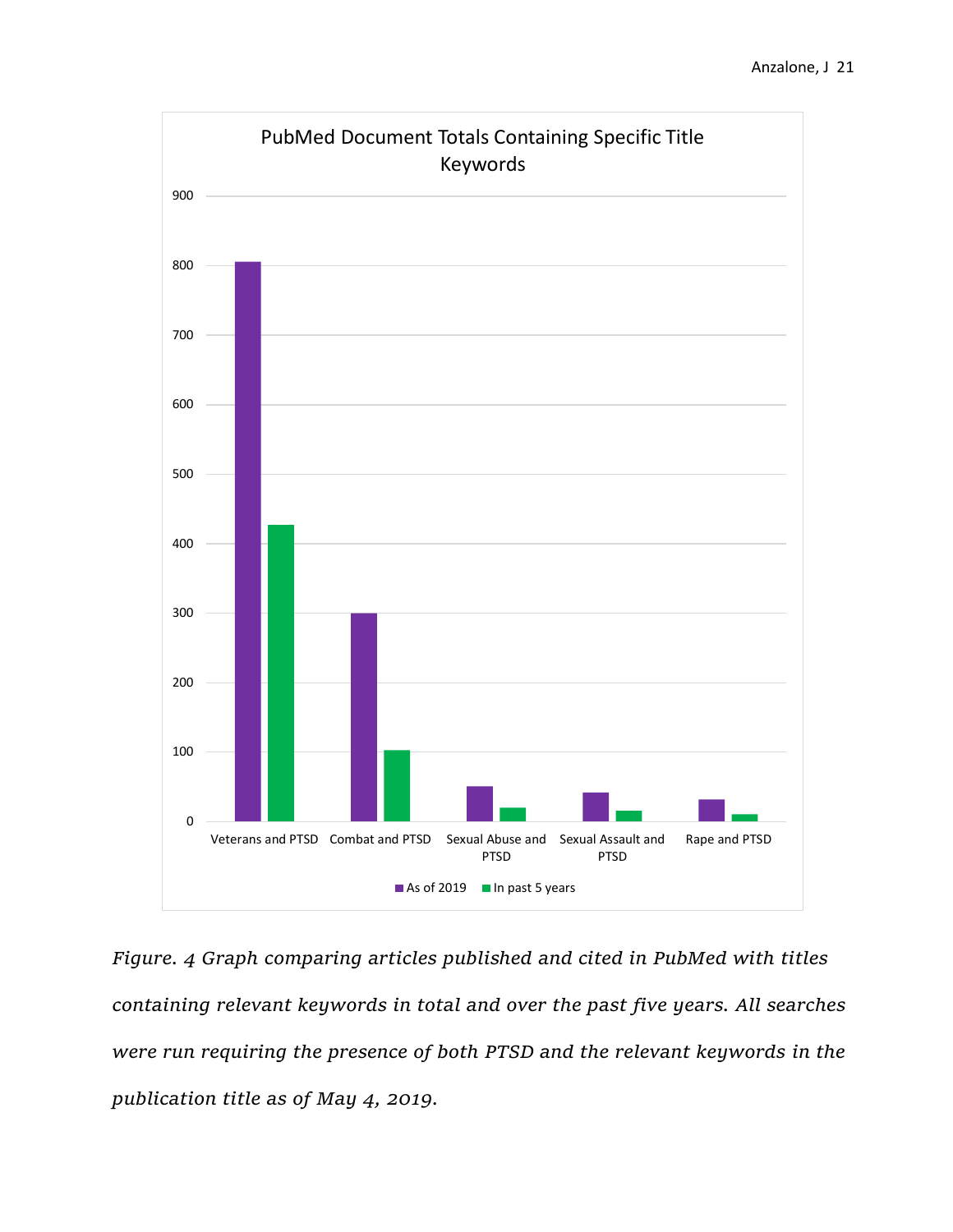*Figure. 4 Graph comparing articles published and cited in PubMed with titles containing relevant keywords in total and over the past five years. All searches were run requiring the presence of both PTSD and the relevant keywords in the publication title as of May 4, 2019.*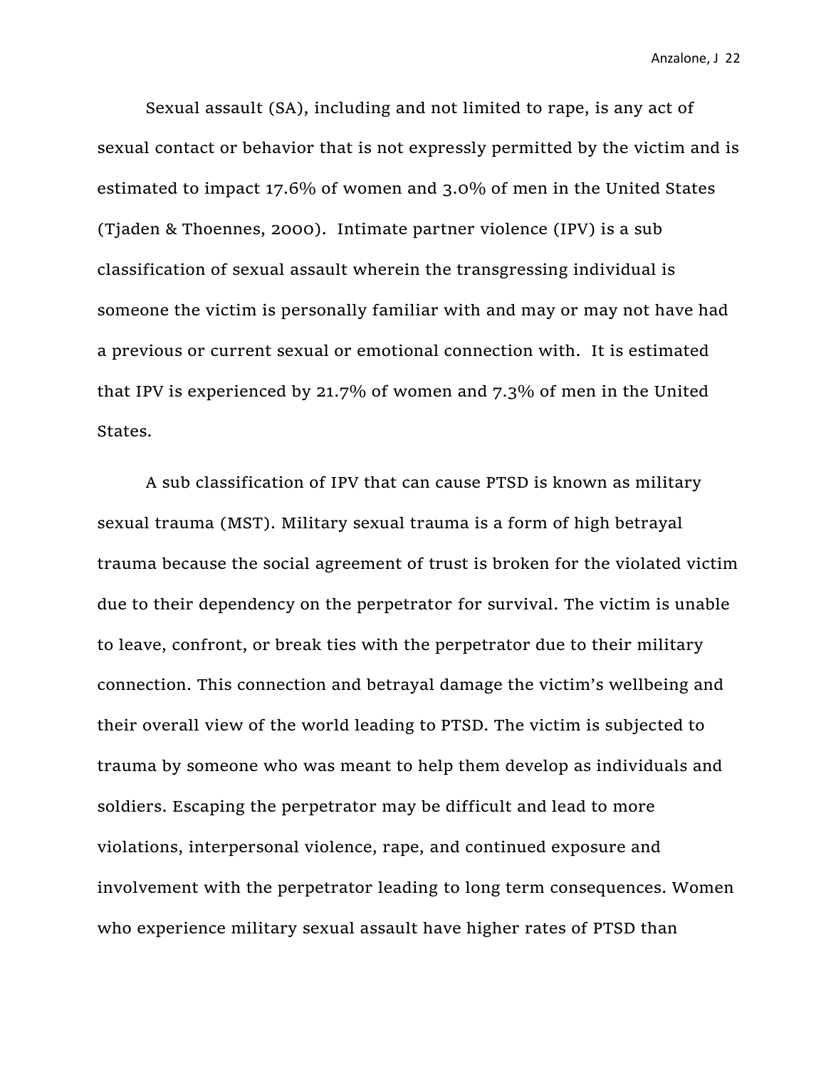Sexual assault (SA), including and not limited to rape, is any act of sexual contact or behavior that is not expressly permitted by the victim and is estimated to impact 17.6% of women and 3.0% of men in the United States (Tjaden & Thoennes, 2000). Intimate partner violence (IPV) is a sub classification of sexual assault wherein the transgressing individual is someone the victim is personally familiar with and may or may not have had a previous or current sexual or emotional connection with. It is estimated that IPV is experienced by 21.7% of women and 7.3% of men in the United States.

A sub classification of IPV that can cause PTSD is known as military sexual trauma (MST). Military sexual trauma is a form of high betrayal trauma because the social agreement of trust is broken for the violated victim due to their dependency on the perpetrator for survival. The victim is unable to leave, confront, or break ties with the perpetrator due to their military connection. This connection and betrayal damage the victim's wellbeing and their overall view of the world leading to PTSD. The victim is subjected to trauma by someone who was meant to help them develop as individuals and soldiers. Escaping the perpetrator may be difficult and lead to more violations, interpersonal violence, rape, and continued exposure and involvement with the perpetrator leading to long term consequences. Women who experience military sexual assault have higher rates of PTSD than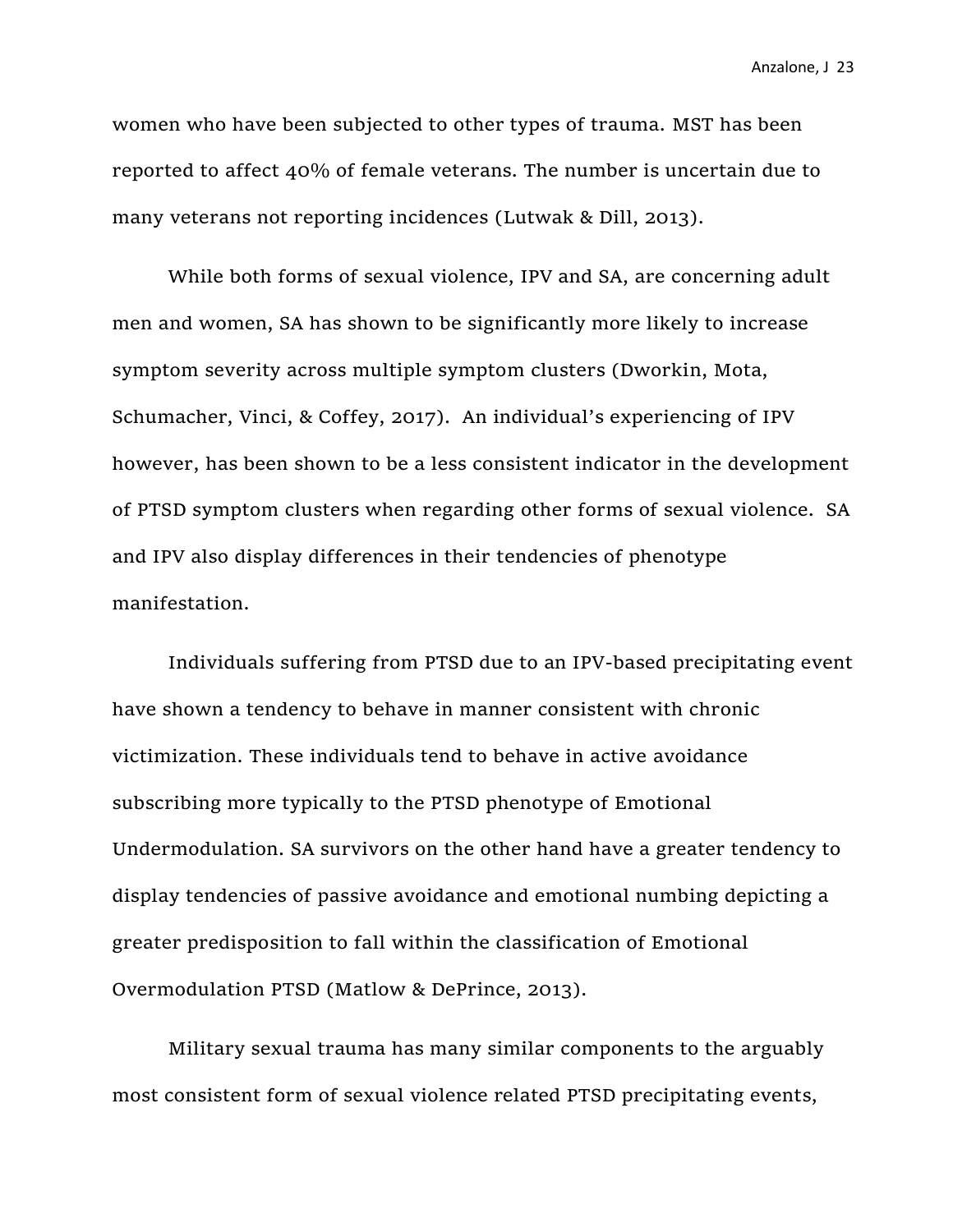women who have been subjected to other types of trauma. MST has been reported to affect 40% of female veterans. The number is uncertain due to many veterans not reporting incidences (Lutwak & Dill, 2013).

While both forms of sexual violence, IPV and SA, are concerning adult men and women, SA has shown to be significantly more likely to increase symptom severity across multiple symptom clusters (Dworkin, Mota, Schumacher, Vinci, & Coffey, 2017). An individual's experiencing of IPV however, has been shown to be a less consistent indicator in the development of PTSD symptom clusters when regarding other forms of sexual violence. SA and IPV also display differences in their tendencies of phenotype manifestation.

Individuals suffering from PTSD due to an IPV-based precipitating event have shown a tendency to behave in manner consistent with chronic victimization. These individuals tend to behave in active avoidance subscribing more typically to the PTSD phenotype of Emotional Undermodulation. SA survivors on the other hand have a greater tendency to display tendencies of passive avoidance and emotional numbing depicting a greater predisposition to fall within the classification of Emotional Overmodulation PTSD (Matlow & DePrince, 2013).

Military sexual trauma has many similar components to the arguably most consistent form of sexual violence related PTSD precipitating events,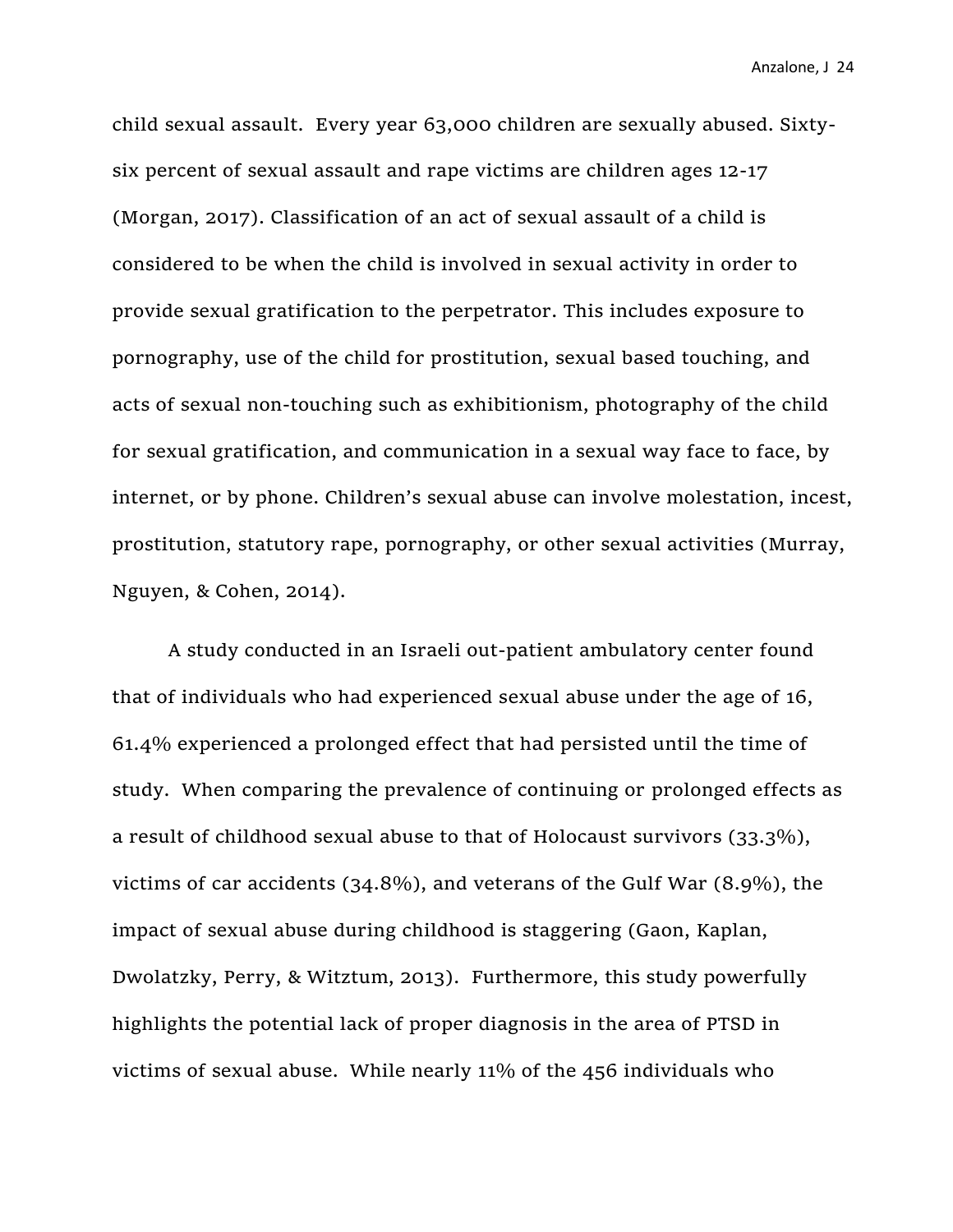child sexual assault. Every year 63,000 children are sexually abused. Sixty-six percent of sexual assault and rape victims are children ages 12-17 (Morgan, 2017). Classification of an act of sexual assault of a child is considered to be when the child is involved in sexual activity in order to provide sexual gratification to the perpetrator. This includes exposure to pornography, use of the child for prostitution, sexual based touching, and acts of sexual non-touching such as exhibitionism, photography of the child for sexual gratification, and communication in a sexual way face to face, by internet, or by phone. Children's sexual abuse can involve molestation, incest, prostitution, statutory rape, pornography, or other sexual activities (Murray, Nguyen, & Cohen, 2014).

A study conducted in an Israeli out-patient ambulatory center found that of individuals who had experienced sexual abuse under the age of 16, 61.4% experienced a prolonged effect that had persisted until the time of study. When comparing the prevalence of continuing or prolonged effects as a result of childhood sexual abuse to that of Holocaust survivors (33.3%), victims of car accidents (34.8%), and veterans of the Gulf War (8.9%), the impact of sexual abuse during childhood is staggering (Gaon, Kaplan, Dwolatzky, Perry, & Witztum, 2013). Furthermore, this study powerfully highlights the potential lack of proper diagnosis in the area of PTSD in victims of sexual abuse. While nearly 11% of the 456 individuals who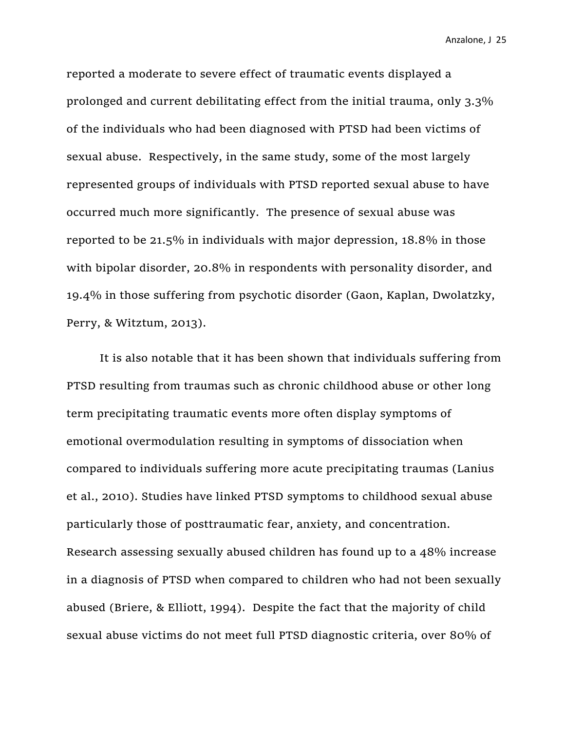reported a moderate to severe effect of traumatic events displayed a prolonged and current debilitating effect from the initial trauma, only 3.3% of the individuals who had been diagnosed with PTSD had been victims of sexual abuse. Respectively, in the same study, some of the most largely represented groups of individuals with PTSD reported sexual abuse to have occurred much more significantly. The presence of sexual abuse was reported to be 21.5% in individuals with major depression, 18.8% in those with bipolar disorder, 20.8% in respondents with personality disorder, and 19.4% in those suffering from psychotic disorder (Gaon, Kaplan, Dwolatzky, Perry, & Witztum, 2013).

It is also notable that it has been shown that individuals suffering from PTSD resulting from traumas such as chronic childhood abuse or other long term precipitating traumatic events more often display symptoms of emotional overmodulation resulting in symptoms of dissociation when compared to individuals suffering more acute precipitating traumas (Lanius et al., 2010). Studies have linked PTSD symptoms to childhood sexual abuse particularly those of posttraumatic fear, anxiety, and concentration. Research assessing sexually abused children has found up to a 48% increase in a diagnosis of PTSD when compared to children who had not been sexually abused (Briere, & Elliott, 1994). Despite the fact that the majority of child sexual abuse victims do not meet full PTSD diagnostic criteria, over 80% of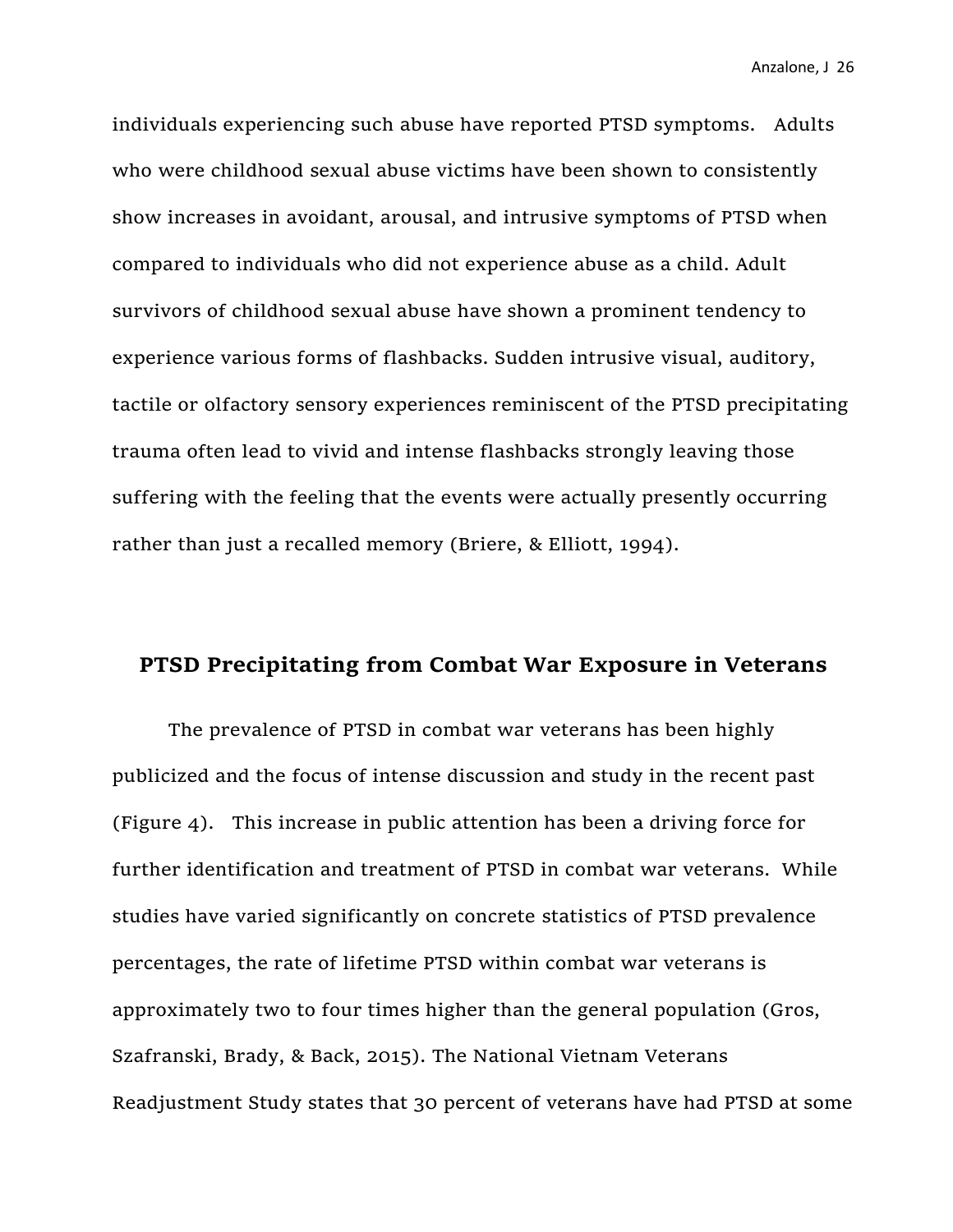individuals experiencing such abuse have reported PTSD symptoms. Adults who were childhood sexual abuse victims have been shown to consistently show increases in avoidant, arousal, and intrusive symptoms of PTSD when compared to individuals who did not experience abuse as a child. Adult survivors of childhood sexual abuse have shown a prominent tendency to experience various forms of flashbacks. Sudden intrusive visual, auditory, tactile or olfactory sensory experiences reminiscent of the PTSD precipitating trauma often lead to vivid and intense flashbacks strongly leaving those suffering with the feeling that the events were actually presently occurring rather than just a recalled memory (Briere, & Elliott, 1994).

## PTSD Precipitating from Combat War Exposure in Veterans

The prevalence of PTSD in combat war veterans has been highly publicized and the focus of intense discussion and study in the recent past (Figure 4). This increase in public attention has been a driving force for further identification and treatment of PTSD in combat war veterans. While studies have varied significantly on concrete statistics of PTSD prevalence percentages, the rate of lifetime PTSD within combat war veterans is approximately two to four times higher than the general population (Gros, Szafranski, Brady, & Back, 2015). The National Vietnam Veterans Readjustment Study states that 30 percent of veterans have had PTSD at some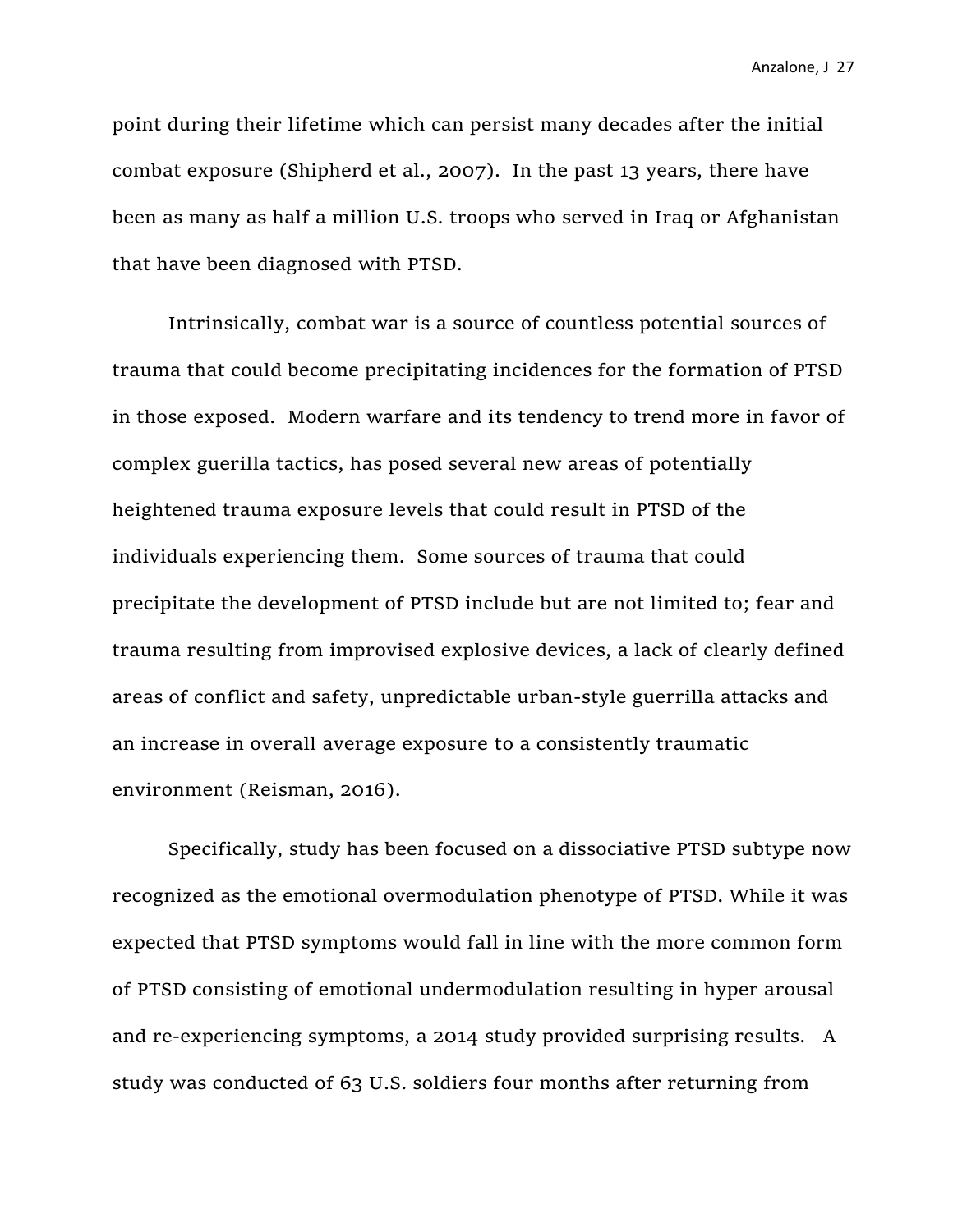point during their lifetime which can persist many decades after the initial combat exposure (Shipherd et al., 2007). In the past 13 years, there have been as many as half a million U.S. troops who served in Iraq or Afghanistan that have been diagnosed with PTSD.

Intrinsically, combat war is a source of countless potential sources of trauma that could become precipitating incidences for the formation of PTSD in those exposed. Modern warfare and its tendency to trend more in favor of complex guerilla tactics, has posed several new areas of potentially heightened trauma exposure levels that could result in PTSD of the individuals experiencing them. Some sources of trauma that could precipitate the development of PTSD include but are not limited to; fear and trauma resulting from improvised explosive devices, a lack of clearly defined areas of conflict and safety, unpredictable urban-style guerrilla attacks and an increase in overall average exposure to a consistently traumatic environment (Reisman, 2016).

Specifically, study has been focused on a dissociative PTSD subtype now recognized as the emotional overmodulation phenotype of PTSD. While it was expected that PTSD symptoms would fall in line with the more common form of PTSD consisting of emotional undermodulation resulting in hyper arousal and re-experiencing symptoms, a 2014 study provided surprising results. A study was conducted of 63 U.S. soldiers four months after returning from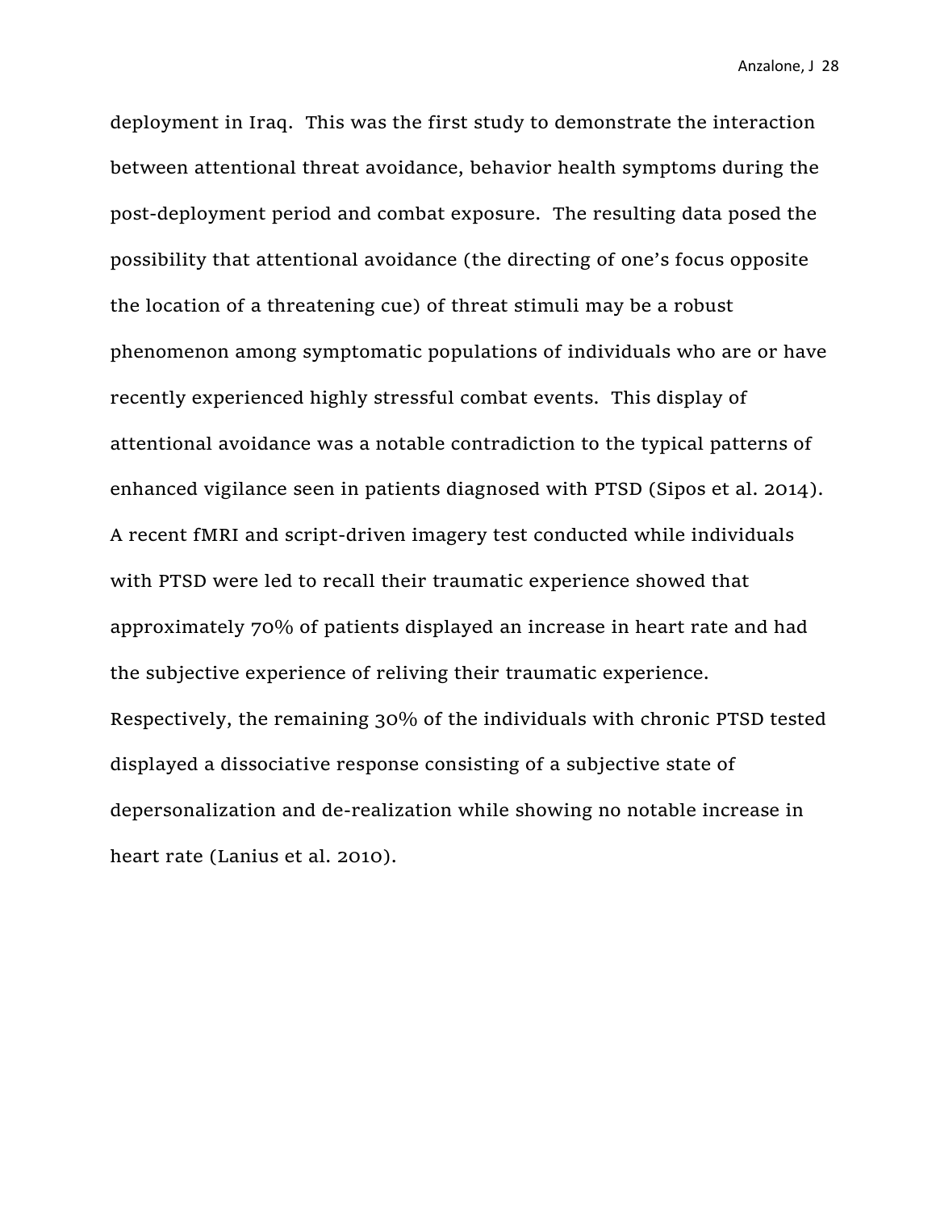deployment in Iraq.  This was the first study to demonstrate the interaction between attentional threat avoidance, behavior health symptoms during the post-deployment period and combat exposure.  The resulting data posed the possibility that attentional avoidance (the directing of one's focus opposite the location of a threatening cue) of threat stimuli may be a robust phenomenon among symptomatic populations of individuals who are or have recently experienced highly stressful combat events.  This display of attentional avoidance was a notable contradiction to the typical patterns of enhanced vigilance seen in patients diagnosed with PTSD (Sipos et al. 2014).  A recent fMRI and script-driven imagery test conducted while individuals with PTSD were led to recall their traumatic experience showed that approximately 70% of patients displayed an increase in heart rate and had the subjective experience of reliving their traumatic experience.  Respectively, the remaining 30% of the individuals with chronic PTSD tested displayed a dissociative response consisting of a subjective state of depersonalization and de-realization while showing no notable increase in heart rate (Lanius et al. 2010).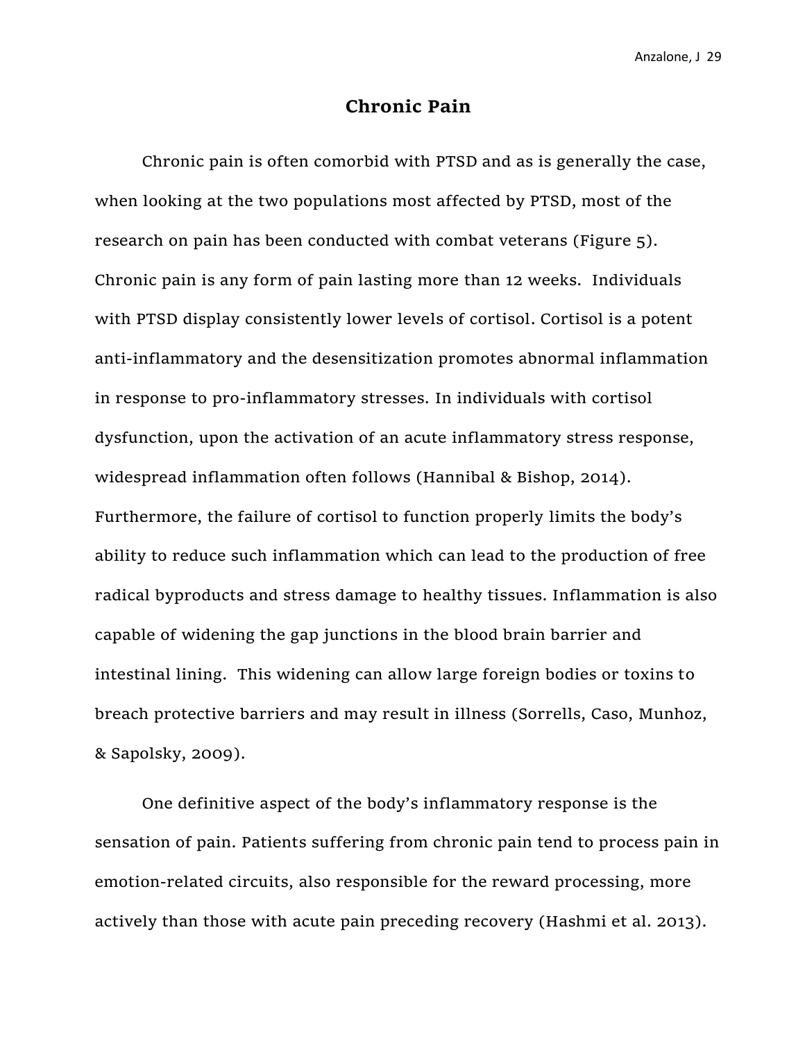## Chronic Pain

Chronic pain is often comorbid with PTSD and as is generally the case, when looking at the two populations most affected by PTSD, most of the research on pain has been conducted with combat veterans (Figure 5). Chronic pain is any form of pain lasting more than 12 weeks. Individuals with PTSD display consistently lower levels of cortisol. Cortisol is a potent anti-inflammatory and the desensitization promotes abnormal inflammation in response to pro-inflammatory stresses. In individuals with cortisol dysfunction, upon the activation of an acute inflammatory stress response, widespread inflammation often follows (Hannibal & Bishop, 2014). Furthermore, the failure of cortisol to function properly limits the body's ability to reduce such inflammation which can lead to the production of free radical byproducts and stress damage to healthy tissues. Inflammation is also capable of widening the gap junctions in the blood brain barrier and intestinal lining. This widening can allow large foreign bodies or toxins to breach protective barriers and may result in illness (Sorrells, Caso, Munhoz, & Sapolsky, 2009).

One definitive aspect of the body's inflammatory response is the sensation of pain. Patients suffering from chronic pain tend to process pain in emotion-related circuits, also responsible for the reward processing, more actively than those with acute pain preceding recovery (Hashmi et al. 2013).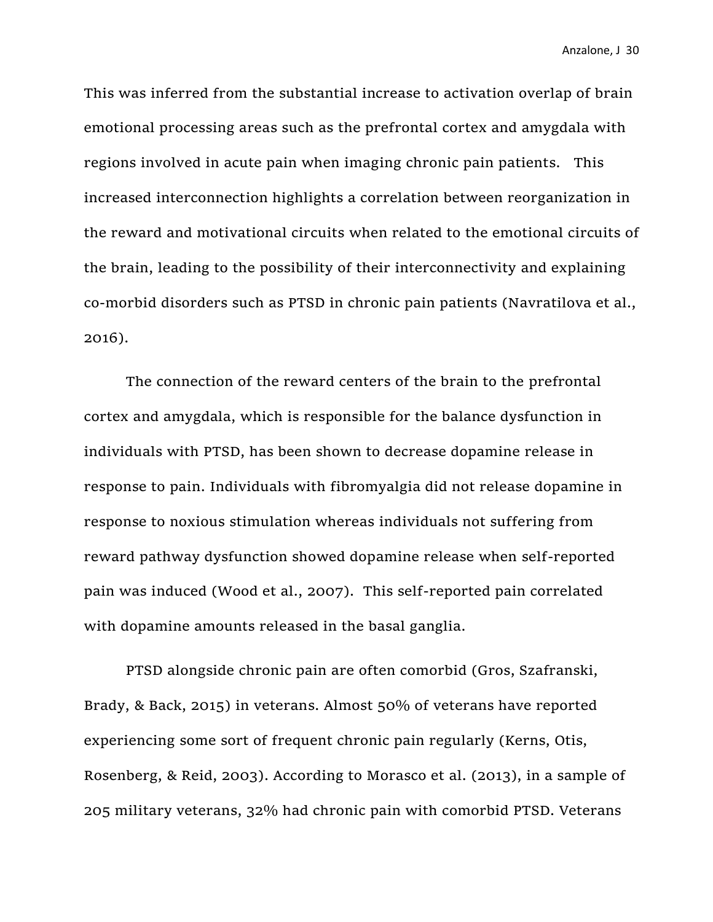This was inferred from the substantial increase to activation overlap of brain emotional processing areas such as the prefrontal cortex and amygdala with regions involved in acute pain when imaging chronic pain patients. This increased interconnection highlights a correlation between reorganization in the reward and motivational circuits when related to the emotional circuits of the brain, leading to the possibility of their interconnectivity and explaining co-morbid disorders such as PTSD in chronic pain patients (Navratilova et al., 2016).

The connection of the reward centers of the brain to the prefrontal cortex and amygdala, which is responsible for the balance dysfunction in individuals with PTSD, has been shown to decrease dopamine release in response to pain. Individuals with fibromyalgia did not release dopamine in response to noxious stimulation whereas individuals not suffering from reward pathway dysfunction showed dopamine release when self-reported pain was induced (Wood et al., 2007). This self-reported pain correlated with dopamine amounts released in the basal ganglia.

PTSD alongside chronic pain are often comorbid (Gros, Szafranski, Brady, & Back, 2015) in veterans. Almost 50% of veterans have reported experiencing some sort of frequent chronic pain regularly (Kerns, Otis, Rosenberg, & Reid, 2003). According to Morasco et al. (2013), in a sample of 205 military veterans, 32% had chronic pain with comorbid PTSD. Veterans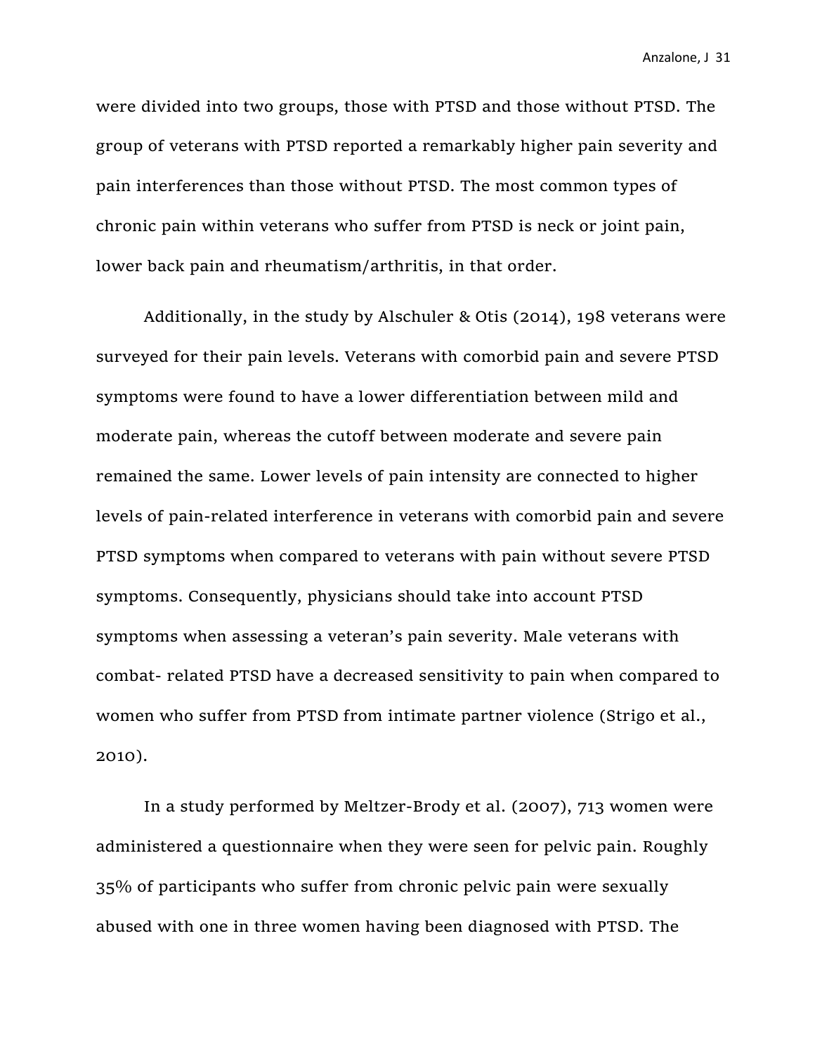were divided into two groups, those with PTSD and those without PTSD. The group of veterans with PTSD reported a remarkably higher pain severity and pain interferences than those without PTSD. The most common types of chronic pain within veterans who suffer from PTSD is neck or joint pain, lower back pain and rheumatism/arthritis, in that order.

Additionally, in the study by Alschuler & Otis (2014), 198 veterans were surveyed for their pain levels. Veterans with comorbid pain and severe PTSD symptoms were found to have a lower differentiation between mild and moderate pain, whereas the cutoff between moderate and severe pain remained the same. Lower levels of pain intensity are connected to higher levels of pain-related interference in veterans with comorbid pain and severe PTSD symptoms when compared to veterans with pain without severe PTSD symptoms. Consequently, physicians should take into account PTSD symptoms when assessing a veteran's pain severity. Male veterans with combat- related PTSD have a decreased sensitivity to pain when compared to women who suffer from PTSD from intimate partner violence (Strigo et al., 2010).

In a study performed by Meltzer-Brody et al. (2007), 713 women were administered a questionnaire when they were seen for pelvic pain. Roughly 35% of participants who suffer from chronic pelvic pain were sexually abused with one in three women having been diagnosed with PTSD. The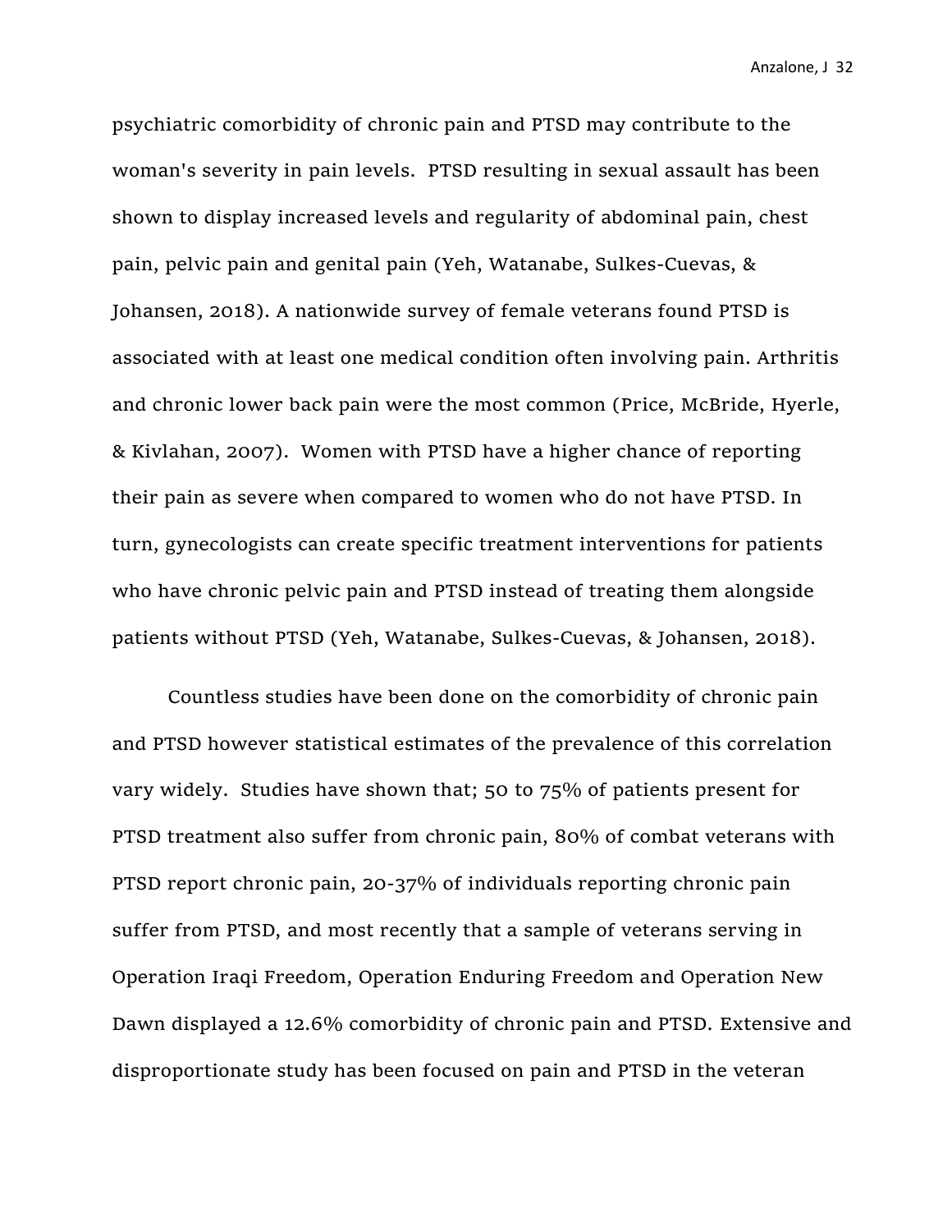psychiatric comorbidity of chronic pain and PTSD may contribute to the woman's severity in pain levels. PTSD resulting in sexual assault has been shown to display increased levels and regularity of abdominal pain, chest pain, pelvic pain and genital pain (Yeh, Watanabe, Sulkes-Cuevas, & Johansen, 2018). A nationwide survey of female veterans found PTSD is associated with at least one medical condition often involving pain. Arthritis and chronic lower back pain were the most common (Price, McBride, Hyerle, & Kivlahan, 2007). Women with PTSD have a higher chance of reporting their pain as severe when compared to women who do not have PTSD. In turn, gynecologists can create specific treatment interventions for patients who have chronic pelvic pain and PTSD instead of treating them alongside patients without PTSD (Yeh, Watanabe, Sulkes-Cuevas, & Johansen, 2018).

Countless studies have been done on the comorbidity of chronic pain and PTSD however statistical estimates of the prevalence of this correlation vary widely. Studies have shown that; 50 to 75% of patients present for PTSD treatment also suffer from chronic pain, 80% of combat veterans with PTSD report chronic pain, 20-37% of individuals reporting chronic pain suffer from PTSD, and most recently that a sample of veterans serving in Operation Iraqi Freedom, Operation Enduring Freedom and Operation New Dawn displayed a 12.6% comorbidity of chronic pain and PTSD. Extensive and disproportionate study has been focused on pain and PTSD in the veteran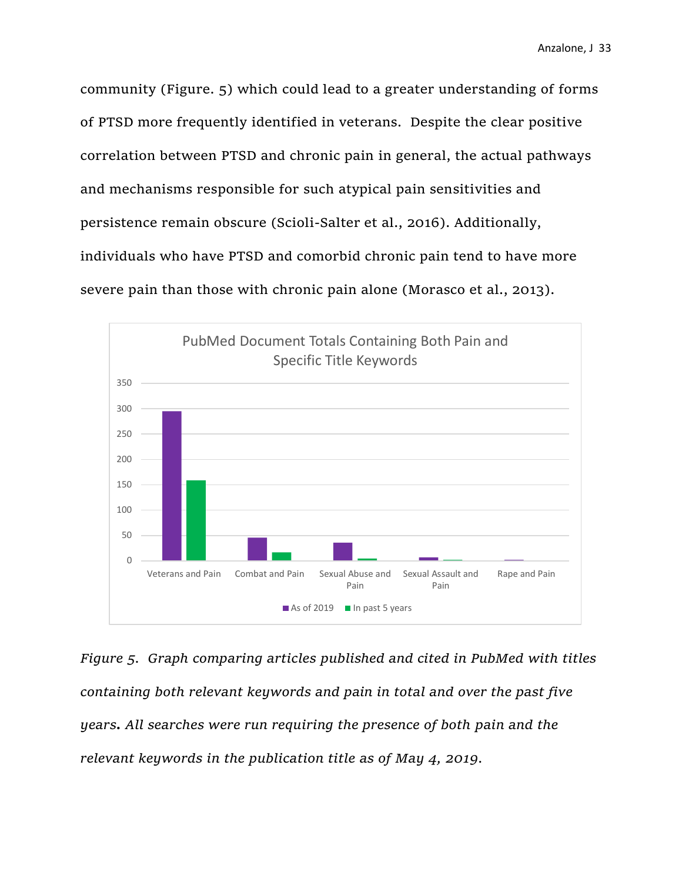community (Figure. 5) which could lead to a greater understanding of forms of PTSD more frequently identified in veterans. Despite the clear positive correlation between PTSD and chronic pain in general, the actual pathways and mechanisms responsible for such atypical pain sensitivities and persistence remain obscure (Scioli-Salter et al., 2016). Additionally, individuals who have PTSD and comorbid chronic pain tend to have more severe pain than those with chronic pain alone (Morasco et al., 2013).

*Figure 5. Graph comparing articles published and cited in PubMed with titles containing both relevant keywords and pain in total and over the past five years.* ***.*** *All searches were run requiring the presence of both pain and the relevant keywords in the publication title as of May 4, 2019.*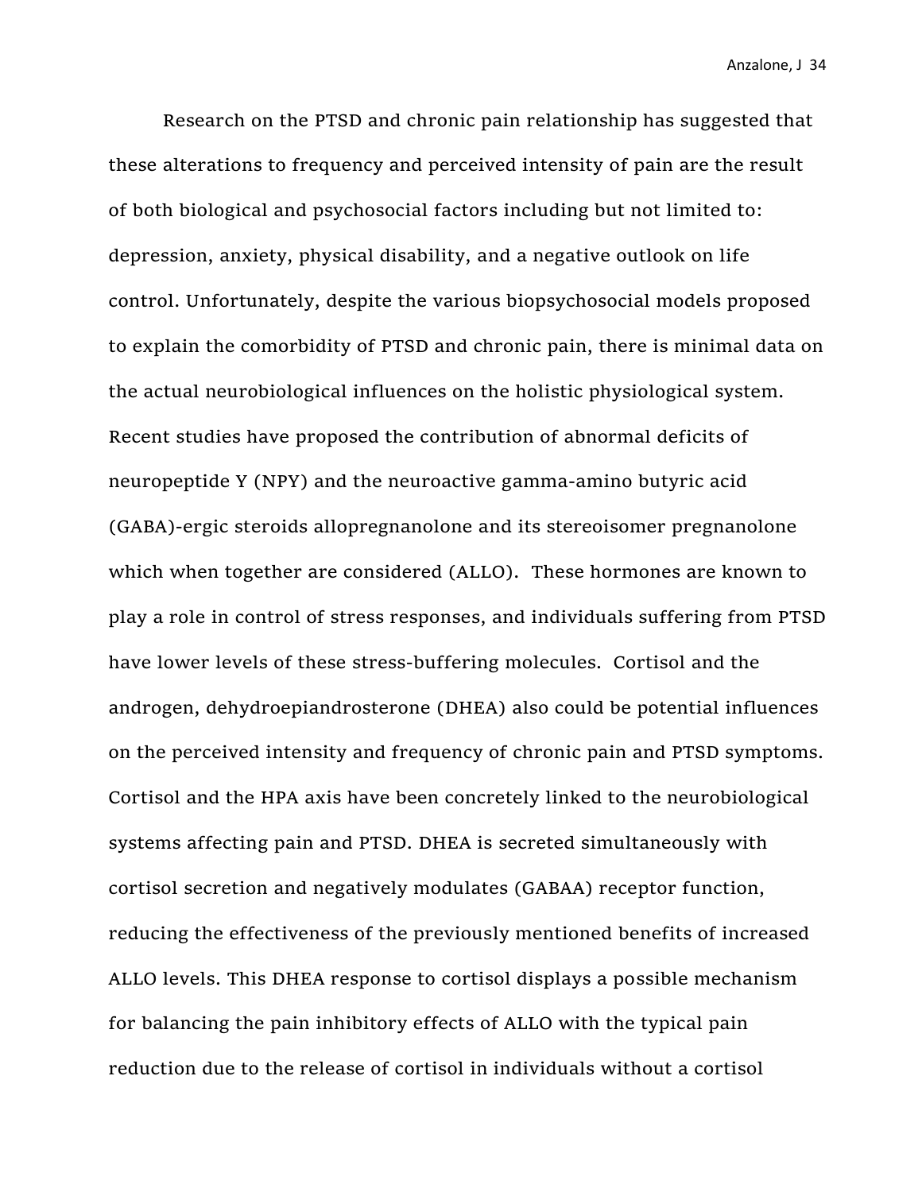Research on the PTSD and chronic pain relationship has suggested that these alterations to frequency and perceived intensity of pain are the result of both biological and psychosocial factors including but not limited to: depression, anxiety, physical disability, and a negative outlook on life control. Unfortunately, despite the various biopsychosocial models proposed to explain the comorbidity of PTSD and chronic pain, there is minimal data on the actual neurobiological influences on the holistic physiological system. Recent studies have proposed the contribution of abnormal deficits of neuropeptide Y (NPY) and the neuroactive gamma-amino butyric acid (GABA)-ergic steroids allopregnanolone and its stereoisomer pregnanolone which when together are considered (ALLO). These hormones are known to play a role in control of stress responses, and individuals suffering from PTSD have lower levels of these stress-buffering molecules. Cortisol and the androgen, dehydroepiandrosterone (DHEA) also could be potential influences on the perceived intensity and frequency of chronic pain and PTSD symptoms. Cortisol and the HPA axis have been concretely linked to the neurobiological systems affecting pain and PTSD. DHEA is secreted simultaneously with cortisol secretion and negatively modulates (GABAA) receptor function, reducing the effectiveness of the previously mentioned benefits of increased ALLO levels. This DHEA response to cortisol displays a possible mechanism for balancing the pain inhibitory effects of ALLO with the typical pain reduction due to the release of cortisol in individuals without a cortisol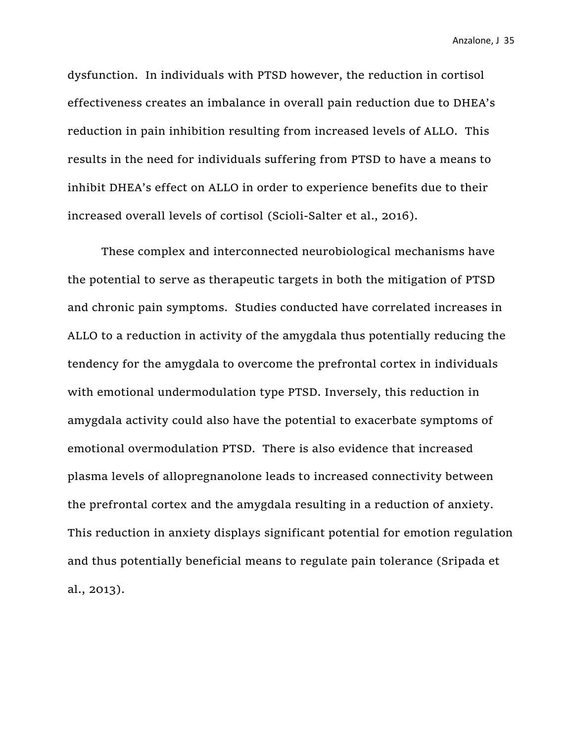dysfunction. In individuals with PTSD however, the reduction in cortisol effectiveness creates an imbalance in overall pain reduction due to DHEA's reduction in pain inhibition resulting from increased levels of ALLO. This results in the need for individuals suffering from PTSD to have a means to inhibit DHEA's effect on ALLO in order to experience benefits due to their increased overall levels of cortisol (Scioli-Salter et al., 2016).

These complex and interconnected neurobiological mechanisms have the potential to serve as therapeutic targets in both the mitigation of PTSD and chronic pain symptoms. Studies conducted have correlated increases in ALLO to a reduction in activity of the amygdala thus potentially reducing the tendency for the amygdala to overcome the prefrontal cortex in individuals with emotional undermodulation type PTSD. Inversely, this reduction in amygdala activity could also have the potential to exacerbate symptoms of emotional overmodulation PTSD. There is also evidence that increased plasma levels of allopregnanolone leads to increased connectivity between the prefrontal cortex and the amygdala resulting in a reduction of anxiety. This reduction in anxiety displays significant potential for emotion regulation and thus potentially beneficial means to regulate pain tolerance (Sripada et al., 2013).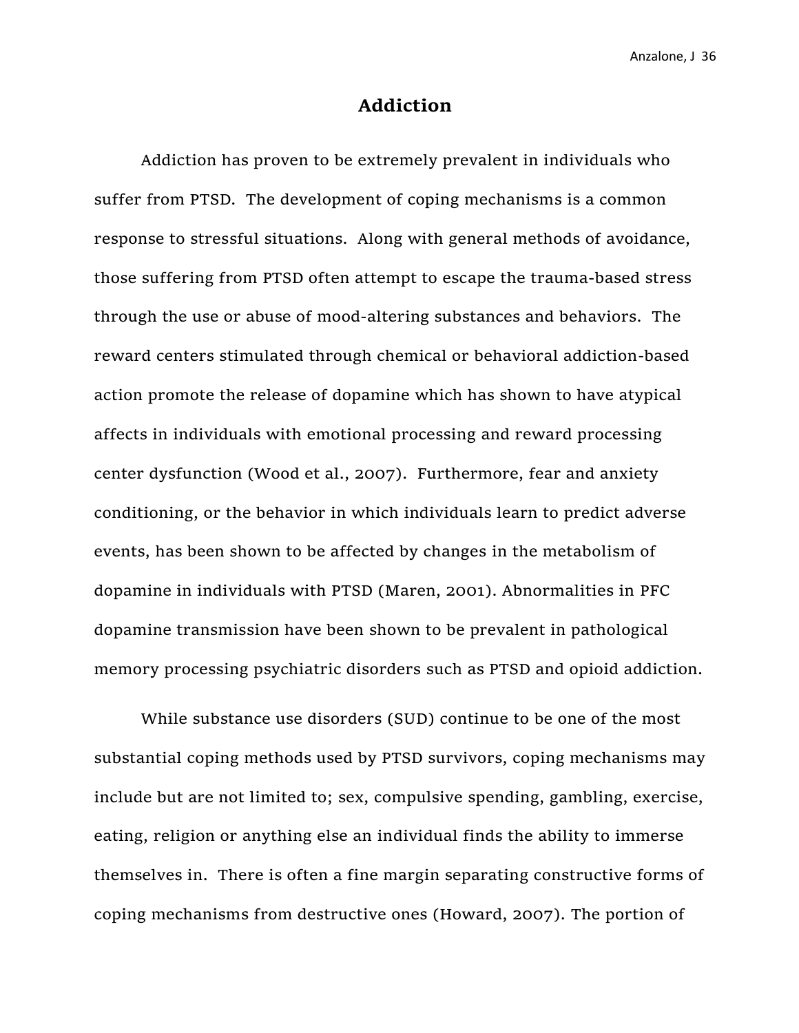# Addiction

Addiction has proven to be extremely prevalent in individuals who suffer from PTSD.  The development of coping mechanisms is a common response to stressful situations.  Along with general methods of avoidance, those suffering from PTSD often attempt to escape the trauma-based stress through the use or abuse of mood-altering substances and behaviors.  The reward centers stimulated through chemical or behavioral addiction-based action promote the release of dopamine which has shown to have atypical affects in individuals with emotional processing and reward processing center dysfunction (Wood et al., 2007).  Furthermore, fear and anxiety conditioning, or the behavior in which individuals learn to predict adverse events, has been shown to be affected by changes in the metabolism of dopamine in individuals with PTSD (Maren, 2001). Abnormalities in PFC dopamine transmission have been shown to be prevalent in pathological memory processing psychiatric disorders such as PTSD and opioid addiction.

While substance use disorders (SUD) continue to be one of the most substantial coping methods used by PTSD survivors, coping mechanisms may include but are not limited to; sex, compulsive spending, gambling, exercise, eating, religion or anything else an individual finds the ability to immerse themselves in.  There is often a fine margin separating constructive forms of coping mechanisms from destructive ones (Howard, 2007). The portion of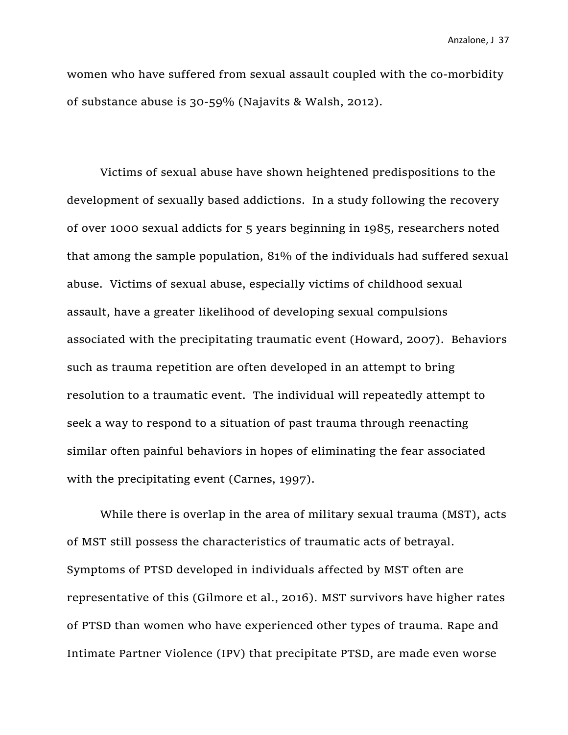women who have suffered from sexual assault coupled with the co-morbidity of substance abuse is 30-59% (Najavits & Walsh, 2012).

Victims of sexual abuse have shown heightened predispositions to the development of sexually based addictions. In a study following the recovery of over 1000 sexual addicts for 5 years beginning in 1985, researchers noted that among the sample population, 81% of the individuals had suffered sexual abuse. Victims of sexual abuse, especially victims of childhood sexual assault, have a greater likelihood of developing sexual compulsions associated with the precipitating traumatic event (Howard, 2007). Behaviors such as trauma repetition are often developed in an attempt to bring resolution to a traumatic event. The individual will repeatedly attempt to seek a way to respond to a situation of past trauma through reenacting similar often painful behaviors in hopes of eliminating the fear associated with the precipitating event (Carnes, 1997).

While there is overlap in the area of military sexual trauma (MST), acts of MST still possess the characteristics of traumatic acts of betrayal. Symptoms of PTSD developed in individuals affected by MST often are representative of this (Gilmore et al., 2016). MST survivors have higher rates of PTSD than women who have experienced other types of trauma. Rape and Intimate Partner Violence (IPV) that precipitate PTSD, are made even worse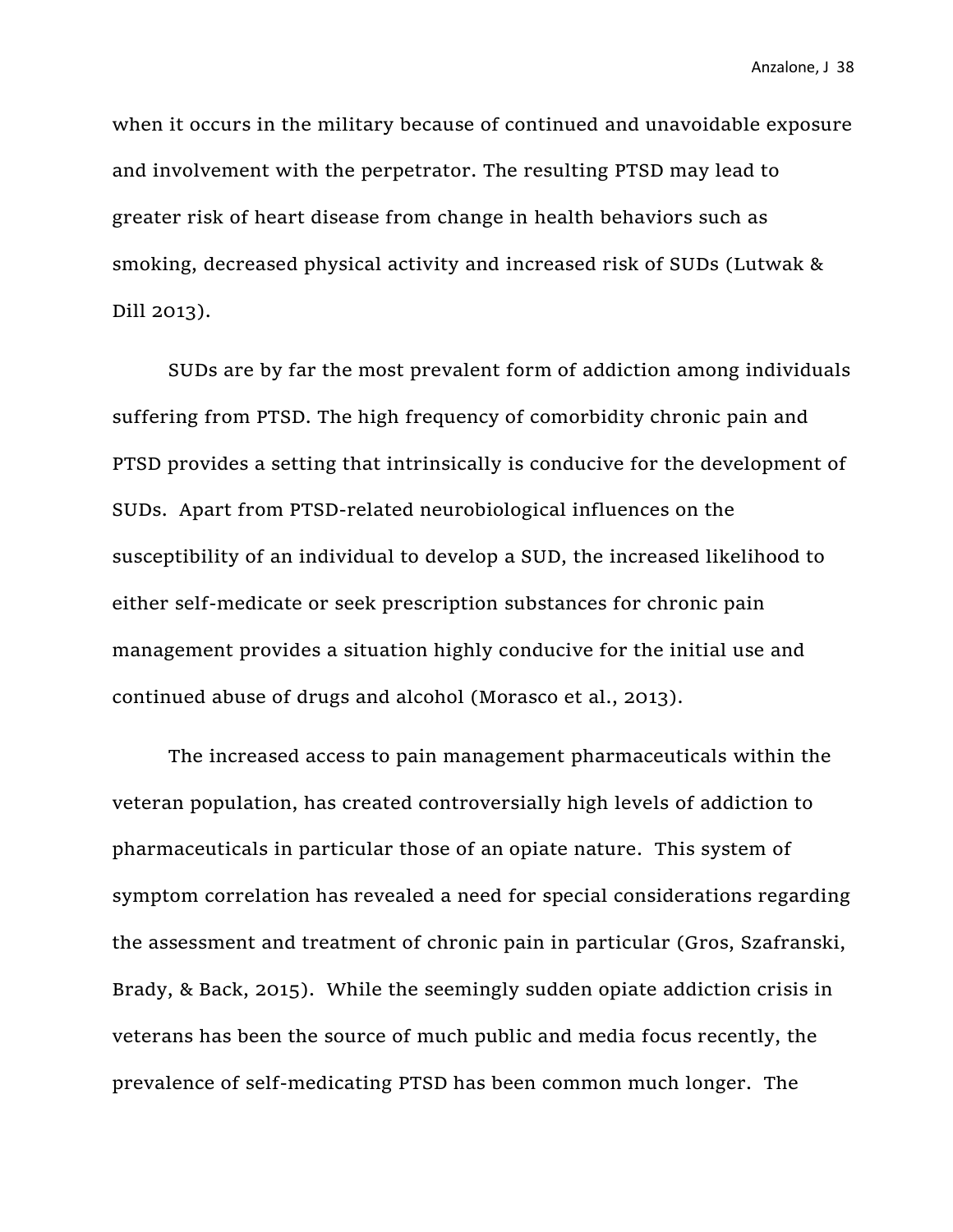when it occurs in the military because of continued and unavoidable exposure and involvement with the perpetrator. The resulting PTSD may lead to greater risk of heart disease from change in health behaviors such as smoking, decreased physical activity and increased risk of SUDs (Lutwak & Dill 2013).

SUDs are by far the most prevalent form of addiction among individuals suffering from PTSD. The high frequency of comorbidity chronic pain and PTSD provides a setting that intrinsically is conducive for the development of SUDs. Apart from PTSD-related neurobiological influences on the susceptibility of an individual to develop a SUD, the increased likelihood to either self-medicate or seek prescription substances for chronic pain management provides a situation highly conducive for the initial use and continued abuse of drugs and alcohol (Morasco et al., 2013).

The increased access to pain management pharmaceuticals within the veteran population, has created controversially high levels of addiction to pharmaceuticals in particular those of an opiate nature. This system of symptom correlation has revealed a need for special considerations regarding the assessment and treatment of chronic pain in particular (Gros, Szafranski, Brady, & Back, 2015). While the seemingly sudden opiate addiction crisis in veterans has been the source of much public and media focus recently, the prevalence of self-medicating PTSD has been common much longer. The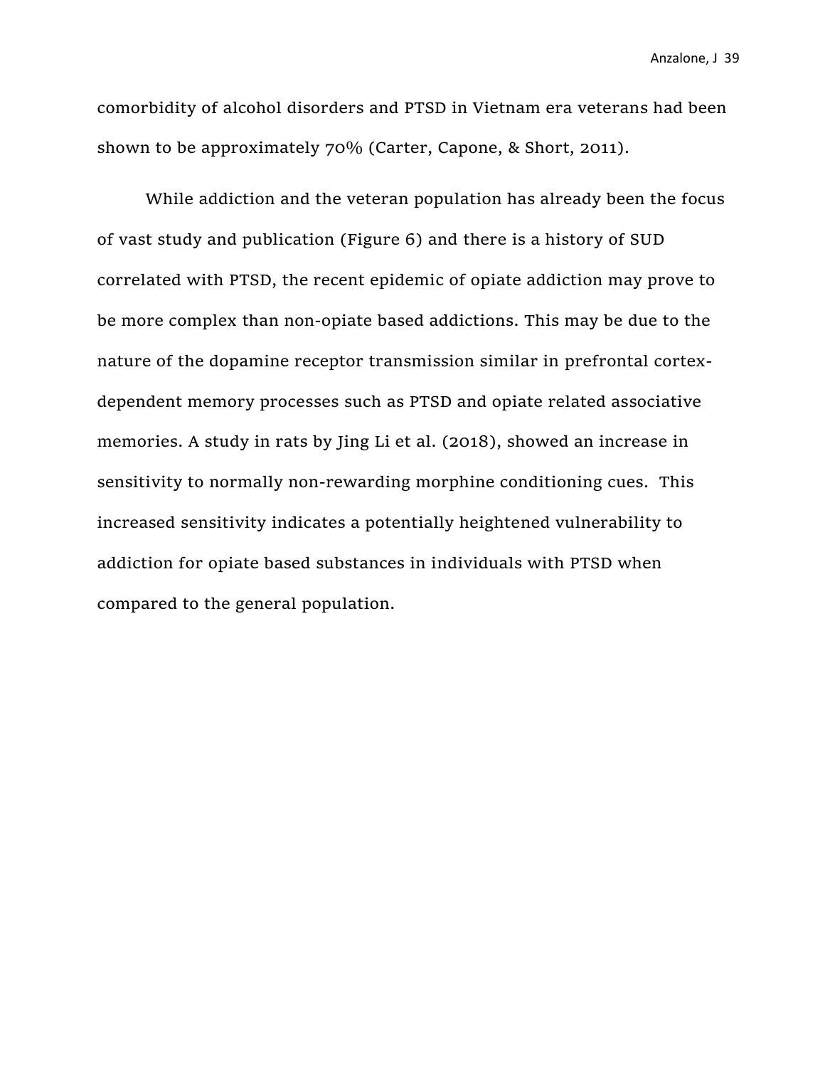comorbidity of alcohol disorders and PTSD in Vietnam era veterans had been shown to be approximately 70% (Carter, Capone, & Short, 2011).

While addiction and the veteran population has already been the focus of vast study and publication (Figure 6) and there is a history of SUD correlated with PTSD, the recent epidemic of opiate addiction may prove to be more complex than non-opiate based addictions. This may be due to the nature of the dopamine receptor transmission similar in prefrontal cortex-dependent memory processes such as PTSD and opiate related associative memories. A study in rats by Jing Li et al. (2018), showed an increase in sensitivity to normally non-rewarding morphine conditioning cues. This increased sensitivity indicates a potentially heightened vulnerability to addiction for opiate based substances in individuals with PTSD when compared to the general population.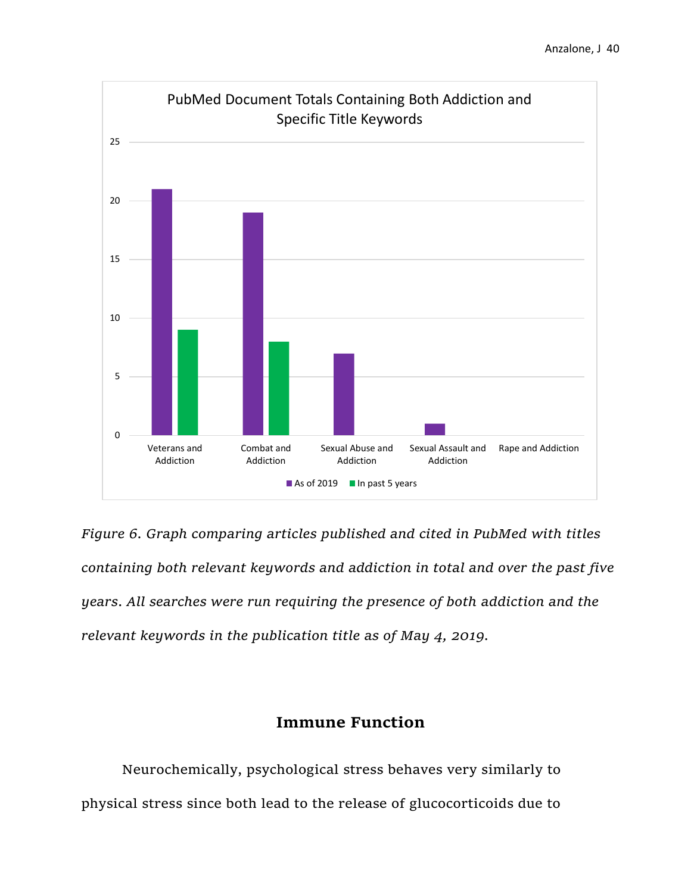*Figure 6. Graph comparing articles published and cited in PubMed with titles containing both relevant keywords and addiction in total and over the past five years. All searches were run requiring the presence of both addiction and the relevant keywords in the publication title as of May 4, 2019.*

## Immune Function

Neurochemically, psychological stress behaves very similarly to physical stress since both lead to the release of glucocorticoids due to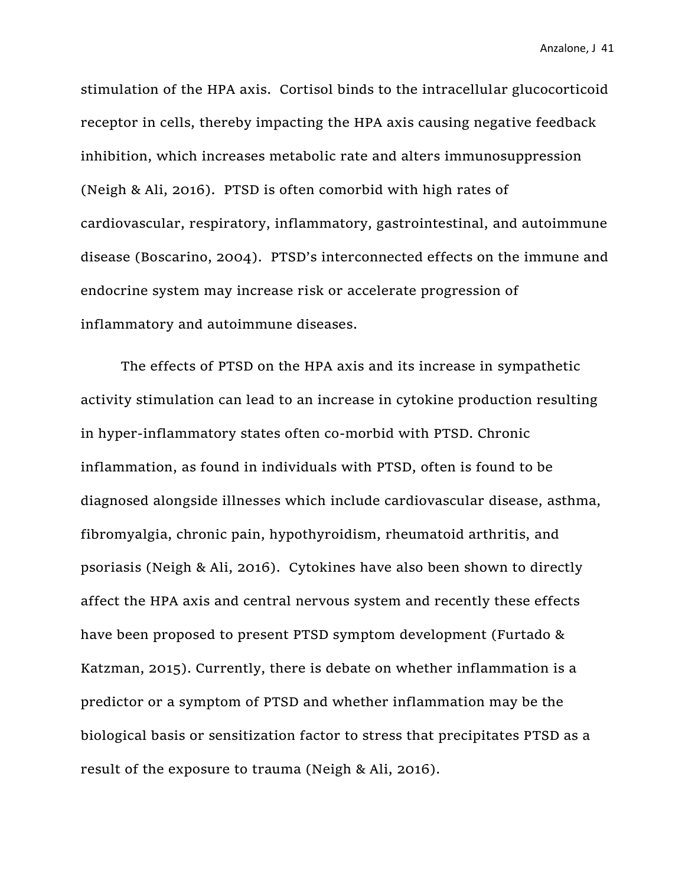stimulation of the HPA axis. Cortisol binds to the intracellular glucocorticoid receptor in cells, thereby impacting the HPA axis causing negative feedback inhibition, which increases metabolic rate and alters immunosuppression (Neigh & Ali, 2016). PTSD is often comorbid with high rates of cardiovascular, respiratory, inflammatory, gastrointestinal, and autoimmune disease (Boscarino, 2004). PTSD's interconnected effects on the immune and endocrine system may increase risk or accelerate progression of inflammatory and autoimmune diseases.

The effects of PTSD on the HPA axis and its increase in sympathetic activity stimulation can lead to an increase in cytokine production resulting in hyper-inflammatory states often co-morbid with PTSD. Chronic inflammation, as found in individuals with PTSD, often is found to be diagnosed alongside illnesses which include cardiovascular disease, asthma, fibromyalgia, chronic pain, hypothyroidism, rheumatoid arthritis, and psoriasis (Neigh & Ali, 2016). Cytokines have also been shown to directly affect the HPA axis and central nervous system and recently these effects have been proposed to present PTSD symptom development (Furtado & Katzman, 2015). Currently, there is debate on whether inflammation is a predictor or a symptom of PTSD and whether inflammation may be the biological basis or sensitization factor to stress that precipitates PTSD as a result of the exposure to trauma (Neigh & Ali, 2016).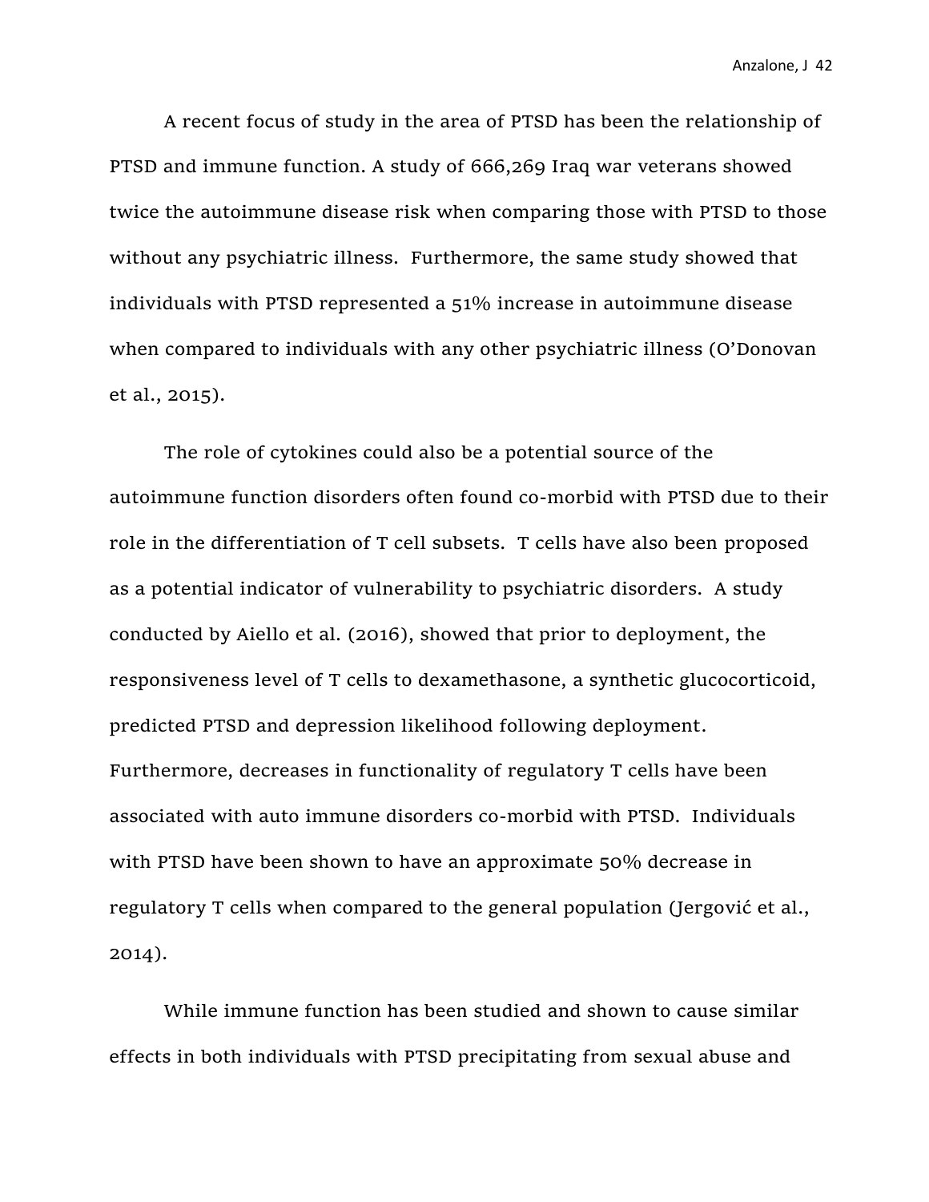A recent focus of study in the area of PTSD has been the relationship of PTSD and immune function. A study of 666,269 Iraq war veterans showed twice the autoimmune disease risk when comparing those with PTSD to those without any psychiatric illness. Furthermore, the same study showed that individuals with PTSD represented a 51% increase in autoimmune disease when compared to individuals with any other psychiatric illness (O'Donovan et al., 2015).

The role of cytokines could also be a potential source of the autoimmune function disorders often found co-morbid with PTSD due to their role in the differentiation of T cell subsets. T cells have also been proposed as a potential indicator of vulnerability to psychiatric disorders. A study conducted by Aiello et al. (2016), showed that prior to deployment, the responsiveness level of T cells to dexamethasone, a synthetic glucocorticoid, predicted PTSD and depression likelihood following deployment. Furthermore, decreases in functionality of regulatory T cells have been associated with auto immune disorders co-morbid with PTSD. Individuals with PTSD have been shown to have an approximate 50% decrease in regulatory T cells when compared to the general population (Jergović et al., 2014).

While immune function has been studied and shown to cause similar effects in both individuals with PTSD precipitating from sexual abuse and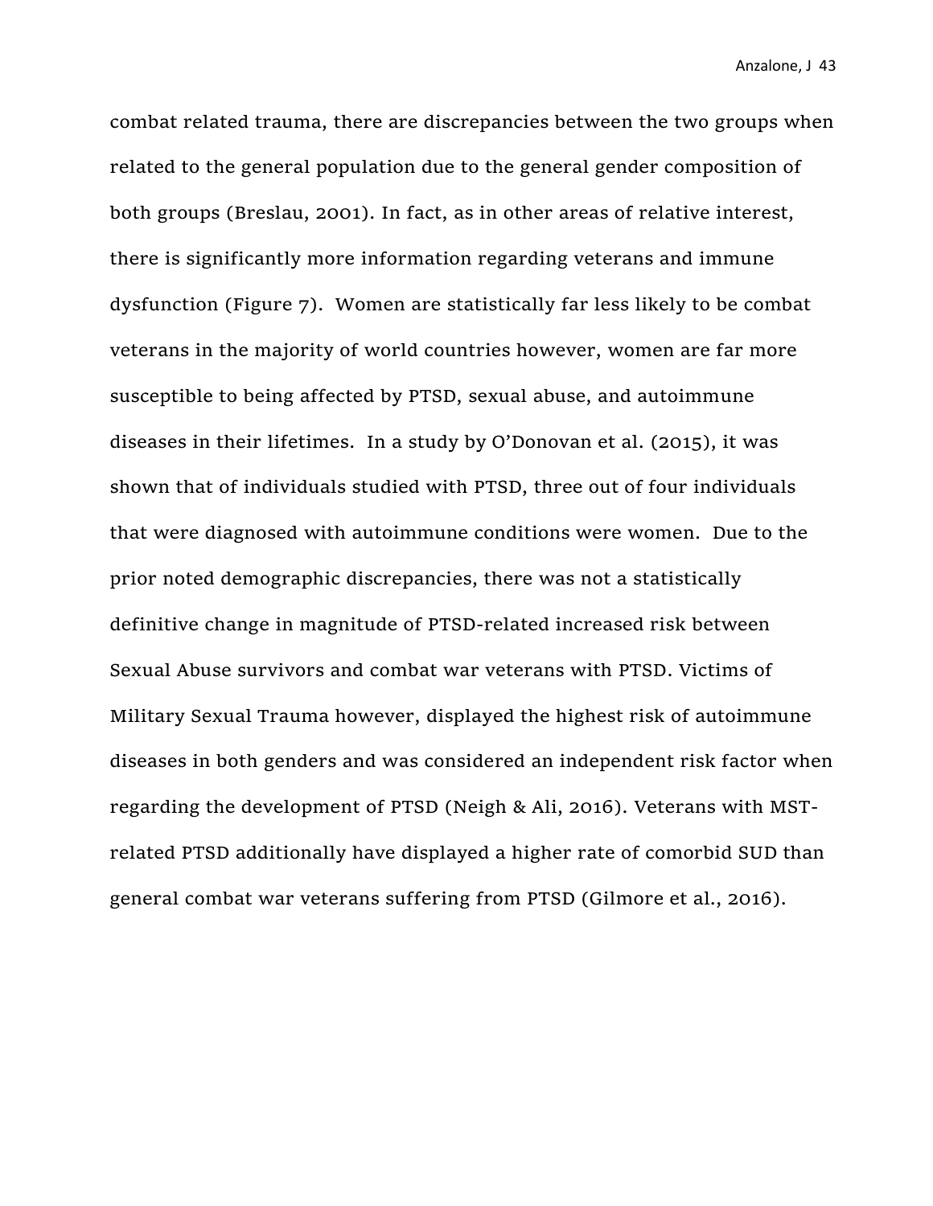combat related trauma, there are discrepancies between the two groups when related to the general population due to the general gender composition of both groups (Breslau, 2001). In fact, as in other areas of relative interest, there is significantly more information regarding veterans and immune dysfunction (Figure 7). Women are statistically far less likely to be combat veterans in the majority of world countries however, women are far more susceptible to being affected by PTSD, sexual abuse, and autoimmune diseases in their lifetimes. In a study by O'Donovan et al. (2015), it was shown that of individuals studied with PTSD, three out of four individuals that were diagnosed with autoimmune conditions were women. Due to the prior noted demographic discrepancies, there was not a statistically definitive change in magnitude of PTSD-related increased risk between Sexual Abuse survivors and combat war veterans with PTSD. Victims of Military Sexual Trauma however, displayed the highest risk of autoimmune diseases in both genders and was considered an independent risk factor when regarding the development of PTSD (Neigh & Ali, 2016). Veterans with MST-related PTSD additionally have displayed a higher rate of comorbid SUD than general combat war veterans suffering from PTSD (Gilmore et al., 2016).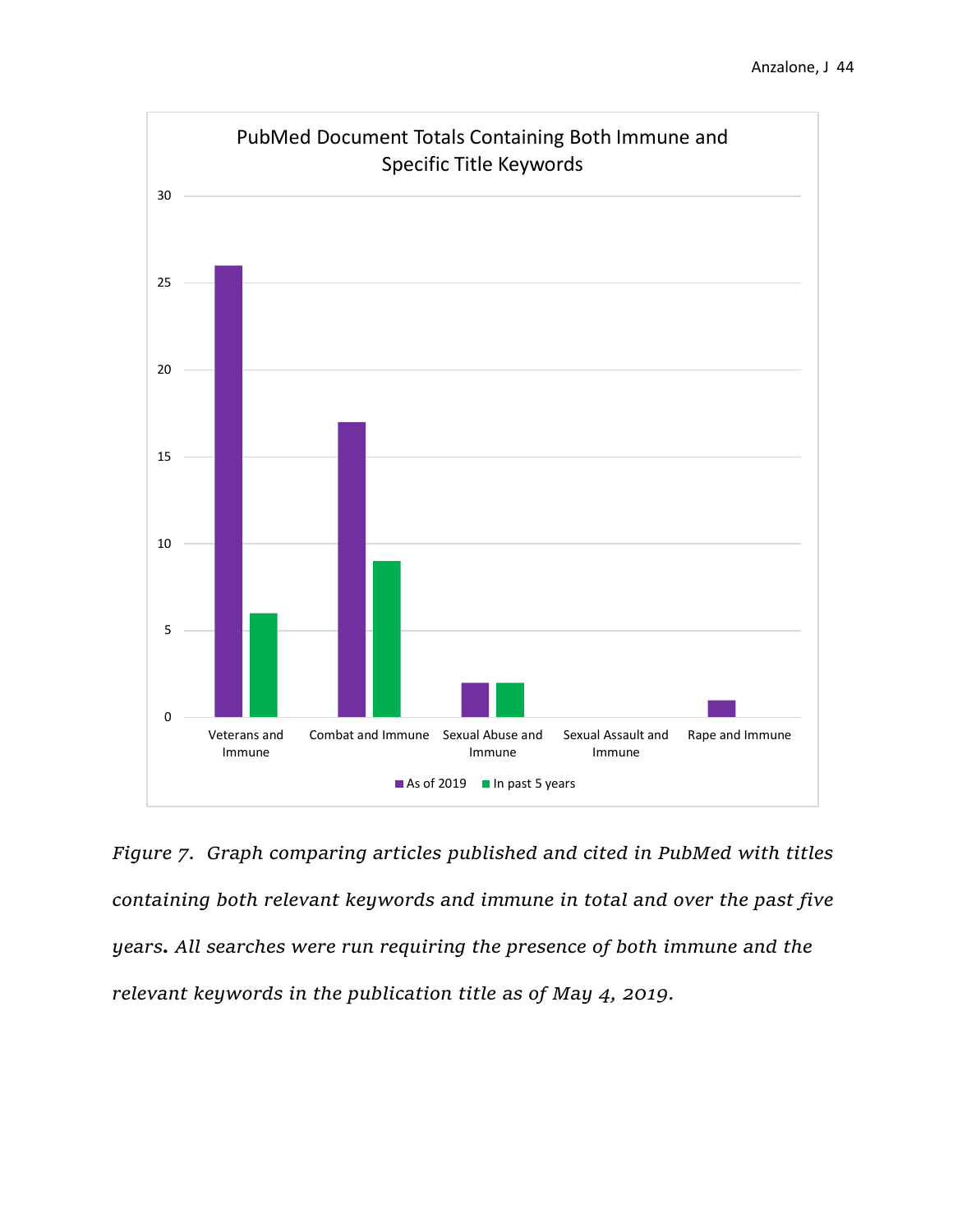PubMed Document Totals Containing Both Immune and Specific Title Keywords

*Figure 7. Graph comparing articles published and cited in PubMed with titles containing both relevant keywords and immune in total and over the past five years. All searches were run requiring the presence of both immune and the relevant keywords in the publication title as of May 4, 2019.*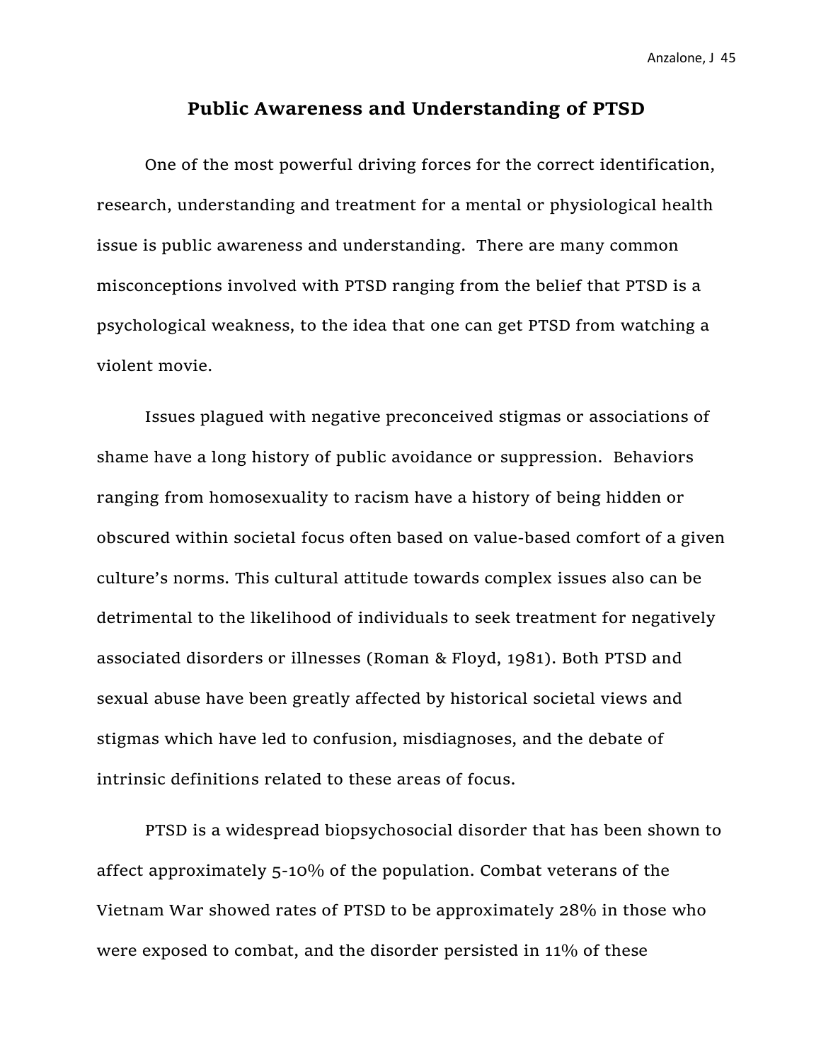## Public Awareness and Understanding of PTSD

One of the most powerful driving forces for the correct identification, research, understanding and treatment for a mental or physiological health issue is public awareness and understanding. There are many common misconceptions involved with PTSD ranging from the belief that PTSD is a psychological weakness, to the idea that one can get PTSD from watching a violent movie.

Issues plagued with negative preconceived stigmas or associations of shame have a long history of public avoidance or suppression. Behaviors ranging from homosexuality to racism have a history of being hidden or obscured within societal focus often based on value-based comfort of a given culture's norms. This cultural attitude towards complex issues also can be detrimental to the likelihood of individuals to seek treatment for negatively associated disorders or illnesses (Roman & Floyd, 1981). Both PTSD and sexual abuse have been greatly affected by historical societal views and stigmas which have led to confusion, misdiagnoses, and the debate of intrinsic definitions related to these areas of focus.

PTSD is a widespread biopsychosocial disorder that has been shown to affect approximately 5-10% of the population. Combat veterans of the Vietnam War showed rates of PTSD to be approximately 28% in those who were exposed to combat, and the disorder persisted in 11% of these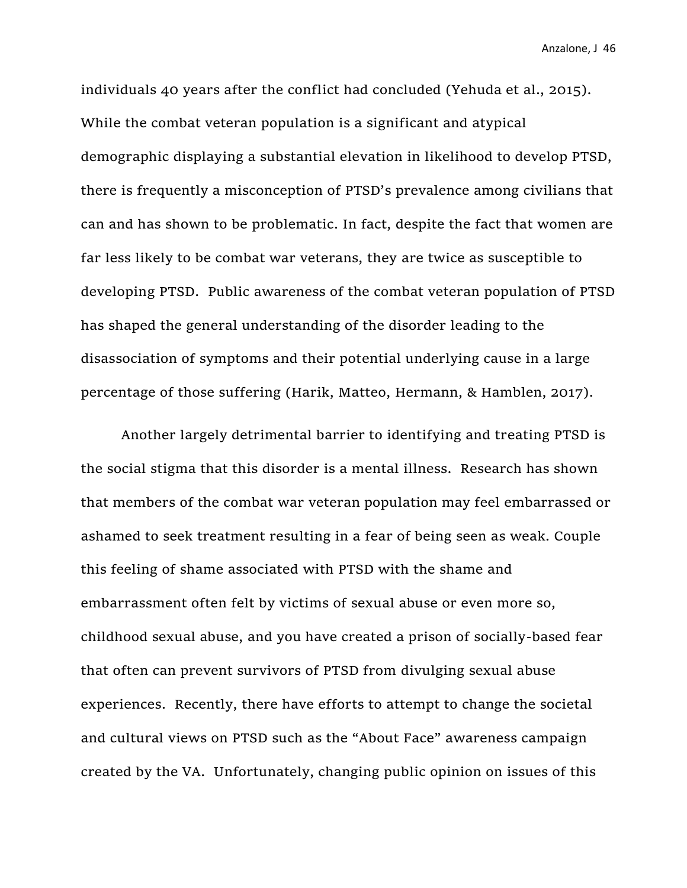individuals 40 years after the conflict had concluded (Yehuda et al., 2015). While the combat veteran population is a significant and atypical demographic displaying a substantial elevation in likelihood to develop PTSD, there is frequently a misconception of PTSD's prevalence among civilians that can and has shown to be problematic. In fact, despite the fact that women are far less likely to be combat war veterans, they are twice as susceptible to developing PTSD.  Public awareness of the combat veteran population of PTSD has shaped the general understanding of the disorder leading to the disassociation of symptoms and their potential underlying cause in a large percentage of those suffering (Harik, Matteo, Hermann, & Hamblen, 2017).

Another largely detrimental barrier to identifying and treating PTSD is the social stigma that this disorder is a mental illness.  Research has shown that members of the combat war veteran population may feel embarrassed or ashamed to seek treatment resulting in a fear of being seen as weak. Couple this feeling of shame associated with PTSD with the shame and embarrassment often felt by victims of sexual abuse or even more so, childhood sexual abuse, and you have created a prison of socially-based fear that often can prevent survivors of PTSD from divulging sexual abuse experiences.  Recently, there have efforts to attempt to change the societal and cultural views on PTSD such as the "About Face" awareness campaign created by the VA.  Unfortunately, changing public opinion on issues of this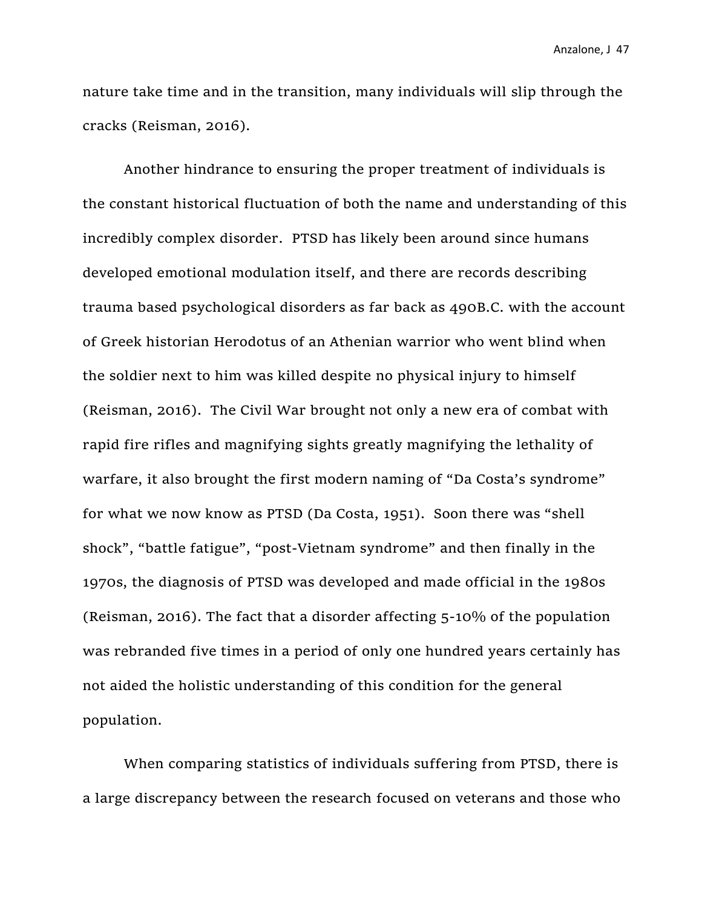nature take time and in the transition, many individuals will slip through the cracks (Reisman, 2016).

Another hindrance to ensuring the proper treatment of individuals is the constant historical fluctuation of both the name and understanding of this incredibly complex disorder. PTSD has likely been around since humans developed emotional modulation itself, and there are records describing trauma based psychological disorders as far back as 490B.C. with the account of Greek historian Herodotus of an Athenian warrior who went blind when the soldier next to him was killed despite no physical injury to himself (Reisman, 2016). The Civil War brought not only a new era of combat with rapid fire rifles and magnifying sights greatly magnifying the lethality of warfare, it also brought the first modern naming of “Da Costa’s syndrome” for what we now know as PTSD (Da Costa, 1951). Soon there was “shell shock”, “battle fatigue”, “post-Vietnam syndrome” and then finally in the 1970s, the diagnosis of PTSD was developed and made official in the 1980s (Reisman, 2016). The fact that a disorder affecting 5-10% of the population was rebranded five times in a period of only one hundred years certainly has not aided the holistic understanding of this condition for the general population.

When comparing statistics of individuals suffering from PTSD, there is a large discrepancy between the research focused on veterans and those who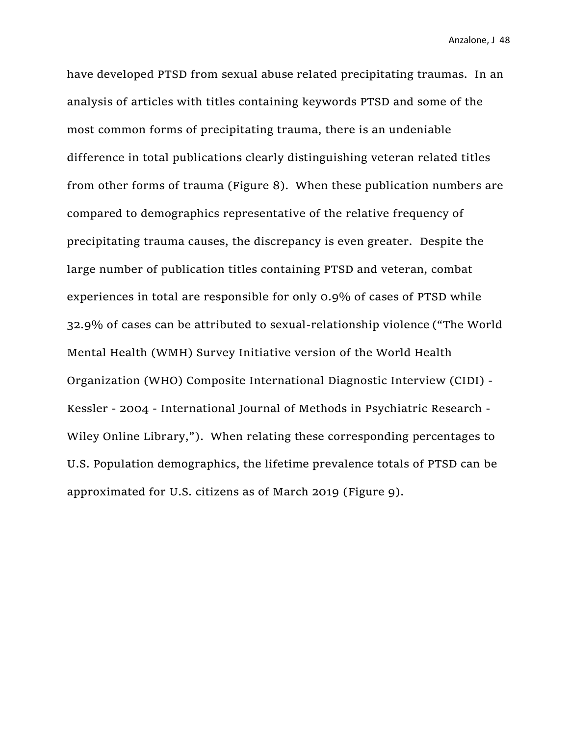have developed PTSD from sexual abuse related precipitating traumas.  In an analysis of articles with titles containing keywords PTSD and some of the most common forms of precipitating trauma, there is an undeniable difference in total publications clearly distinguishing veteran related titles from other forms of trauma (Figure 8).  When these publication numbers are compared to demographics representative of the relative frequency of precipitating trauma causes, the discrepancy is even greater.  Despite the large number of publication titles containing PTSD and veteran, combat experiences in total are responsible for only 0.9% of cases of PTSD while 32.9% of cases can be attributed to sexual-relationship violence ("The World Mental Health (WMH) Survey Initiative version of the World Health Organization (WHO) Composite International Diagnostic Interview (CIDI) - Kessler - 2004 - International Journal of Methods in Psychiatric Research - Wiley Online Library,").  When relating these corresponding percentages to U.S. Population demographics, the lifetime prevalence totals of PTSD can be approximated for U.S. citizens as of March 2019 (Figure 9).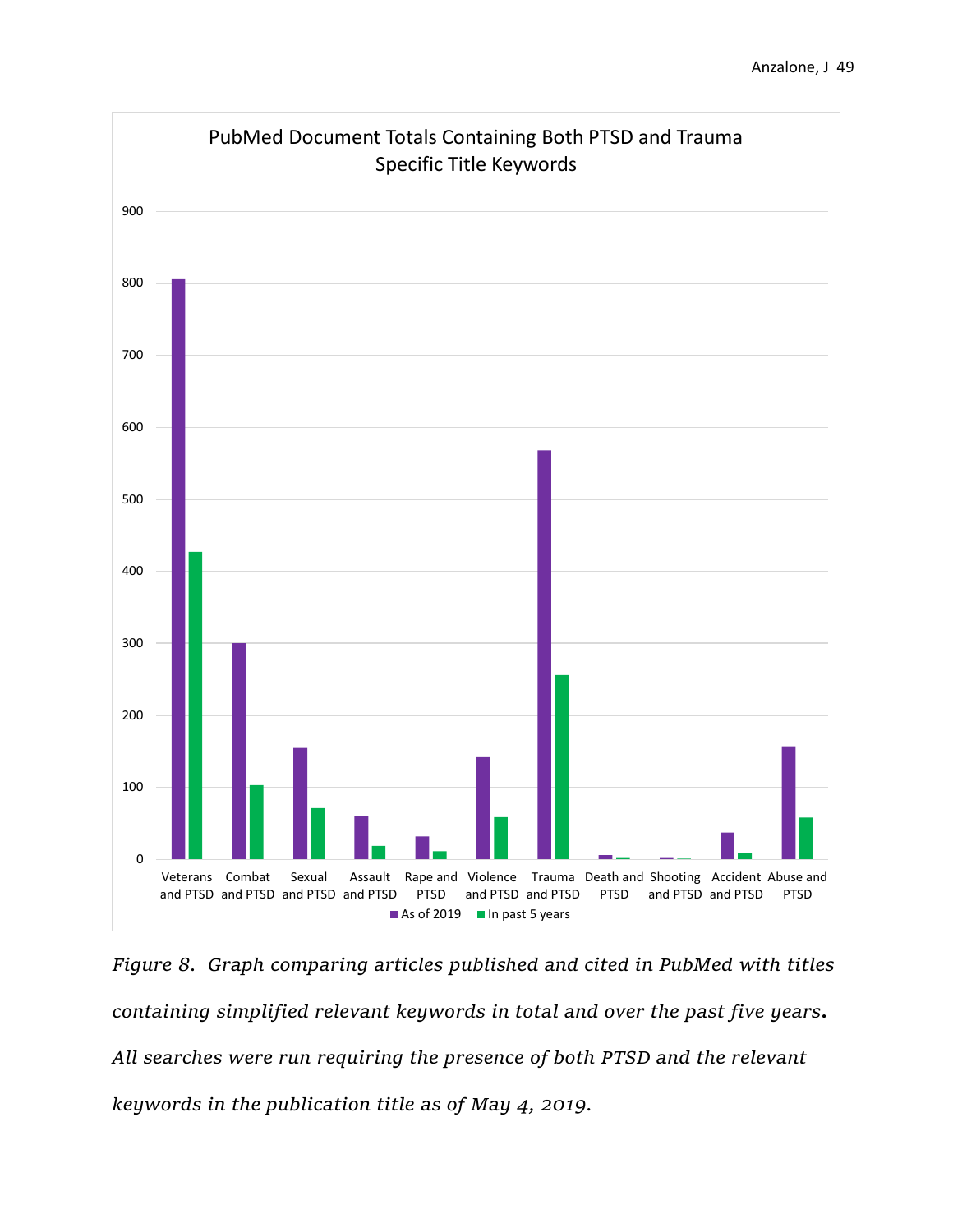PubMed Document Totals Containing Both PTSD and Trauma Specific Title Keywords

*Figure 8. Graph comparing articles published and cited in PubMed with titles containing simplified relevant keywords in total and over the past five years. All searches were run requiring the presence of both PTSD and the relevant keywords in the publication title as of May 4, 2019.*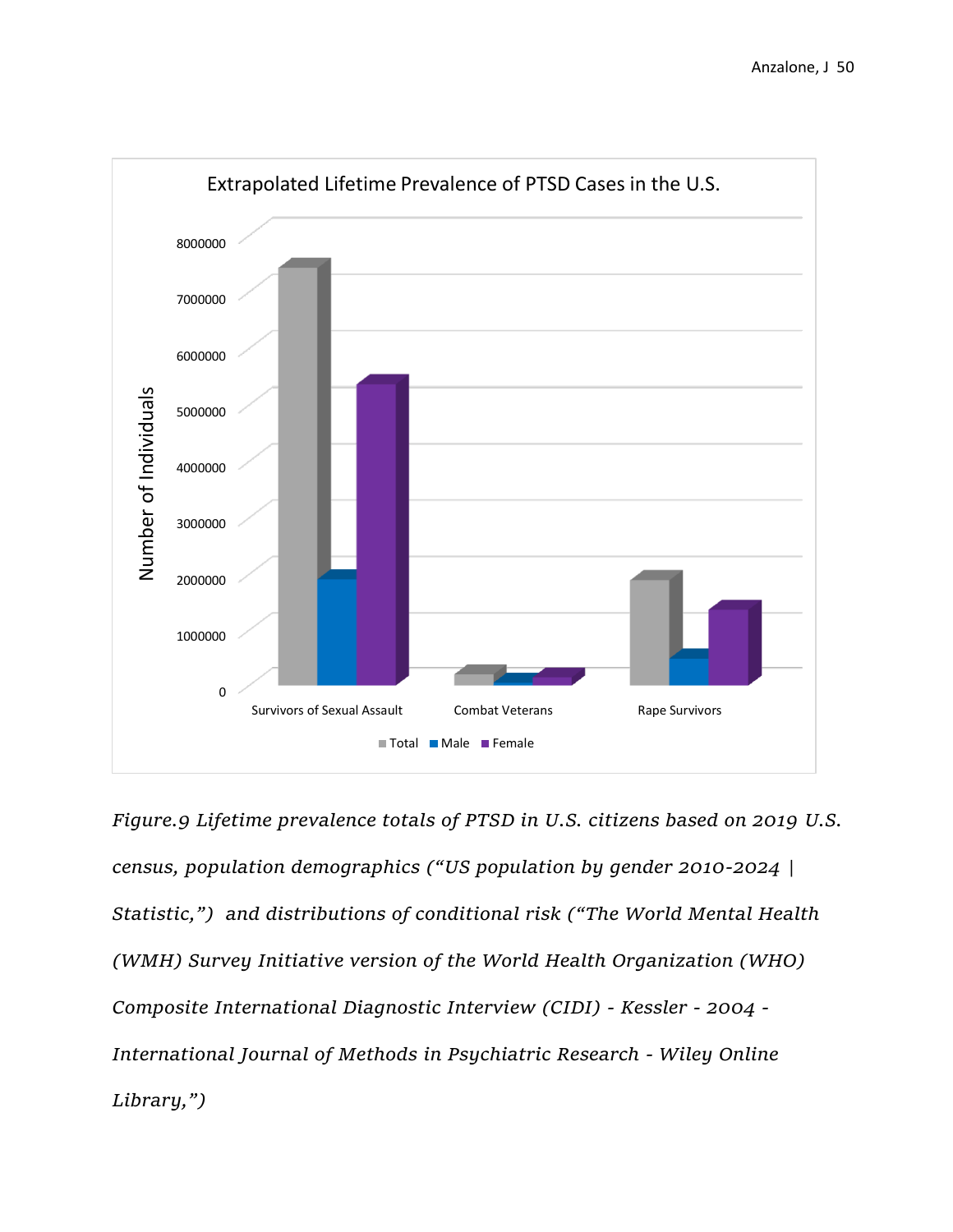*Figure.9 Lifetime prevalence totals of PTSD in U.S. citizens based on 2019 U.S. census, population demographics ("US population by gender 2010-2024 | Statistic,") and distributions of conditional risk ("The World Mental Health (WMH) Survey Initiative version of the World Health Organization (WHO) Composite International Diagnostic Interview (CIDI) - Kessler - 2004 - International Journal of Methods in Psychiatric Research - Wiley Online Library,")*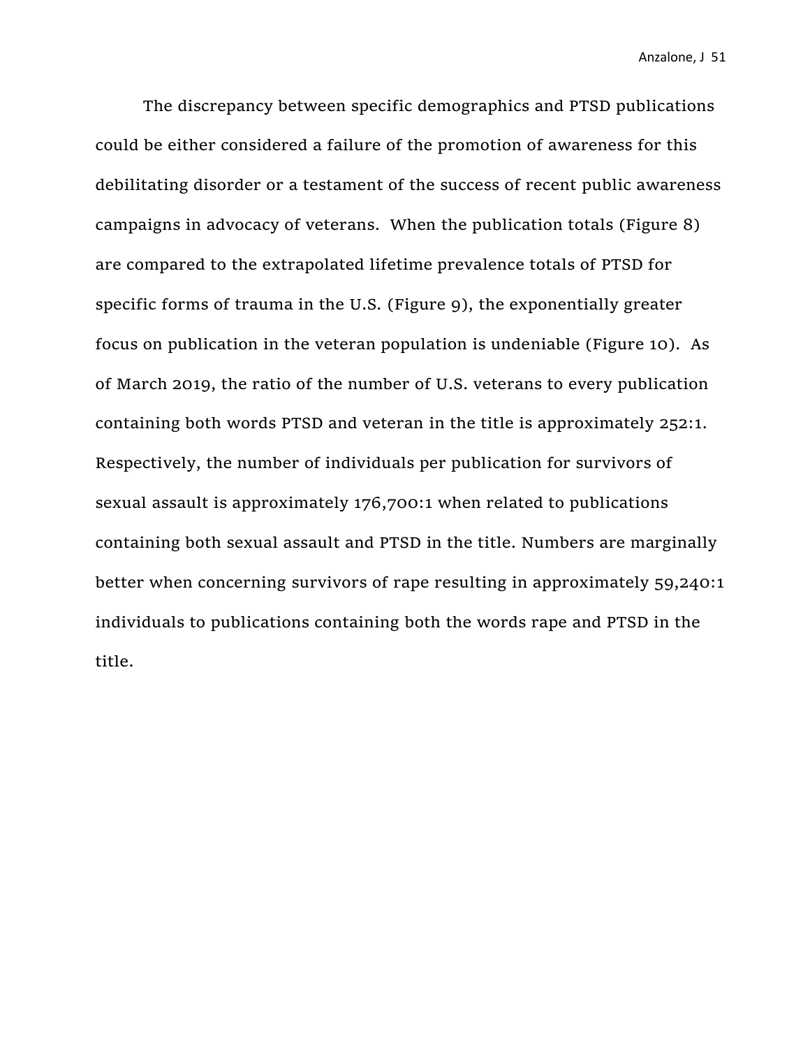The discrepancy between specific demographics and PTSD publications could be either considered a failure of the promotion of awareness for this debilitating disorder or a testament of the success of recent public awareness campaigns in advocacy of veterans. When the publication totals (Figure 8) are compared to the extrapolated lifetime prevalence totals of PTSD for specific forms of trauma in the U.S. (Figure 9), the exponentially greater focus on publication in the veteran population is undeniable (Figure 10). As of March 2019, the ratio of the number of U.S. veterans to every publication containing both words PTSD and veteran in the title is approximately 252:1. Respectively, the number of individuals per publication for survivors of sexual assault is approximately 176,700:1 when related to publications containing both sexual assault and PTSD in the title. Numbers are marginally better when concerning survivors of rape resulting in approximately 59,240:1 individuals to publications containing both the words rape and PTSD in the title.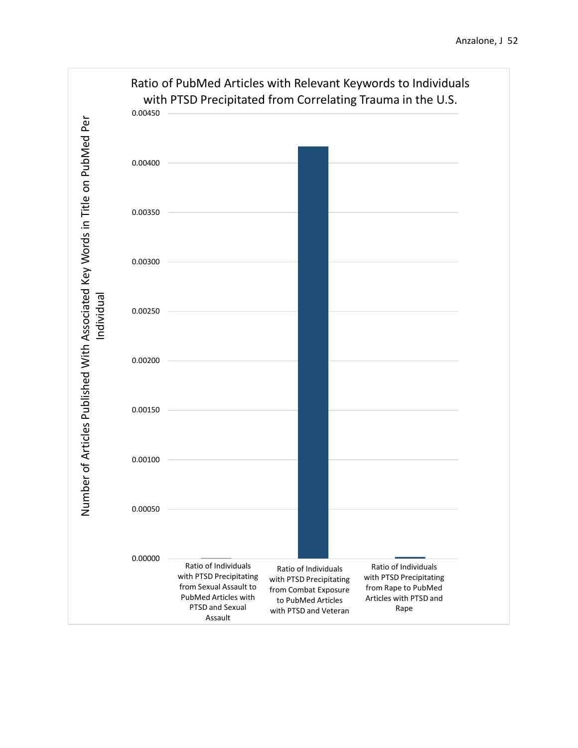Ratio of PubMed Articles with Relevant Keywords to Individuals with PTSD Precipitated from Correlating Trauma in the U.S.

Number of Articles Published With Associated Key Words in Title on PubMed Per Individual

0.00450
0.00400
0.00350
0.00300
0.00250
0.00200
0.00150
0.00100
0.00050
0.00000

Ratio of Individuals with PTSD Precipitating from Sexual Assault to PubMed Articles with PTSD and Sexual Assault

Ratio of Individuals with PTSD Precipitating from Combat Exposure to PubMed Articles with PTSD and Veteran

Ratio of Individuals with PTSD Precipitating from Rape to PubMed Articles with PTSD and Rape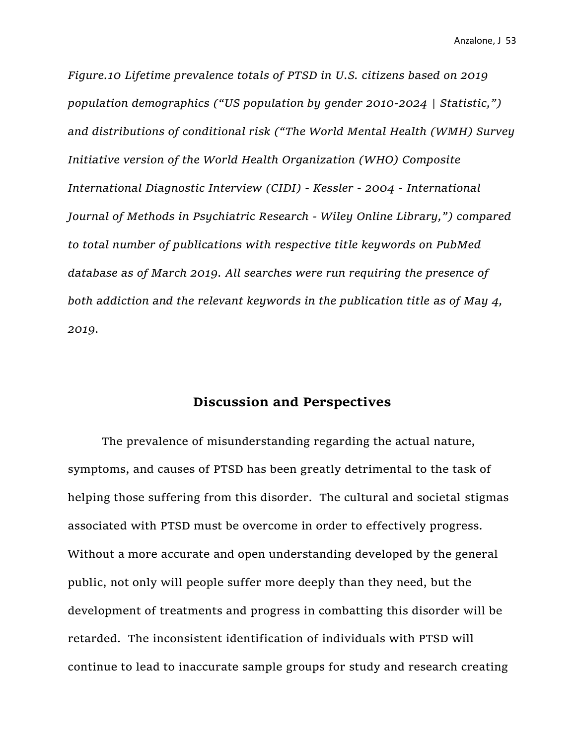*Figure.10 Lifetime prevalence totals of PTSD in U.S. citizens based on 2019 population demographics ("US population by gender 2010-2024 | Statistic,") and distributions of conditional risk ("The World Mental Health (WMH) Survey Initiative version of the World Health Organization (WHO) Composite International Diagnostic Interview (CIDI) - Kessler - 2004 - International Journal of Methods in Psychiatric Research - Wiley Online Library,") compared to total number of publications with respective title keywords on PubMed database as of March 2019. All searches were run requiring the presence of both addiction and the relevant keywords in the publication title as of May 4, 2019.*

## Discussion and Perspectives

The prevalence of misunderstanding regarding the actual nature, symptoms, and causes of PTSD has been greatly detrimental to the task of helping those suffering from this disorder. The cultural and societal stigmas associated with PTSD must be overcome in order to effectively progress. Without a more accurate and open understanding developed by the general public, not only will people suffer more deeply than they need, but the development of treatments and progress in combatting this disorder will be retarded. The inconsistent identification of individuals with PTSD will continue to lead to inaccurate sample groups for study and research creating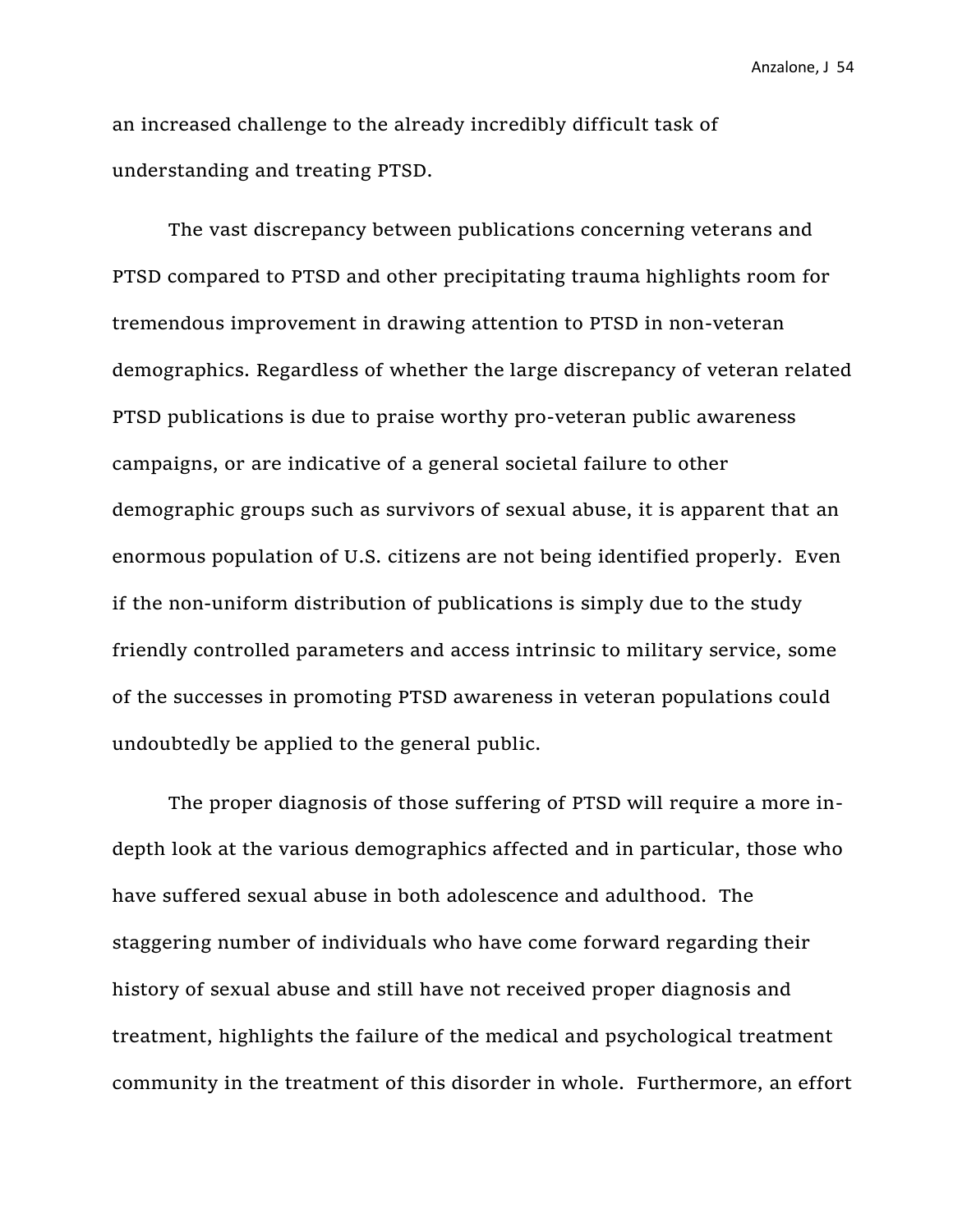an increased challenge to the already incredibly difficult task of understanding and treating PTSD.

The vast discrepancy between publications concerning veterans and PTSD compared to PTSD and other precipitating trauma highlights room for tremendous improvement in drawing attention to PTSD in non-veteran demographics. Regardless of whether the large discrepancy of veteran related PTSD publications is due to praise worthy pro-veteran public awareness campaigns, or are indicative of a general societal failure to other demographic groups such as survivors of sexual abuse, it is apparent that an enormous population of U.S. citizens are not being identified properly. Even if the non-uniform distribution of publications is simply due to the study friendly controlled parameters and access intrinsic to military service, some of the successes in promoting PTSD awareness in veteran populations could undoubtedly be applied to the general public.

The proper diagnosis of those suffering of PTSD will require a more in-depth look at the various demographics affected and in particular, those who have suffered sexual abuse in both adolescence and adulthood. The staggering number of individuals who have come forward regarding their history of sexual abuse and still have not received proper diagnosis and treatment, highlights the failure of the medical and psychological treatment community in the treatment of this disorder in whole. Furthermore, an effort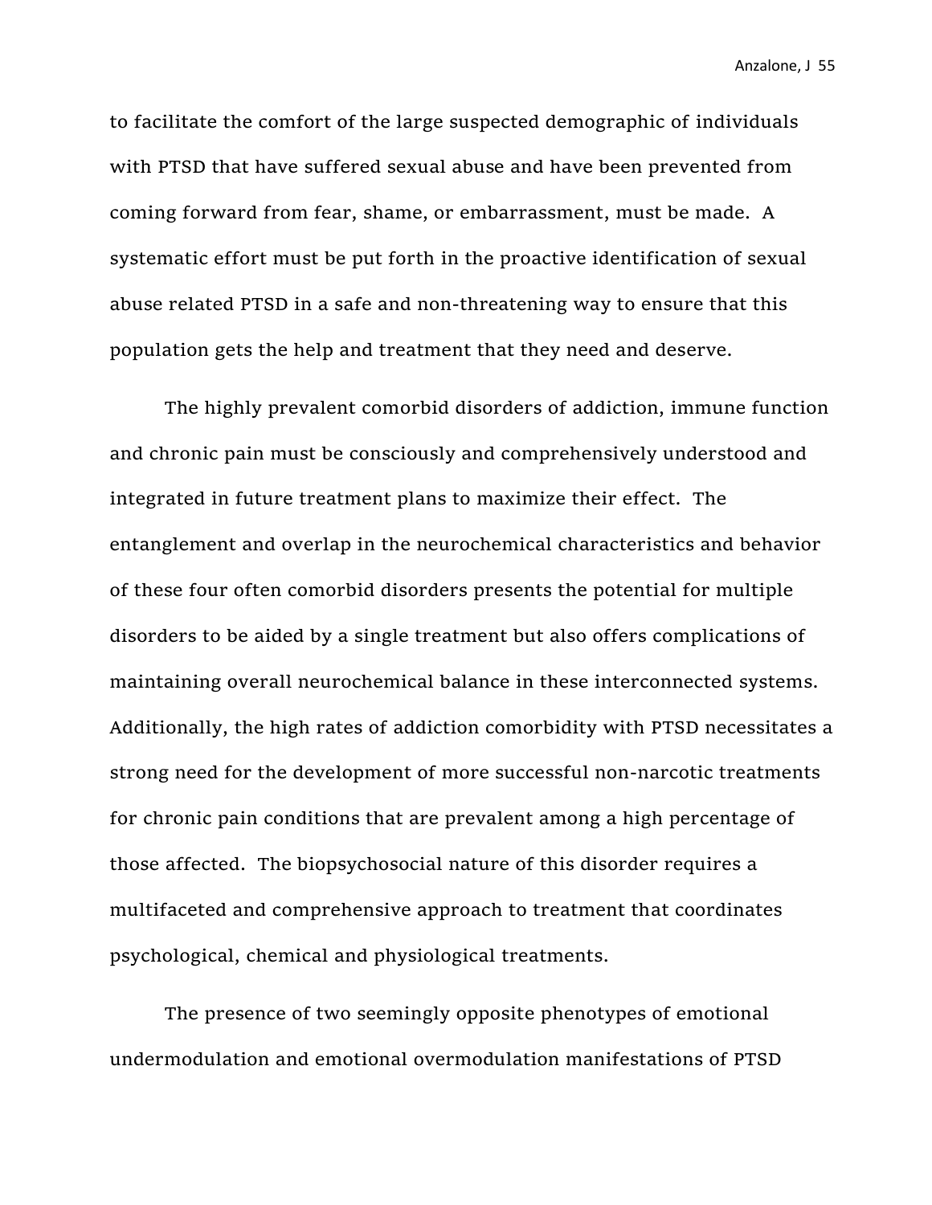to facilitate the comfort of the large suspected demographic of individuals with PTSD that have suffered sexual abuse and have been prevented from coming forward from fear, shame, or embarrassment, must be made. A systematic effort must be put forth in the proactive identification of sexual abuse related PTSD in a safe and non-threatening way to ensure that this population gets the help and treatment that they need and deserve.

The highly prevalent comorbid disorders of addiction, immune function and chronic pain must be consciously and comprehensively understood and integrated in future treatment plans to maximize their effect. The entanglement and overlap in the neurochemical characteristics and behavior of these four often comorbid disorders presents the potential for multiple disorders to be aided by a single treatment but also offers complications of maintaining overall neurochemical balance in these interconnected systems. Additionally, the high rates of addiction comorbidity with PTSD necessitates a strong need for the development of more successful non-narcotic treatments for chronic pain conditions that are prevalent among a high percentage of those affected. The biopsychosocial nature of this disorder requires a multifaceted and comprehensive approach to treatment that coordinates psychological, chemical and physiological treatments.

The presence of two seemingly opposite phenotypes of emotional undermodulation and emotional overmodulation manifestations of PTSD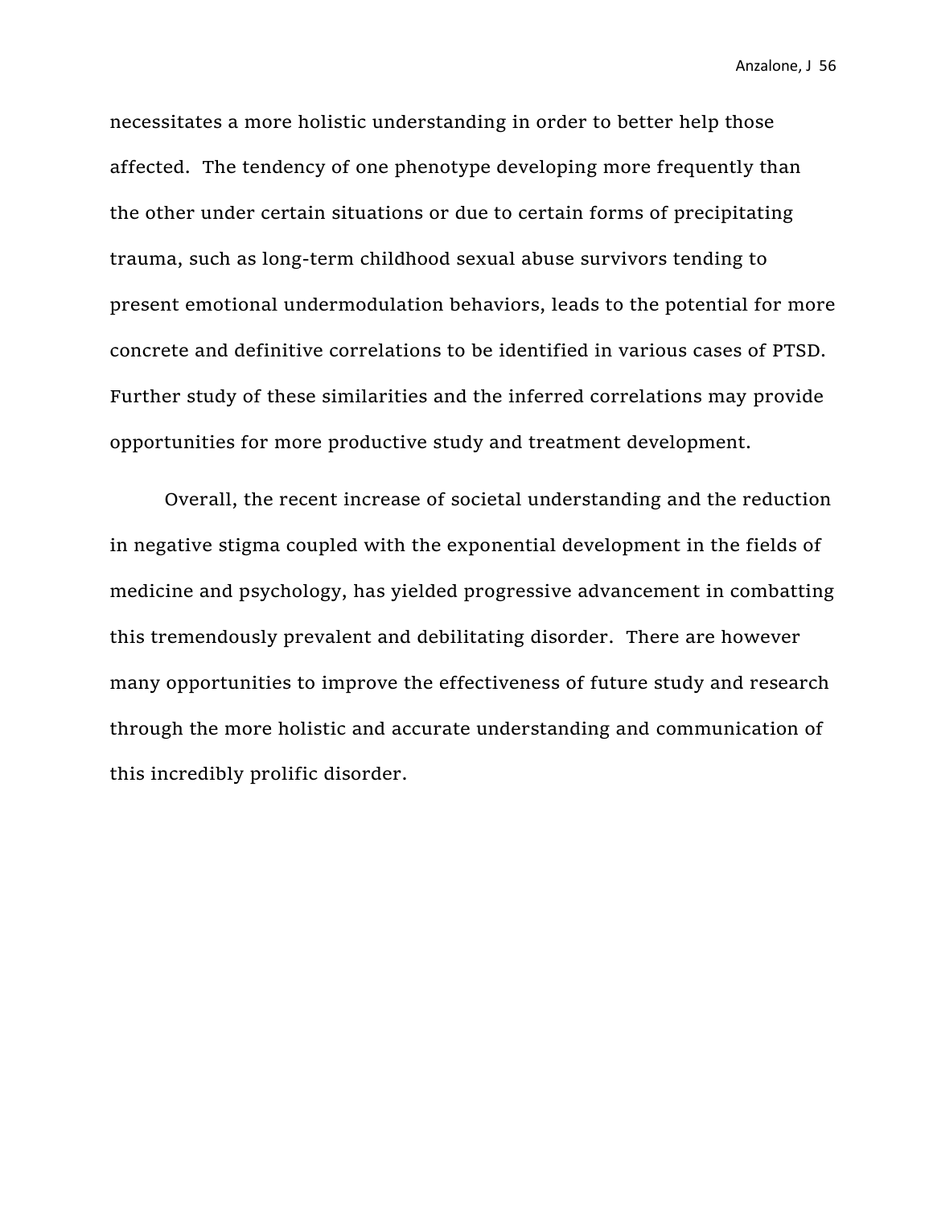necessitates a more holistic understanding in order to better help those affected. The tendency of one phenotype developing more frequently than the other under certain situations or due to certain forms of precipitating trauma, such as long-term childhood sexual abuse survivors tending to present emotional undermodulation behaviors, leads to the potential for more concrete and definitive correlations to be identified in various cases of PTSD. Further study of these similarities and the inferred correlations may provide opportunities for more productive study and treatment development.

Overall, the recent increase of societal understanding and the reduction in negative stigma coupled with the exponential development in the fields of medicine and psychology, has yielded progressive advancement in combatting this tremendously prevalent and debilitating disorder. There are however many opportunities to improve the effectiveness of future study and research through the more holistic and accurate understanding and communication of this incredibly prolific disorder.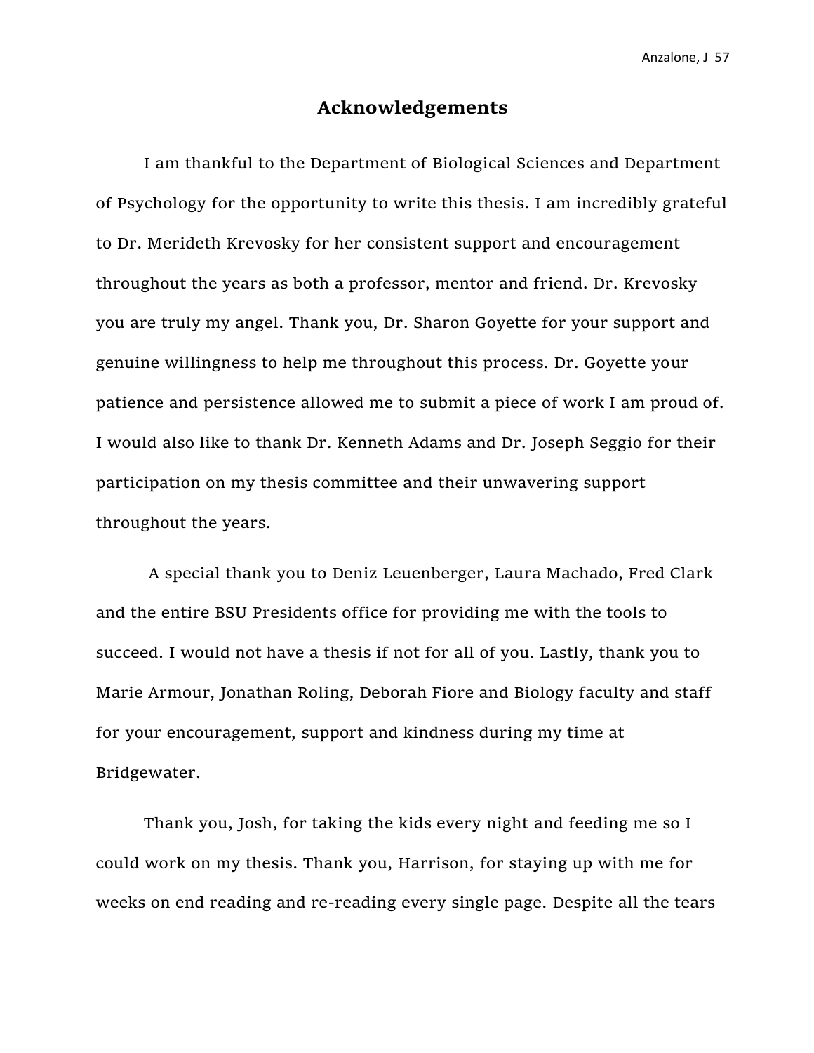# Acknowledgements

I am thankful to the Department of Biological Sciences and Department of Psychology for the opportunity to write this thesis. I am incredibly grateful to Dr. Merideth Krevosky for her consistent support and encouragement throughout the years as both a professor, mentor and friend. Dr. Krevosky you are truly my angel. Thank you, Dr. Sharon Goyette for your support and genuine willingness to help me throughout this process. Dr. Goyette your patience and persistence allowed me to submit a piece of work I am proud of. I would also like to thank Dr. Kenneth Adams and Dr. Joseph Seggio for their participation on my thesis committee and their unwavering support throughout the years.

A special thank you to Deniz Leuenberger, Laura Machado, Fred Clark and the entire BSU Presidents office for providing me with the tools to succeed. I would not have a thesis if not for all of you. Lastly, thank you to Marie Armour, Jonathan Roling, Deborah Fiore and Biology faculty and staff for your encouragement, support and kindness during my time at Bridgewater.

Thank you, Josh, for taking the kids every night and feeding me so I could work on my thesis. Thank you, Harrison, for staying up with me for weeks on end reading and re-reading every single page. Despite all the tears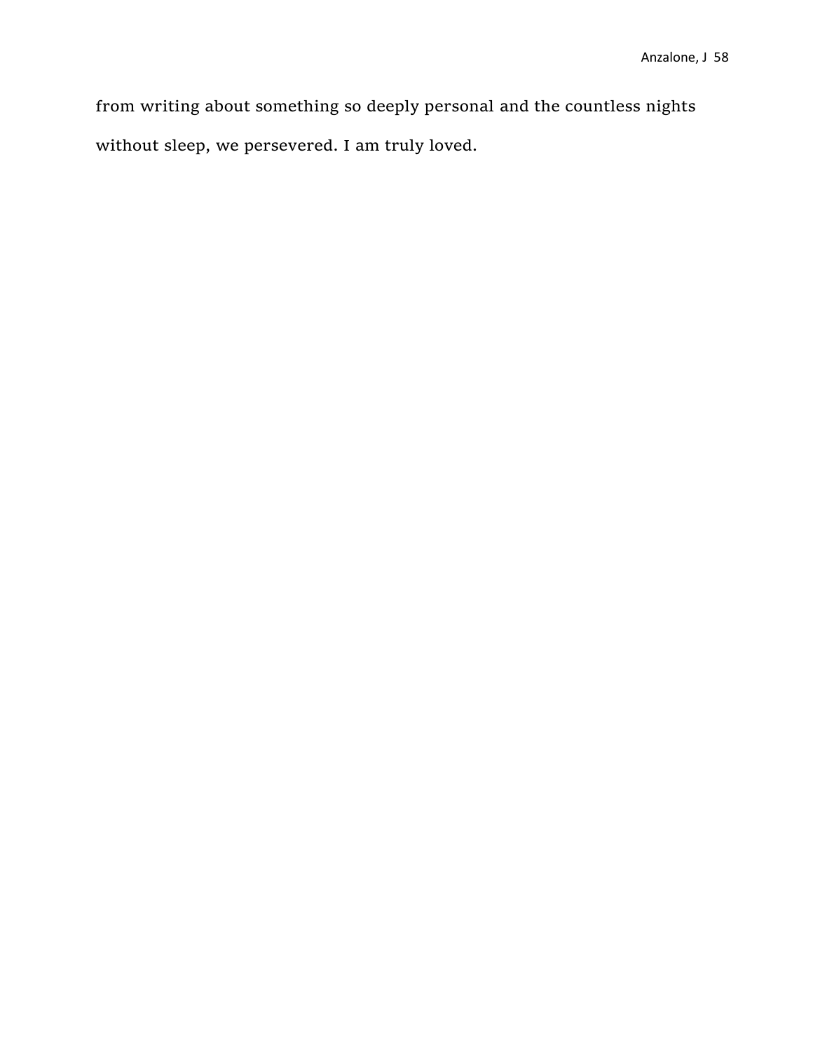from writing about something so deeply personal and the countless nights without sleep, we persevered. I am truly loved.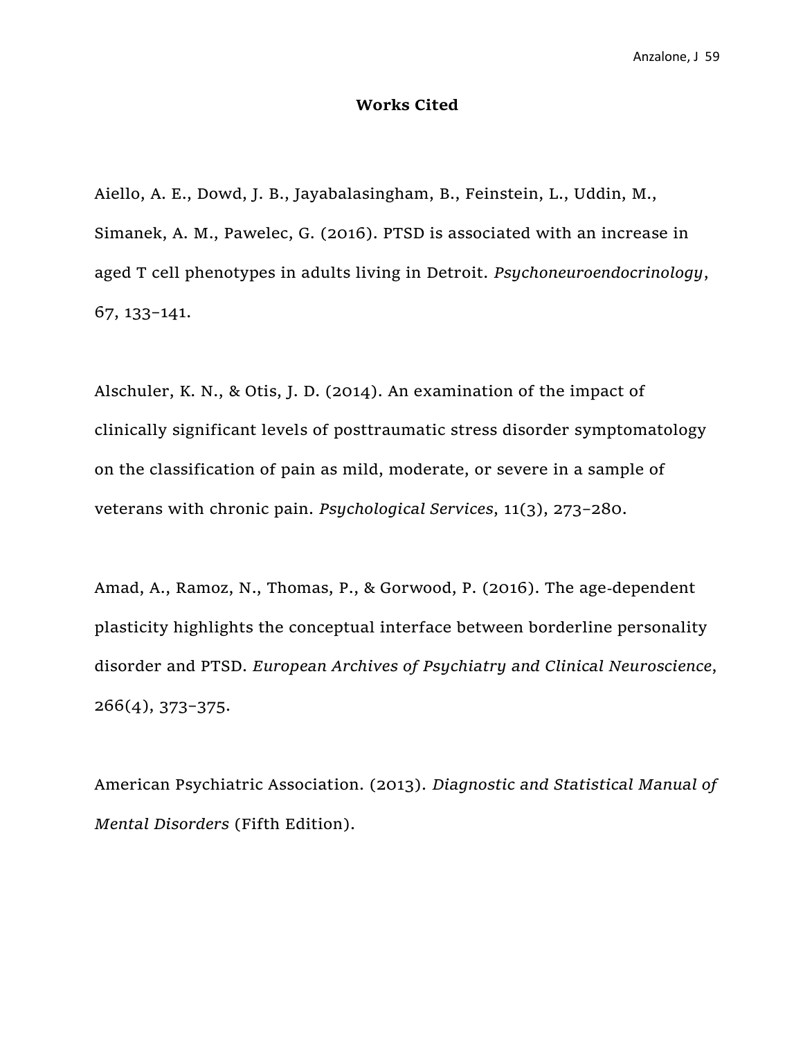## Works Cited

Aiello, A. E., Dowd, J. B., Jayabalasingham, B., Feinstein, L., Uddin, M., Simanek, A. M., Pawelec, G. (2016). PTSD is associated with an increase in aged T cell phenotypes in adults living in Detroit. *Psychoneuroendocrinology*, 67, 133–141.

Alschuler, K. N., & Otis, J. D. (2014). An examination of the impact of clinically significant levels of posttraumatic stress disorder symptomatology on the classification of pain as mild, moderate, or severe in a sample of veterans with chronic pain. *Psychological Services*, 11(3), 273–280.

Amad, A., Ramoz, N., Thomas, P., & Gorwood, P. (2016). The age-dependent plasticity highlights the conceptual interface between borderline personality disorder and PTSD. *European Archives of Psychiatry and Clinical Neuroscience*, 266(4), 373–375.

American Psychiatric Association. (2013). *Diagnostic and Statistical Manual of Mental Disorders* (Fifth Edition).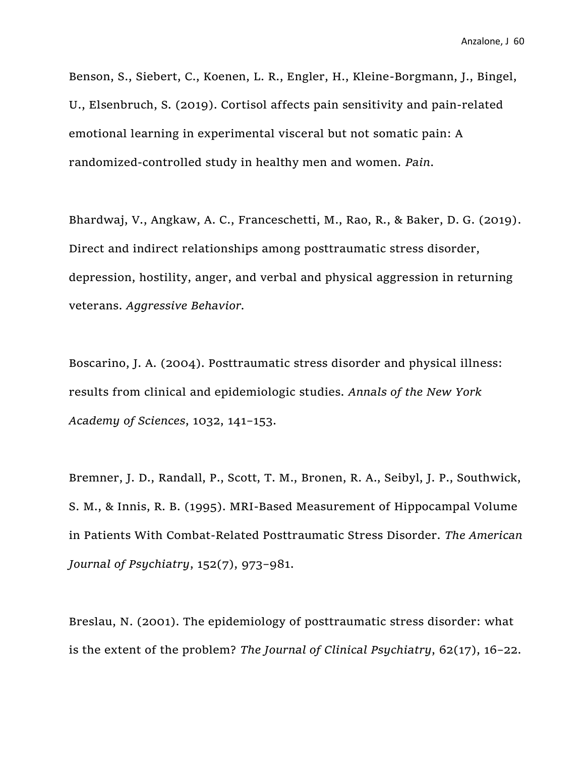Benson, S., Siebert, C., Koenen, L. R., Engler, H., Kleine-Borgmann, J., Bingel, U., Elsenbruch, S. (2019). Cortisol affects pain sensitivity and pain-related emotional learning in experimental visceral but not somatic pain: A randomized-controlled study in healthy men and women. *Pain*.

Bhardwaj, V., Angkaw, A. C., Franceschetti, M., Rao, R., & Baker, D. G. (2019). Direct and indirect relationships among posttraumatic stress disorder, depression, hostility, anger, and verbal and physical aggression in returning veterans. *Aggressive Behavior*.

Boscarino, J. A. (2004). Posttraumatic stress disorder and physical illness: results from clinical and epidemiologic studies. *Annals of the New York Academy of Sciences*, 1032, 141–153.

Bremner, J. D., Randall, P., Scott, T. M., Bronen, R. A., Seibyl, J. P., Southwick, S. M., & Innis, R. B. (1995). MRI-Based Measurement of Hippocampal Volume in Patients With Combat-Related Posttraumatic Stress Disorder. *The American Journal of Psychiatry*, 152(7), 973–981.

Breslau, N. (2001). The epidemiology of posttraumatic stress disorder: what is the extent of the problem? *The Journal of Clinical Psychiatry*, 62(17), 16–22.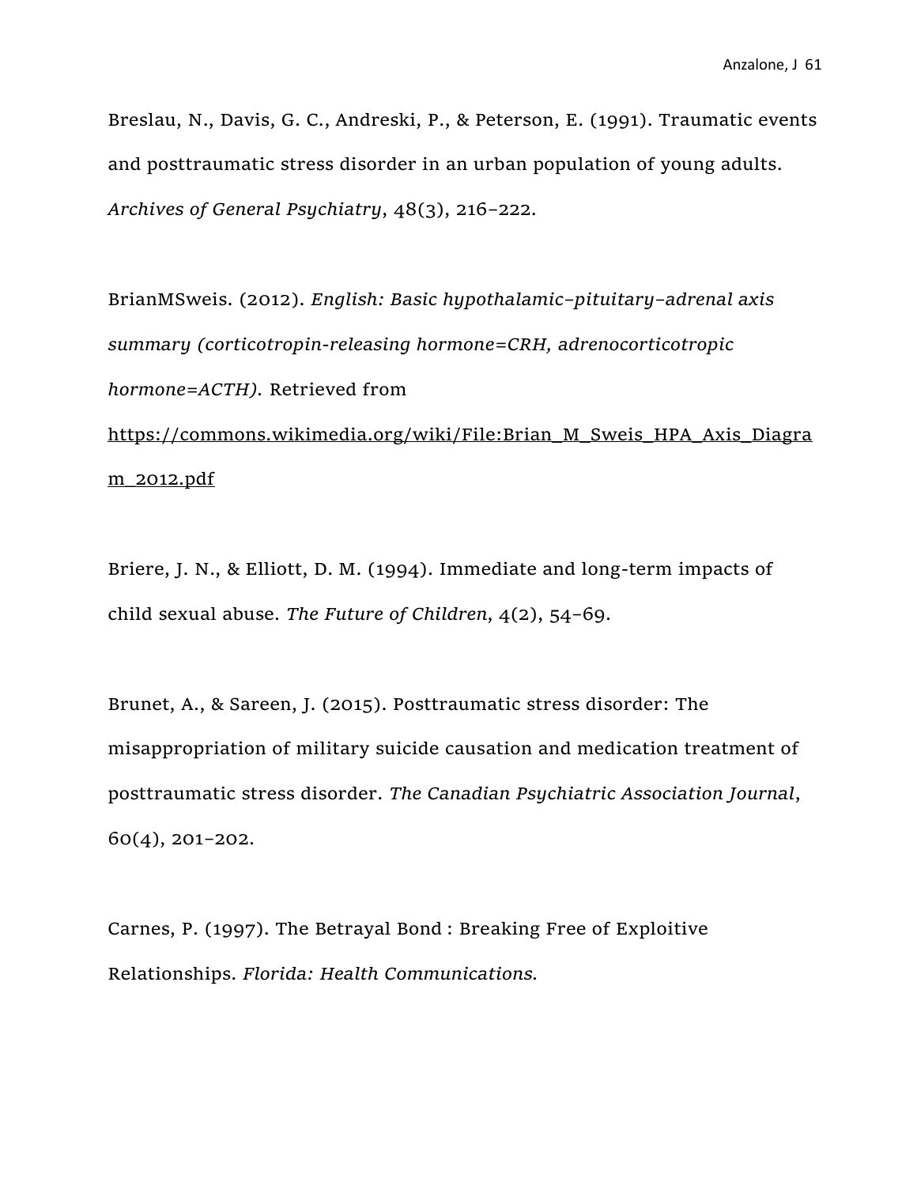Breslau, N., Davis, G. C., Andreski, P., & Peterson, E. (1991). Traumatic events and posttraumatic stress disorder in an urban population of young adults. *Archives of General Psychiatry*, 48(3), 216–222.

BrianMSweis. (2012). *English: Basic hypothalamic–pituitary–adrenal axis summary (corticotropin-releasing hormone=CRH, adrenocorticotropic hormone=ACTH).* Retrieved from https://commons.wikimedia.org/wiki/File:Brian_M_Sweis_HPA_Axis_Diagram_2012.pdf

Briere, J. N., & Elliott, D. M. (1994). Immediate and long-term impacts of child sexual abuse. *The Future of Children*, 4(2), 54–69.

Brunet, A., & Sareen, J. (2015). Posttraumatic stress disorder: The misappropriation of military suicide causation and medication treatment of posttraumatic stress disorder. *The Canadian Psychiatric Association Journal*, 60(4), 201–202.

Carnes, P. (1997). The Betrayal Bond : Breaking Free of Exploitive Relationships. *Florida: Health Communications*.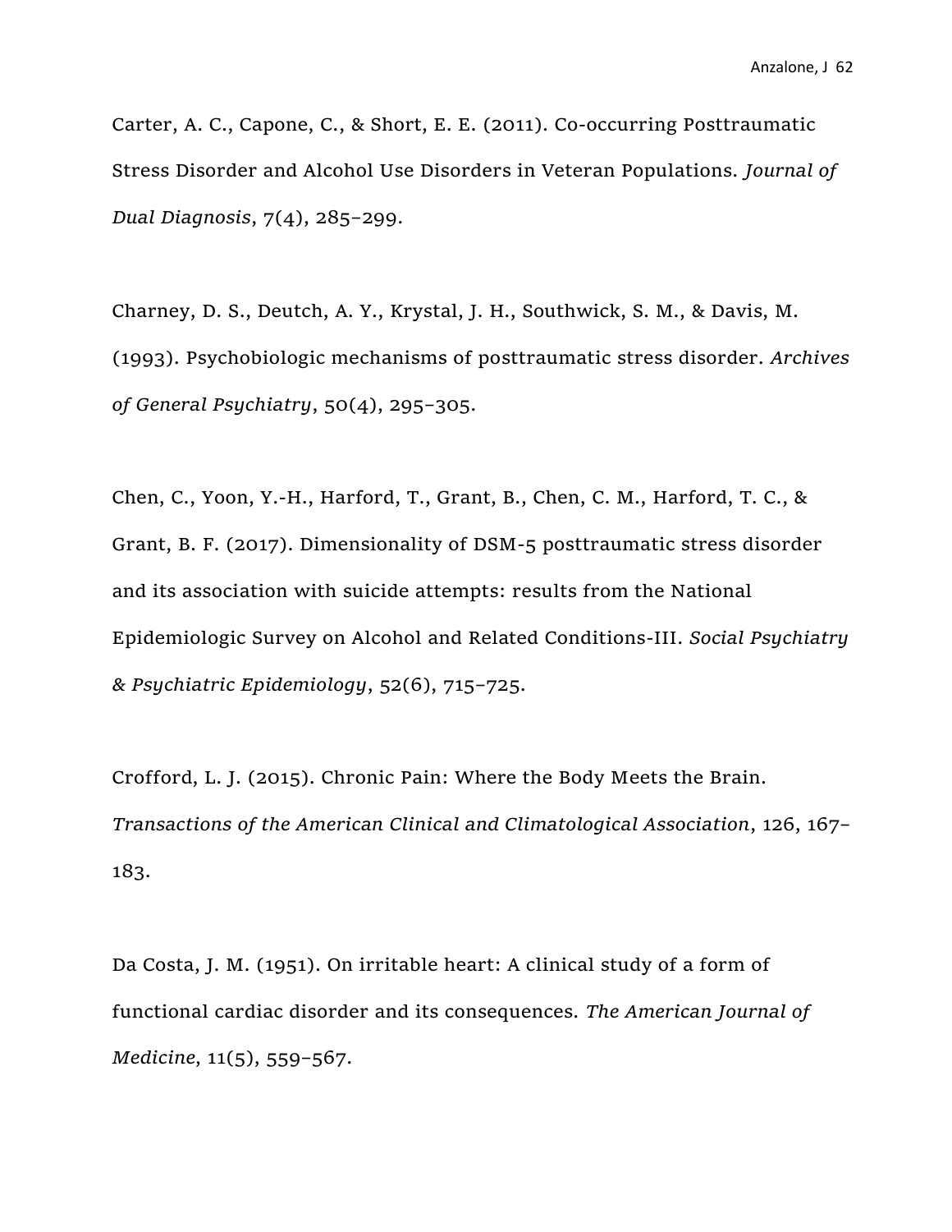Carter, A. C., Capone, C., & Short, E. E. (2011). Co-occurring Posttraumatic Stress Disorder and Alcohol Use Disorders in Veteran Populations. *Journal of Dual Diagnosis*, 7(4), 285–299.

Charney, D. S., Deutch, A. Y., Krystal, J. H., Southwick, S. M., & Davis, M. (1993). Psychobiologic mechanisms of posttraumatic stress disorder. *Archives of General Psychiatry*, 50(4), 295–305.

Chen, C., Yoon, Y.-H., Harford, T., Grant, B., Chen, C. M., Harford, T. C., & Grant, B. F. (2017). Dimensionality of DSM-5 posttraumatic stress disorder and its association with suicide attempts: results from the National Epidemiologic Survey on Alcohol and Related Conditions-III. *Social Psychiatry & Psychiatric Epidemiology*, 52(6), 715–725.

Crofford, L. J. (2015). Chronic Pain: Where the Body Meets the Brain. *Transactions of the American Clinical and Climatological Association*, 126, 167–183.

Da Costa, J. M. (1951). On irritable heart: A clinical study of a form of functional cardiac disorder and its consequences. *The American Journal of Medicine*, 11(5), 559–567.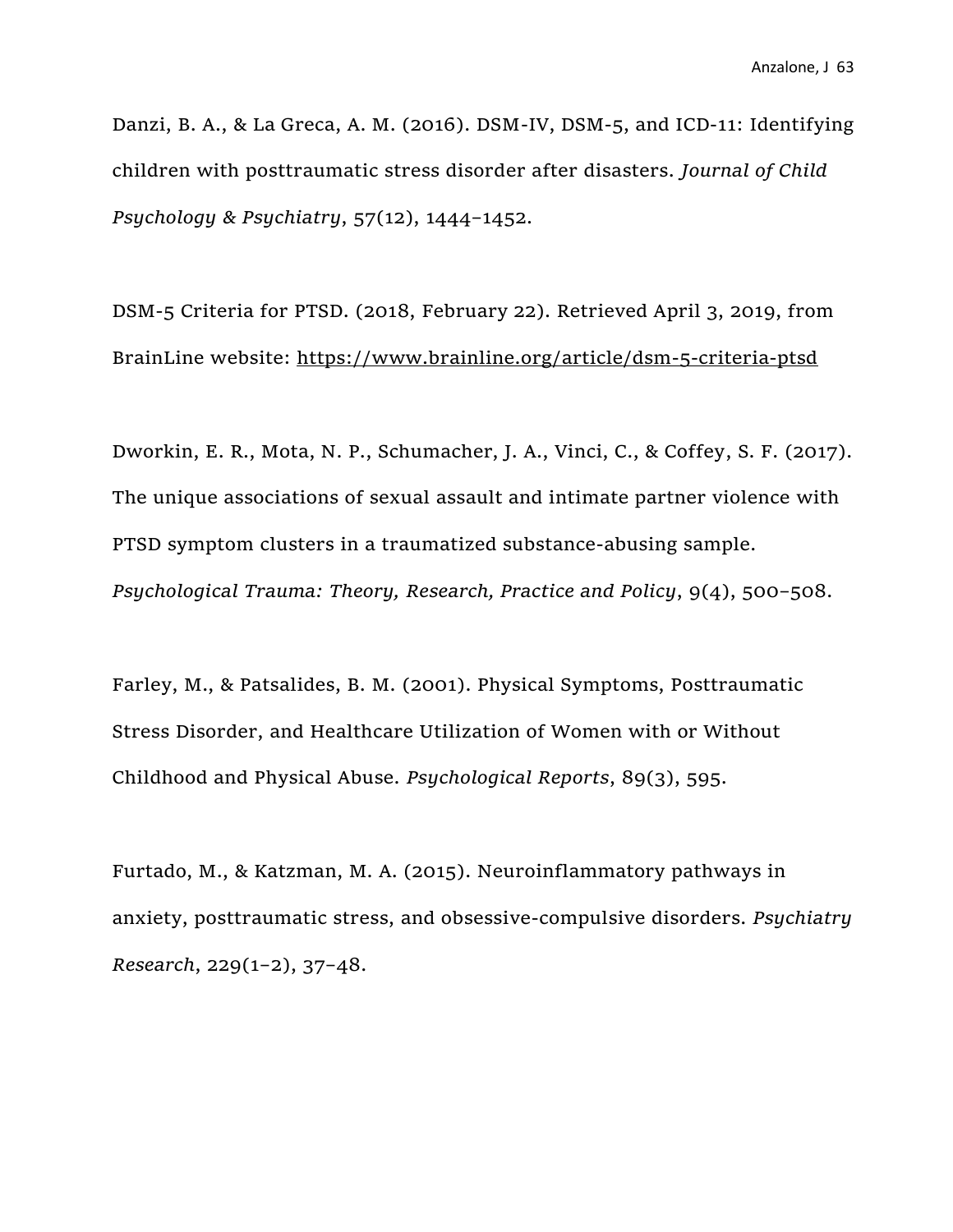Danzi, B. A., & La Greca, A. M. (2016). DSM-IV, DSM-5, and ICD-11: Identifying children with posttraumatic stress disorder after disasters. *Journal of Child Psychology & Psychiatry*, 57(12), 1444–1452.

DSM-5 Criteria for PTSD. (2018, February 22). Retrieved April 3, 2019, from BrainLine website: https://www.brainline.org/article/dsm-5-criteria-ptsd

Dworkin, E. R., Mota, N. P., Schumacher, J. A., Vinci, C., & Coffey, S. F. (2017). The unique associations of sexual assault and intimate partner violence with PTSD symptom clusters in a traumatized substance-abusing sample. *Psychological Trauma: Theory, Research, Practice and Policy*, 9(4), 500–508.

Farley, M., & Patsalides, B. M. (2001). Physical Symptoms, Posttraumatic Stress Disorder, and Healthcare Utilization of Women with or Without Childhood and Physical Abuse. *Psychological Reports*, 89(3), 595.

Furtado, M., & Katzman, M. A. (2015). Neuroinflammatory pathways in anxiety, posttraumatic stress, and obsessive-compulsive disorders. *Psychiatry Research*, 229(1–2), 37–48.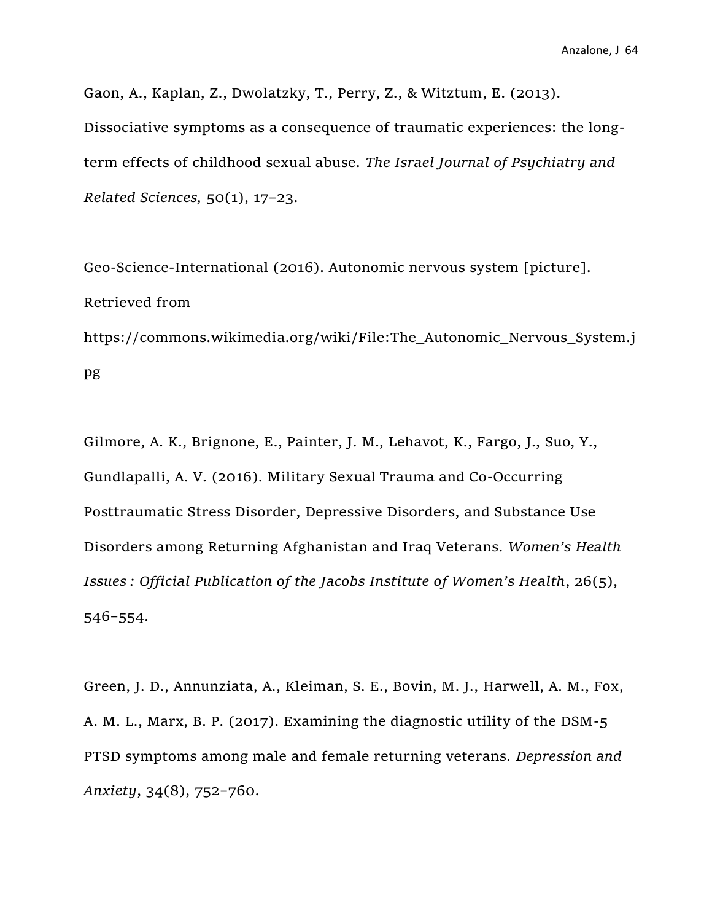Gaon, A., Kaplan, Z., Dwolatzky, T., Perry, Z., & Witztum, E. (2013). Dissociative symptoms as a consequence of traumatic experiences: the long-term effects of childhood sexual abuse. *The Israel Journal of Psychiatry and Related Sciences,* 50(1), 17–23.

Geo-Science-International (2016). Autonomic nervous system [picture]. Retrieved from https://commons.wikimedia.org/wiki/File:The_Autonomic_Nervous_System.jpg

Gilmore, A. K., Brignone, E., Painter, J. M., Lehavot, K., Fargo, J., Suo, Y., Gundlapalli, A. V. (2016). Military Sexual Trauma and Co-Occurring Posttraumatic Stress Disorder, Depressive Disorders, and Substance Use Disorders among Returning Afghanistan and Iraq Veterans. *Women's Health Issues : Official Publication of the Jacobs Institute of Women's Health*, 26(5), 546–554.

Green, J. D., Annunziata, A., Kleiman, S. E., Bovin, M. J., Harwell, A. M., Fox, A. M. L., Marx, B. P. (2017). Examining the diagnostic utility of the DSM-5 PTSD symptoms among male and female returning veterans. *Depression and Anxiety*, 34(8), 752–760.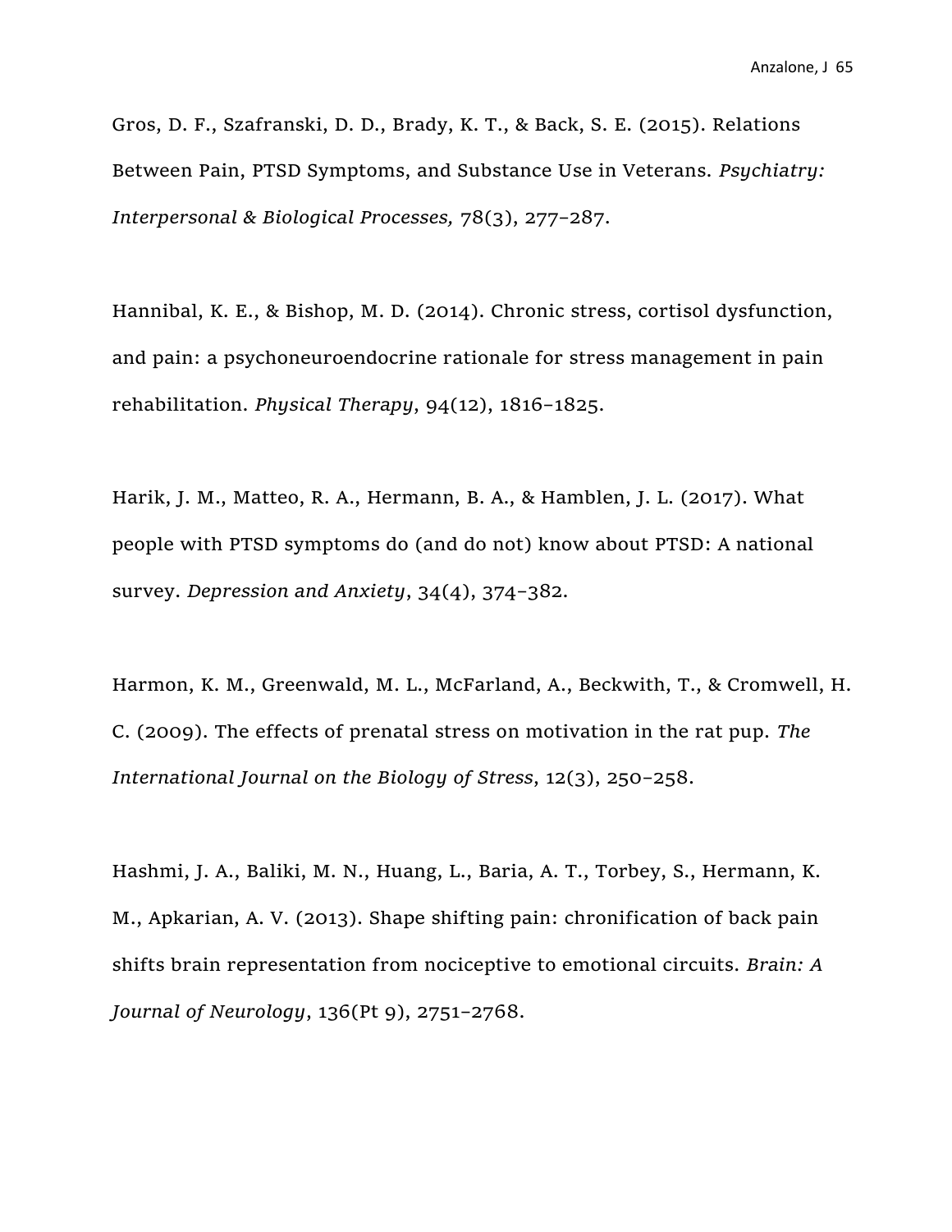Gros, D. F., Szafranski, D. D., Brady, K. T., & Back, S. E. (2015). Relations Between Pain, PTSD Symptoms, and Substance Use in Veterans. *Psychiatry: Interpersonal & Biological Processes,* 78(3), 277–287.

Hannibal, K. E., & Bishop, M. D. (2014). Chronic stress, cortisol dysfunction, and pain: a psychoneuroendocrine rationale for stress management in pain rehabilitation. *Physical Therapy*, 94(12), 1816–1825.

Harik, J. M., Matteo, R. A., Hermann, B. A., & Hamblen, J. L. (2017). What people with PTSD symptoms do (and do not) know about PTSD: A national survey. *Depression and Anxiety*, 34(4), 374–382.

Harmon, K. M., Greenwald, M. L., McFarland, A., Beckwith, T., & Cromwell, H. C. (2009). The effects of prenatal stress on motivation in the rat pup. *The International Journal on the Biology of Stress*, 12(3), 250–258.

Hashmi, J. A., Baliki, M. N., Huang, L., Baria, A. T., Torbey, S., Hermann, K. M., Apkarian, A. V. (2013). Shape shifting pain: chronification of back pain shifts brain representation from nociceptive to emotional circuits. *Brain: A Journal of Neurology*, 136(Pt 9), 2751–2768.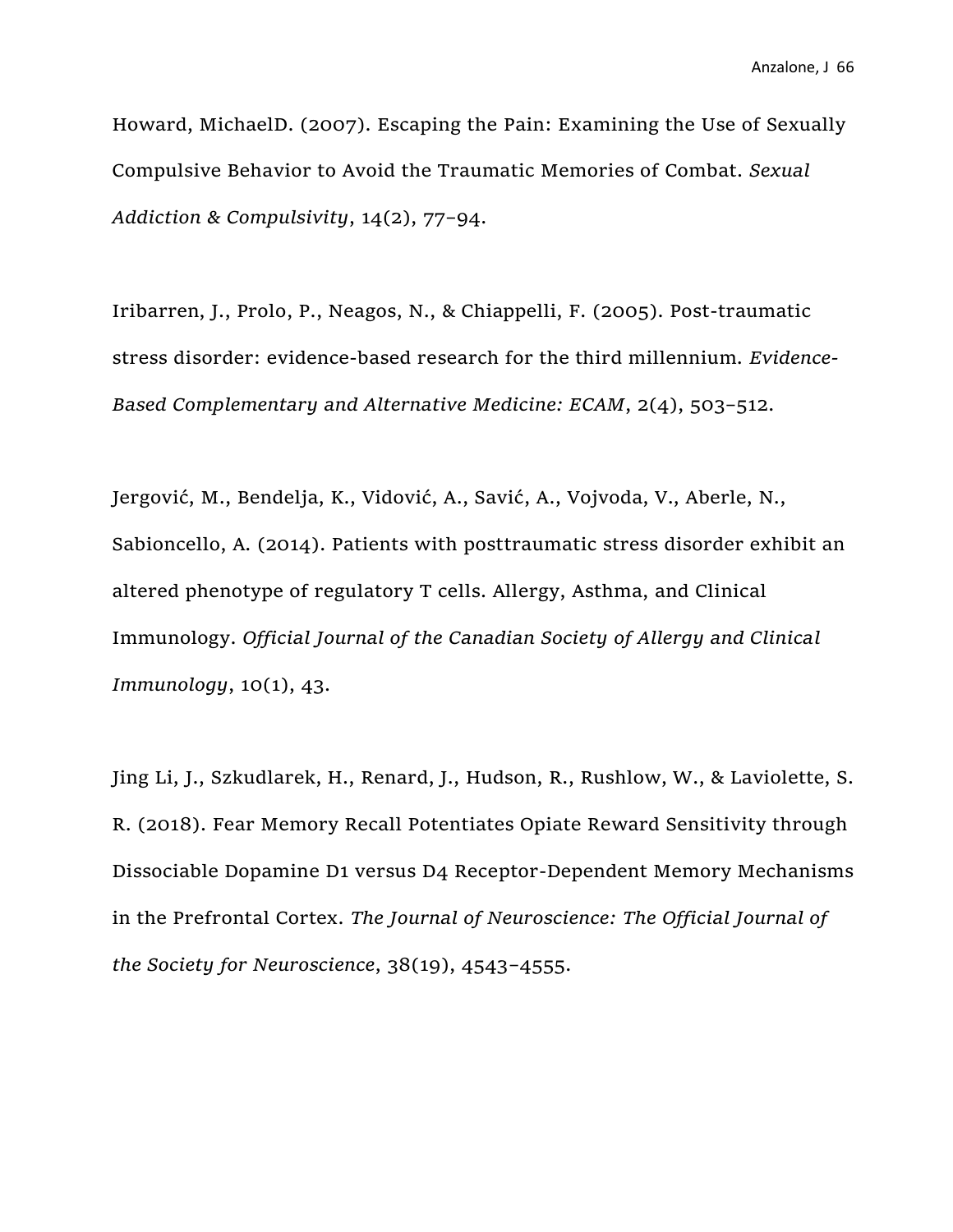Howard, MichaelD. (2007). Escaping the Pain: Examining the Use of Sexually Compulsive Behavior to Avoid the Traumatic Memories of Combat. *Sexual Addiction & Compulsivity*, 14(2), 77–94.

Iribarren, J., Prolo, P., Neagos, N., & Chiappelli, F. (2005). Post-traumatic stress disorder: evidence-based research for the third millennium. *Evidence-Based Complementary and Alternative Medicine: ECAM*, 2(4), 503–512.

Jergović, M., Bendelja, K., Vidović, A., Savić, A., Vojvoda, V., Aberle, N., Sabioncello, A. (2014). Patients with posttraumatic stress disorder exhibit an altered phenotype of regulatory T cells. Allergy, Asthma, and Clinical Immunology. *Official Journal of the Canadian Society of Allergy and Clinical Immunology*, 10(1), 43.

Jing Li, J., Szkudlarek, H., Renard, J., Hudson, R., Rushlow, W., & Laviolette, S. R. (2018). Fear Memory Recall Potentiates Opiate Reward Sensitivity through Dissociable Dopamine D1 versus D4 Receptor-Dependent Memory Mechanisms in the Prefrontal Cortex. *The Journal of Neuroscience: The Official Journal of the Society for Neuroscience*, 38(19), 4543–4555.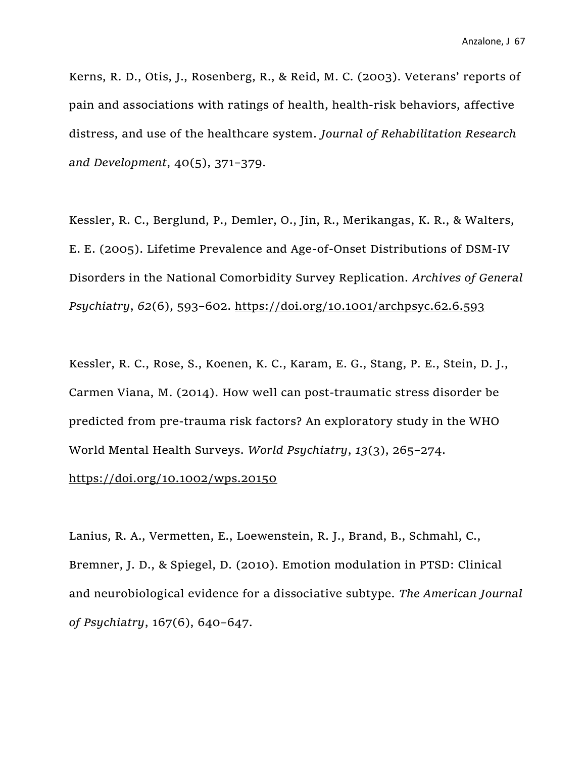Kerns, R. D., Otis, J., Rosenberg, R., & Reid, M. C. (2003). Veterans' reports of pain and associations with ratings of health, health-risk behaviors, affective distress, and use of the healthcare system. *Journal of Rehabilitation Research and Development*, 40(5), 371–379.

Kessler, R. C., Berglund, P., Demler, O., Jin, R., Merikangas, K. R., & Walters, E. E. (2005). Lifetime Prevalence and Age-of-Onset Distributions of DSM-IV Disorders in the National Comorbidity Survey Replication. *Archives of General Psychiatry*, *62*(6), 593–602. https://doi.org/10.1001/archpsyc.62.6.593

Kessler, R. C., Rose, S., Koenen, K. C., Karam, E. G., Stang, P. E., Stein, D. J., Carmen Viana, M. (2014). How well can post-traumatic stress disorder be predicted from pre-trauma risk factors? An exploratory study in the WHO World Mental Health Surveys. *World Psychiatry*, *13*(3), 265–274. https://doi.org/10.1002/wps.20150

Lanius, R. A., Vermetten, E., Loewenstein, R. J., Brand, B., Schmahl, C., Bremner, J. D., & Spiegel, D. (2010). Emotion modulation in PTSD: Clinical and neurobiological evidence for a dissociative subtype. *The American Journal of Psychiatry*, 167(6), 640–647.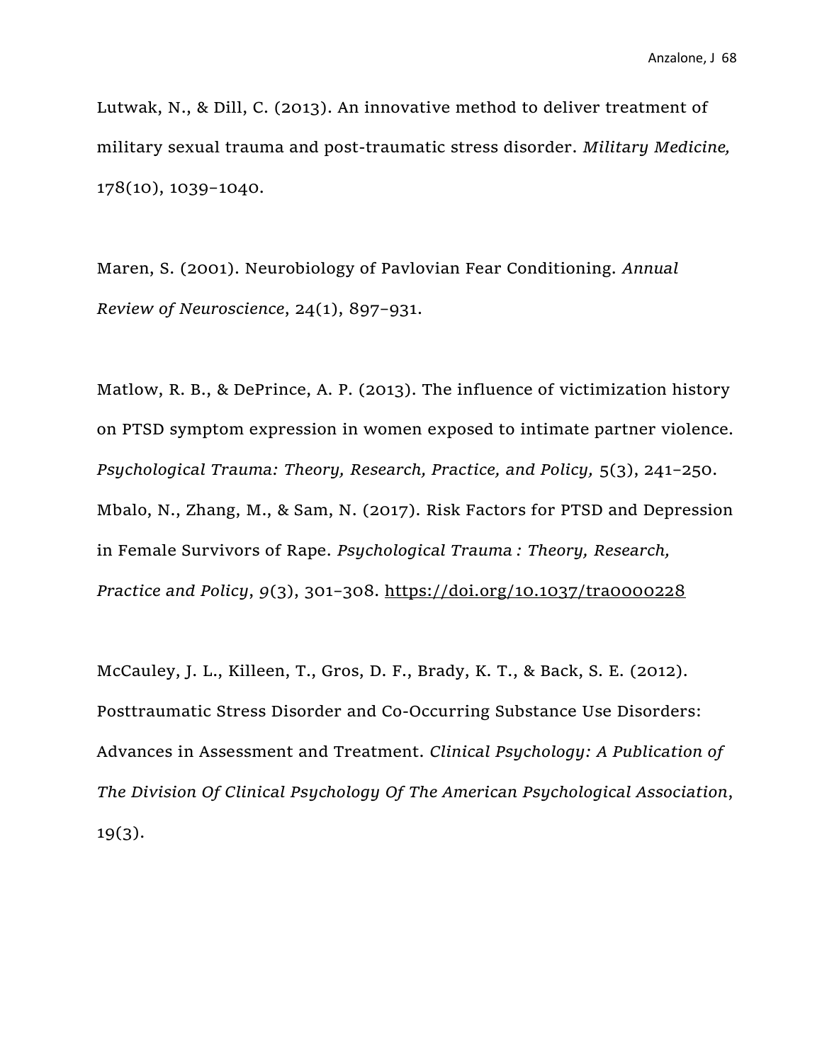Lutwak, N., & Dill, C. (2013). An innovative method to deliver treatment of military sexual trauma and post-traumatic stress disorder. *Military Medicine,* 178(10), 1039–1040.

Maren, S. (2001). Neurobiology of Pavlovian Fear Conditioning. *Annual Review of Neuroscience*, 24(1), 897–931.

Matlow, R. B., & DePrince, A. P. (2013). The influence of victimization history on PTSD symptom expression in women exposed to intimate partner violence. *Psychological Trauma: Theory, Research, Practice, and Policy,* 5(3), 241–250.

Mbalo, N., Zhang, M., & Sam, N. (2017). Risk Factors for PTSD and Depression in Female Survivors of Rape. *Psychological Trauma : Theory, Research, Practice and Policy*, *9*(3), 301–308. https://doi.org/10.1037/tra0000228

McCauley, J. L., Killeen, T., Gros, D. F., Brady, K. T., & Back, S. E. (2012). Posttraumatic Stress Disorder and Co-Occurring Substance Use Disorders: Advances in Assessment and Treatment. *Clinical Psychology: A Publication of The Division Of Clinical Psychology Of The American Psychological Association*, 19(3).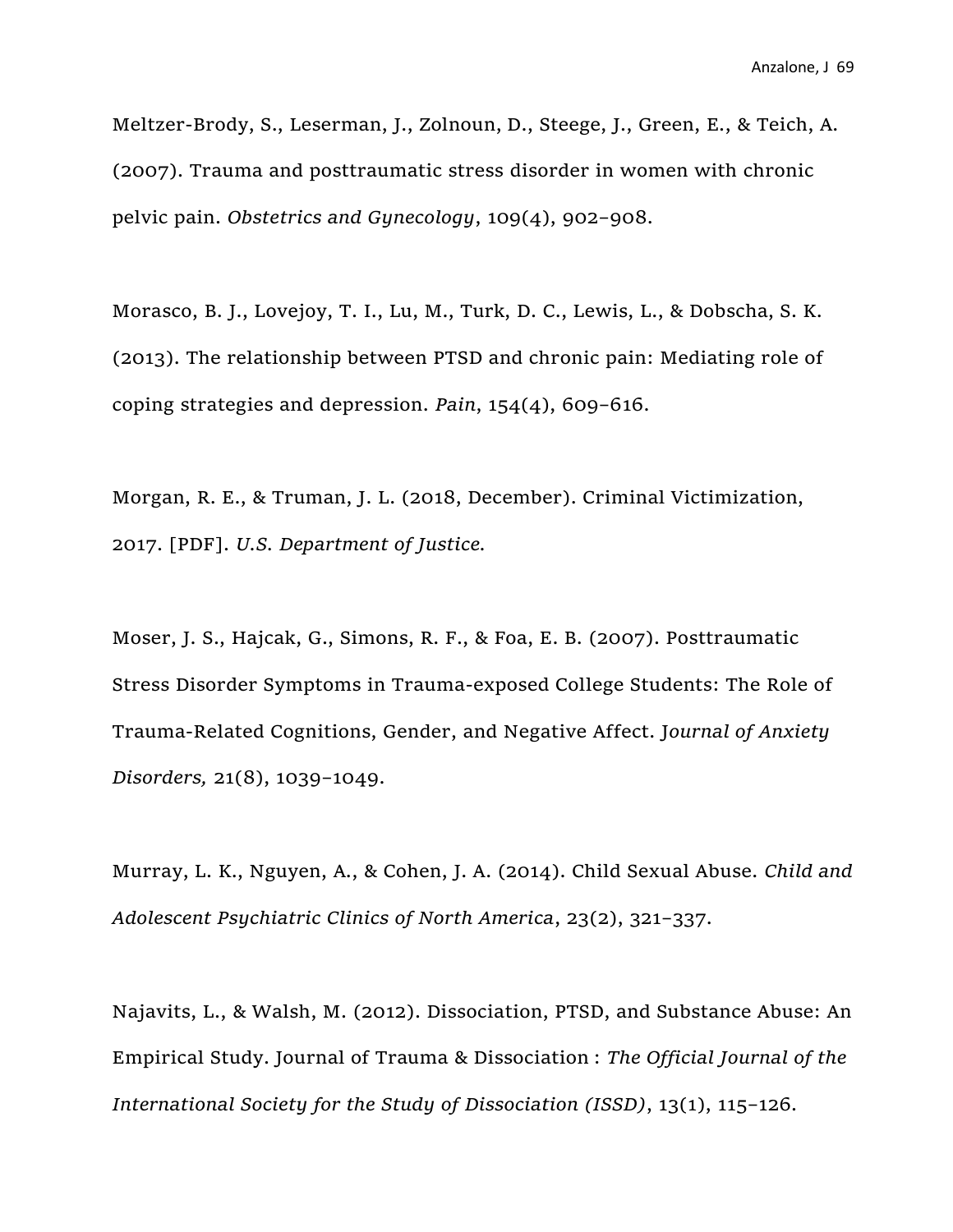Meltzer-Brody, S., Leserman, J., Zolnoun, D., Steege, J., Green, E., & Teich, A. (2007). Trauma and posttraumatic stress disorder in women with chronic pelvic pain. *Obstetrics and Gynecology*, 109(4), 902–908.

Morasco, B. J., Lovejoy, T. I., Lu, M., Turk, D. C., Lewis, L., & Dobscha, S. K. (2013). The relationship between PTSD and chronic pain: Mediating role of coping strategies and depression. *Pain*, 154(4), 609–616.

Morgan, R. E., & Truman, J. L. (2018, December). Criminal Victimization, 2017. [PDF]. *U.S. Department of Justice.*

Moser, J. S., Hajcak, G., Simons, R. F., & Foa, E. B. (2007). Posttraumatic Stress Disorder Symptoms in Trauma-exposed College Students: The Role of Trauma-Related Cognitions, Gender, and Negative Affect. J*ournal of Anxiety Disorders,* 21(8), 1039–1049.

Murray, L. K., Nguyen, A., & Cohen, J. A. (2014). Child Sexual Abuse. *Child and Adolescent Psychiatric Clinics of North America*, 23(2), 321–337.

Najavits, L., & Walsh, M. (2012). Dissociation, PTSD, and Substance Abuse: An Empirical Study. Journal of Trauma & Dissociation : *The Official Journal of the International Society for the Study of Dissociation (ISSD)*, 13(1), 115–126.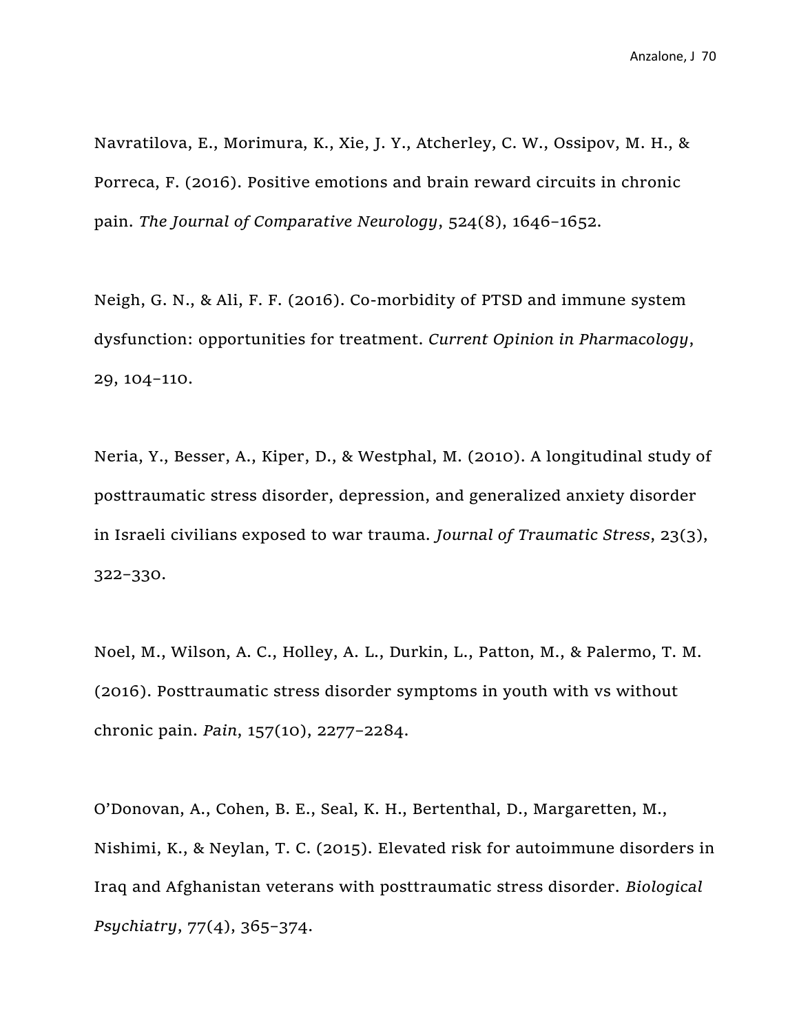Navratilova, E., Morimura, K., Xie, J. Y., Atcherley, C. W., Ossipov, M. H., & Porreca, F. (2016). Positive emotions and brain reward circuits in chronic pain. *The Journal of Comparative Neurology*, 524(8), 1646–1652.

Neigh, G. N., & Ali, F. F. (2016). Co-morbidity of PTSD and immune system dysfunction: opportunities for treatment. *Current Opinion in Pharmacology*, 29, 104–110.

Neria, Y., Besser, A., Kiper, D., & Westphal, M. (2010). A longitudinal study of posttraumatic stress disorder, depression, and generalized anxiety disorder in Israeli civilians exposed to war trauma. *Journal of Traumatic Stress*, 23(3), 322–330.

Noel, M., Wilson, A. C., Holley, A. L., Durkin, L., Patton, M., & Palermo, T. M. (2016). Posttraumatic stress disorder symptoms in youth with vs without chronic pain. *Pain*, 157(10), 2277–2284.

O'Donovan, A., Cohen, B. E., Seal, K. H., Bertenthal, D., Margaretten, M., Nishimi, K., & Neylan, T. C. (2015). Elevated risk for autoimmune disorders in Iraq and Afghanistan veterans with posttraumatic stress disorder. *Biological Psychiatry*, 77(4), 365–374.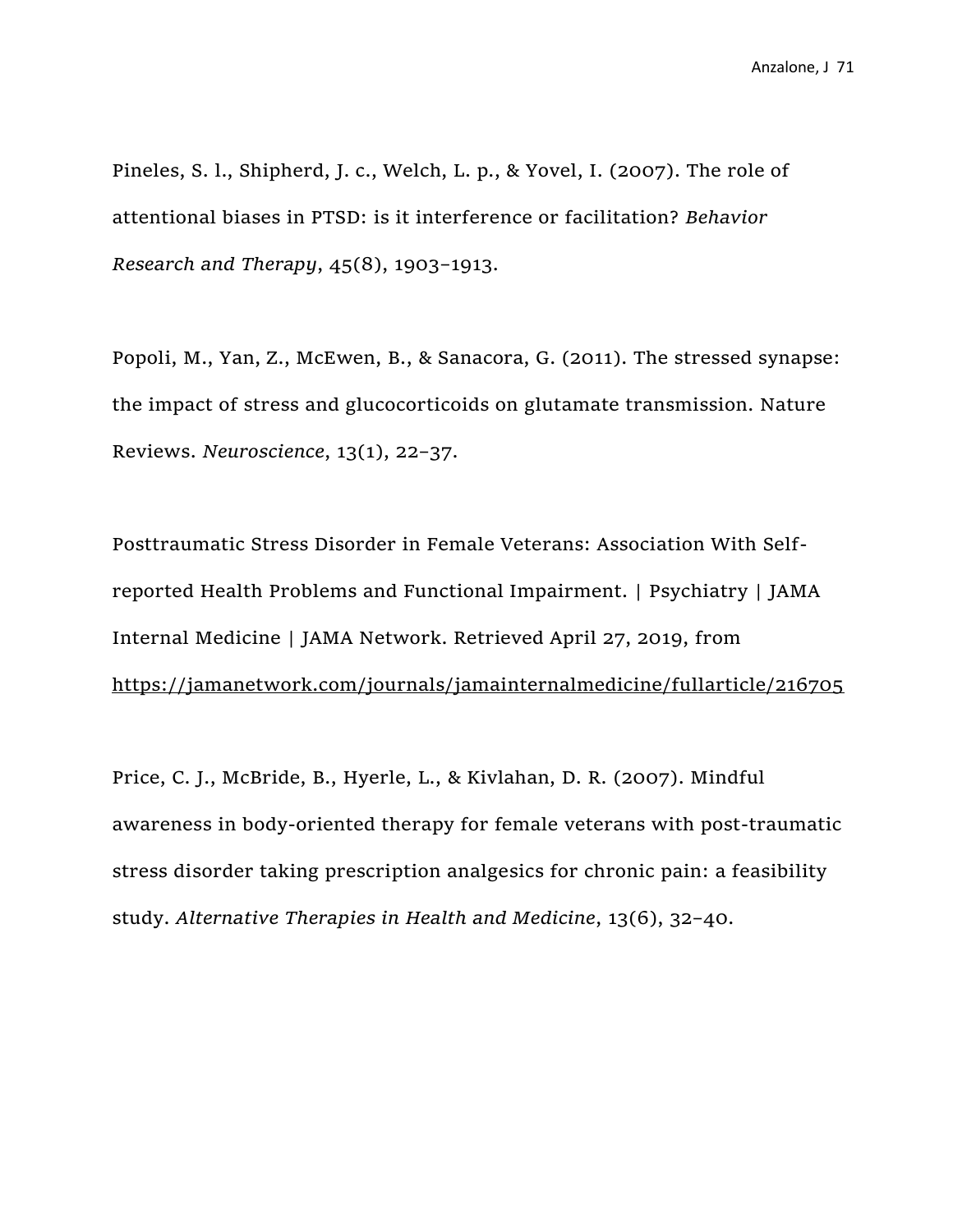Pineles, S. l., Shipherd, J. c., Welch, L. p., & Yovel, I. (2007). The role of attentional biases in PTSD: is it interference or facilitation? *Behavior Research and Therapy*, 45(8), 1903–1913.

Popoli, M., Yan, Z., McEwen, B., & Sanacora, G. (2011). The stressed synapse: the impact of stress and glucocorticoids on glutamate transmission. Nature Reviews. *Neuroscience*, 13(1), 22–37.

Posttraumatic Stress Disorder in Female Veterans: Association With Self-reported Health Problems and Functional Impairment. | Psychiatry | JAMA Internal Medicine | JAMA Network. Retrieved April 27, 2019, from https://jamanetwork.com/journals/jamainternalmedicine/fullarticle/216705

Price, C. J., McBride, B., Hyerle, L., & Kivlahan, D. R. (2007). Mindful awareness in body-oriented therapy for female veterans with post-traumatic stress disorder taking prescription analgesics for chronic pain: a feasibility study. *Alternative Therapies in Health and Medicine*, 13(6), 32–40.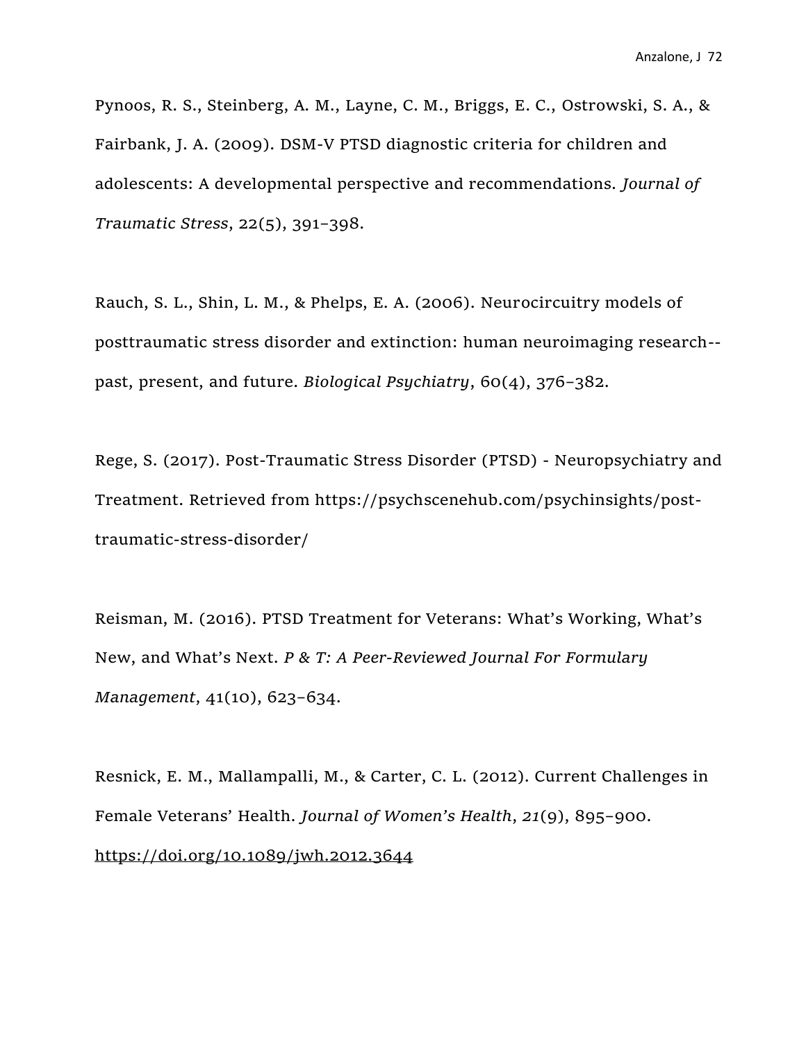Pynoos, R. S., Steinberg, A. M., Layne, C. M., Briggs, E. C., Ostrowski, S. A., & Fairbank, J. A. (2009). DSM-V PTSD diagnostic criteria for children and adolescents: A developmental perspective and recommendations. *Journal of Traumatic Stress*, 22(5), 391–398.

Rauch, S. L., Shin, L. M., & Phelps, E. A. (2006). Neurocircuitry models of posttraumatic stress disorder and extinction: human neuroimaging research--past, present, and future. *Biological Psychiatry*, 60(4), 376–382.

Rege, S. (2017). Post-Traumatic Stress Disorder (PTSD) - Neuropsychiatry and Treatment. Retrieved from https://psychscenehub.com/psychinsights/post-traumatic-stress-disorder/

Reisman, M. (2016). PTSD Treatment for Veterans: What's Working, What's New, and What's Next. *P & T: A Peer-Reviewed Journal For Formulary Management*, 41(10), 623–634.

Resnick, E. M., Mallampalli, M., & Carter, C. L. (2012). Current Challenges in Female Veterans' Health. *Journal of Women's Health*, *21*(9), 895–900. https://doi.org/10.1089/jwh.2012.3644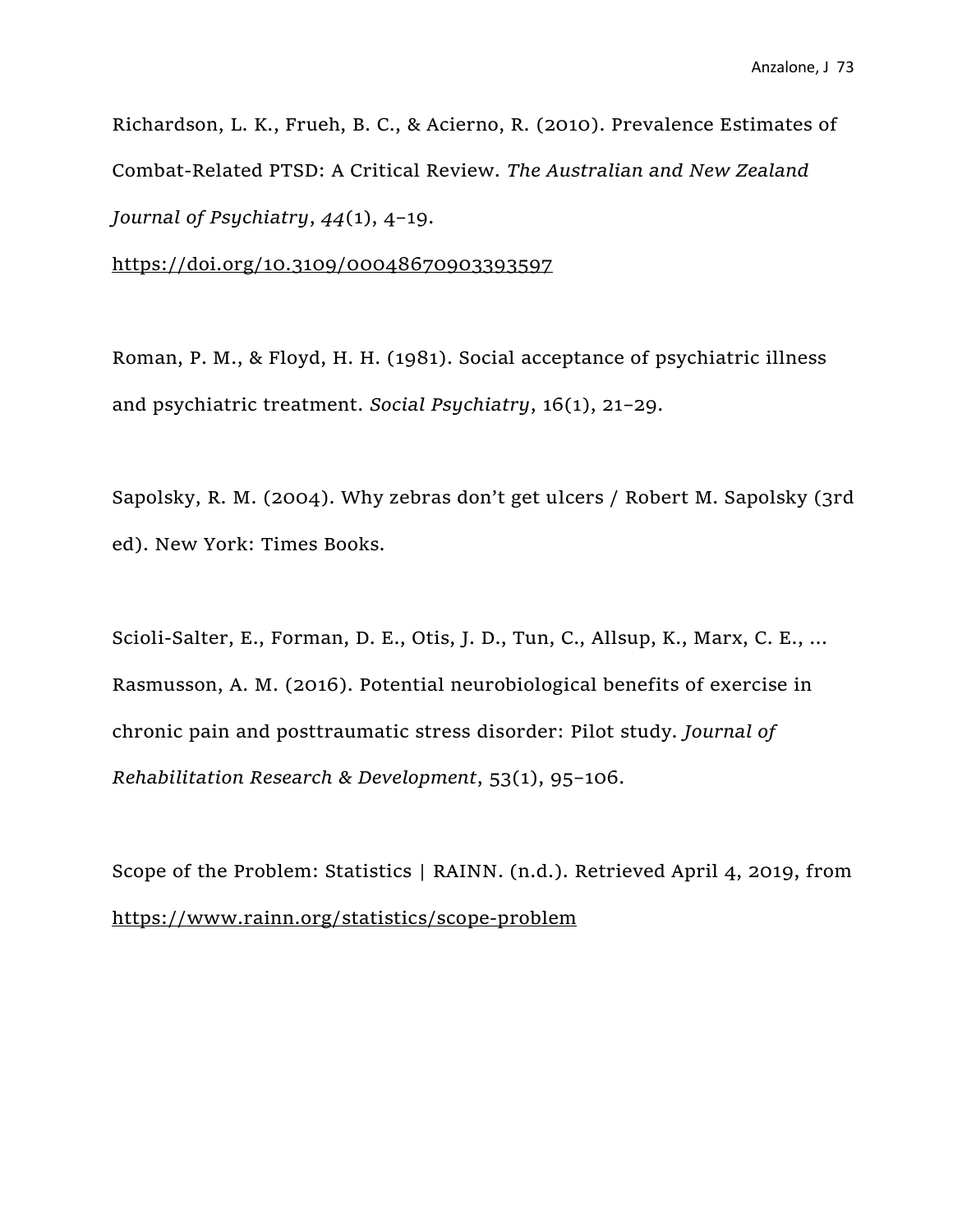Richardson, L. K., Frueh, B. C., & Acierno, R. (2010). Prevalence Estimates of Combat-Related PTSD: A Critical Review. *The Australian and New Zealand Journal of Psychiatry*, *44*(1), 4–19. https://doi.org/10.3109/00048670903393597

Roman, P. M., & Floyd, H. H. (1981). Social acceptance of psychiatric illness and psychiatric treatment. *Social Psychiatry*, 16(1), 21–29.

Sapolsky, R. M. (2004). Why zebras don't get ulcers / Robert M. Sapolsky (3rd ed). New York: Times Books.

Scioli-Salter, E., Forman, D. E., Otis, J. D., Tun, C., Allsup, K., Marx, C. E., … Rasmusson, A. M. (2016). Potential neurobiological benefits of exercise in chronic pain and posttraumatic stress disorder: Pilot study. *Journal of Rehabilitation Research & Development*, 53(1), 95–106.

Scope of the Problem: Statistics | RAINN. (n.d.). Retrieved April 4, 2019, from https://www.rainn.org/statistics/scope-problem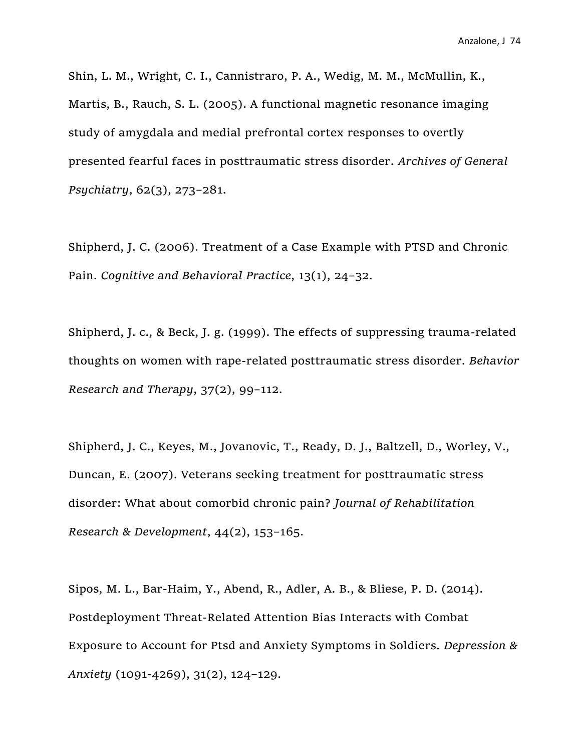Shin, L. M., Wright, C. I., Cannistraro, P. A., Wedig, M. M., McMullin, K., Martis, B., Rauch, S. L. (2005). A functional magnetic resonance imaging study of amygdala and medial prefrontal cortex responses to overtly presented fearful faces in posttraumatic stress disorder. *Archives of General Psychiatry*, 62(3), 273–281.

Shipherd, J. C. (2006). Treatment of a Case Example with PTSD and Chronic Pain. *Cognitive and Behavioral Practice*, 13(1), 24–32.

Shipherd, J. c., & Beck, J. g. (1999). The effects of suppressing trauma-related thoughts on women with rape-related posttraumatic stress disorder. *Behavior Research and Therapy*, 37(2), 99–112.

Shipherd, J. C., Keyes, M., Jovanovic, T., Ready, D. J., Baltzell, D., Worley, V., Duncan, E. (2007). Veterans seeking treatment for posttraumatic stress disorder: What about comorbid chronic pain? *Journal of Rehabilitation Research & Development*, 44(2), 153–165.

Sipos, M. L., Bar-Haim, Y., Abend, R., Adler, A. B., & Bliese, P. D. (2014). Postdeployment Threat-Related Attention Bias Interacts with Combat Exposure to Account for Ptsd and Anxiety Symptoms in Soldiers. *Depression & Anxiety* (1091-4269), 31(2), 124–129.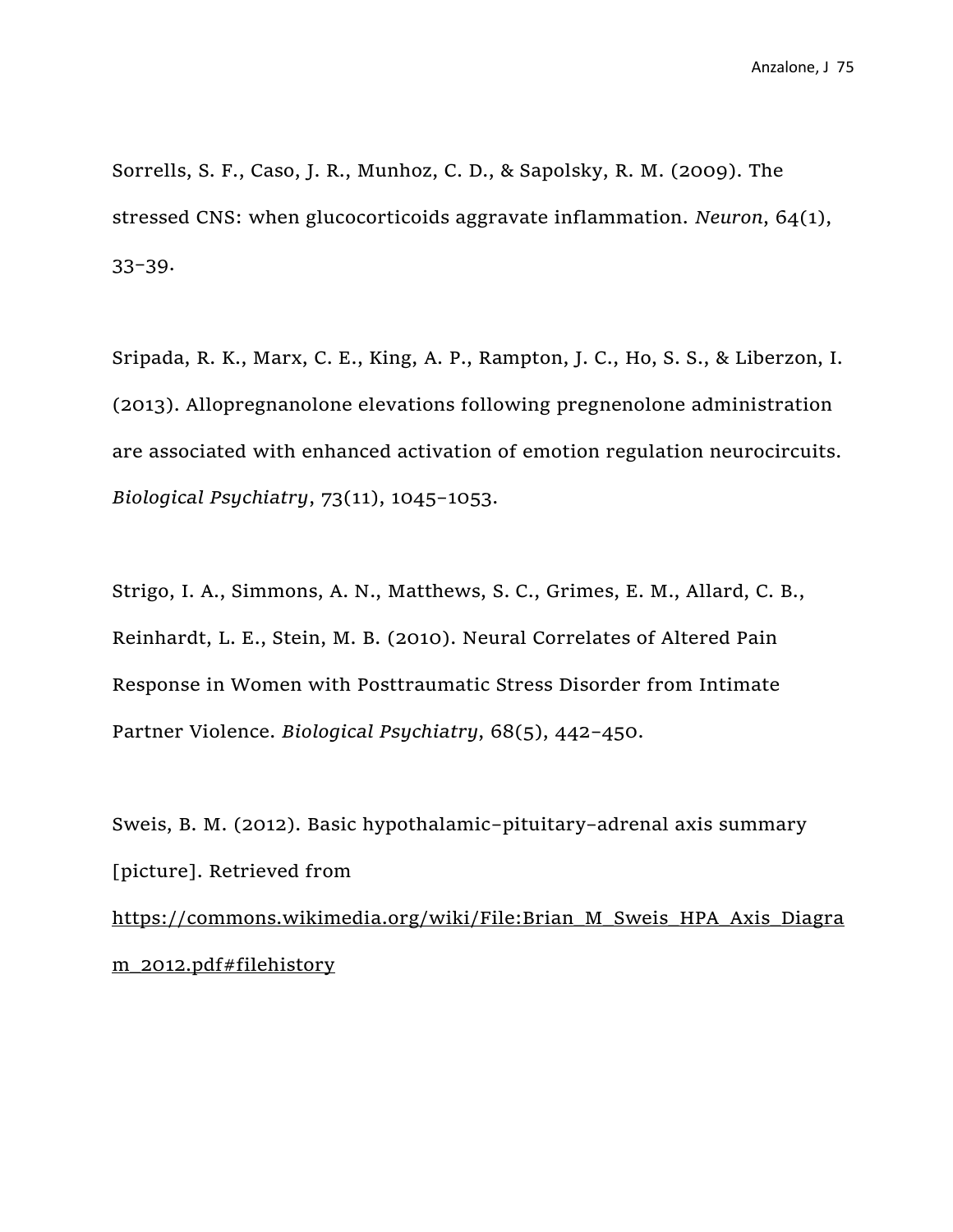Sorrells, S. F., Caso, J. R., Munhoz, C. D., & Sapolsky, R. M. (2009). The stressed CNS: when glucocorticoids aggravate inflammation. *Neuron*, 64(1), 33–39.

Sripada, R. K., Marx, C. E., King, A. P., Rampton, J. C., Ho, S. S., & Liberzon, I. (2013). Allopregnanolone elevations following pregnenolone administration are associated with enhanced activation of emotion regulation neurocircuits. *Biological Psychiatry*, 73(11), 1045–1053.

Strigo, I. A., Simmons, A. N., Matthews, S. C., Grimes, E. M., Allard, C. B., Reinhardt, L. E., Stein, M. B. (2010). Neural Correlates of Altered Pain Response in Women with Posttraumatic Stress Disorder from Intimate Partner Violence. *Biological Psychiatry*, 68(5), 442–450.

Sweis, B. M. (2012). Basic hypothalamic–pituitary–adrenal axis summary [picture]. Retrieved from https://commons.wikimedia.org/wiki/File:Brian_M_Sweis_HPA_Axis_Diagram_2012.pdf#filehistory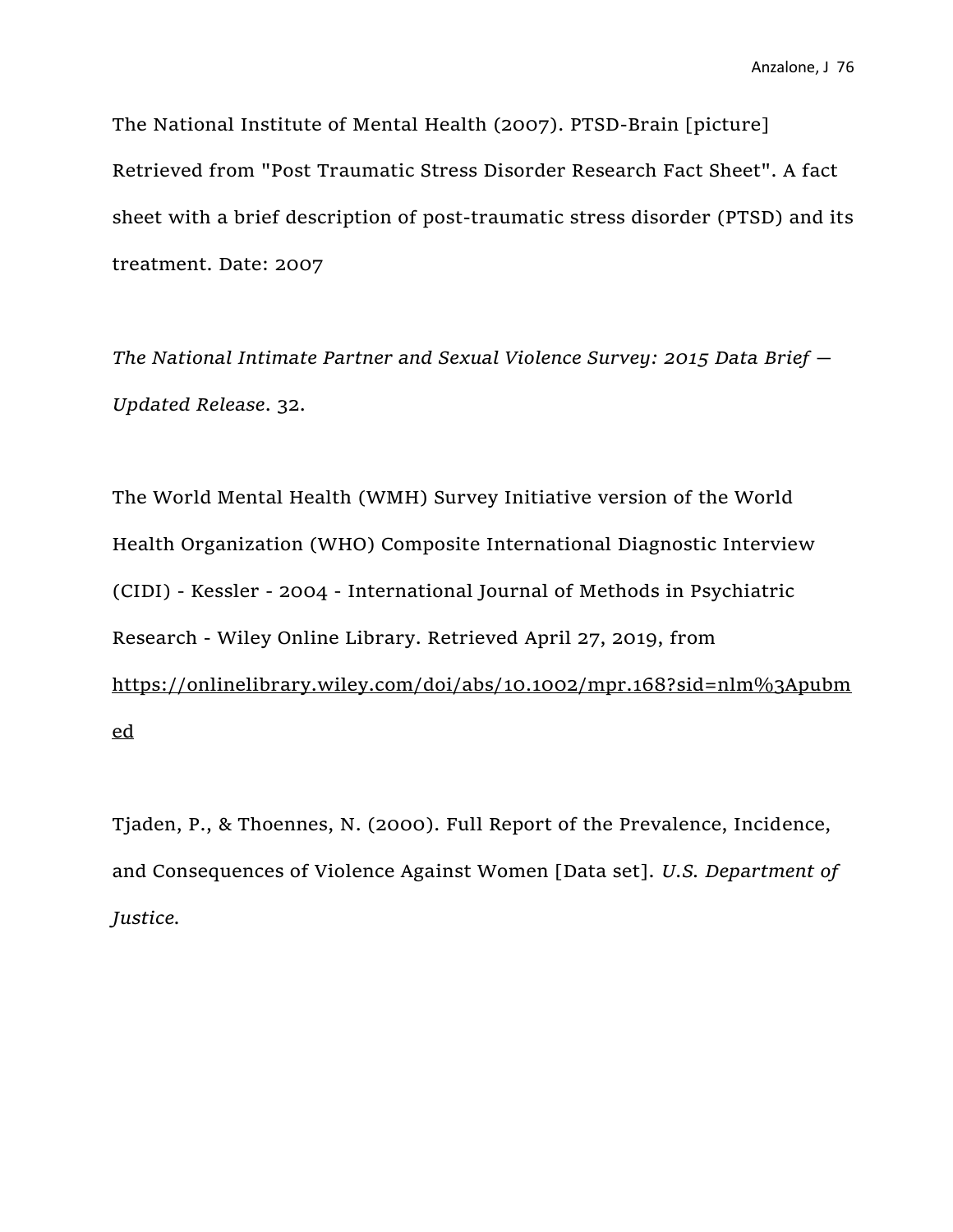The National Institute of Mental Health (2007). PTSD-Brain [picture] Retrieved from "Post Traumatic Stress Disorder Research Fact Sheet". A fact sheet with a brief description of post-traumatic stress disorder (PTSD) and its treatment. Date: 2007

*The National Intimate Partner and Sexual Violence Survey: 2015 Data Brief — Updated Release*. 32.

The World Mental Health (WMH) Survey Initiative version of the World Health Organization (WHO) Composite International Diagnostic Interview (CIDI) - Kessler - 2004 - International Journal of Methods in Psychiatric Research - Wiley Online Library. Retrieved April 27, 2019, from https://onlinelibrary.wiley.com/doi/abs/10.1002/mpr.168?sid=nlm%3Apubmed

Tjaden, P., & Thoennes, N. (2000). Full Report of the Prevalence, Incidence, and Consequences of Violence Against Women [Data set]. *U.S. Department of Justice*.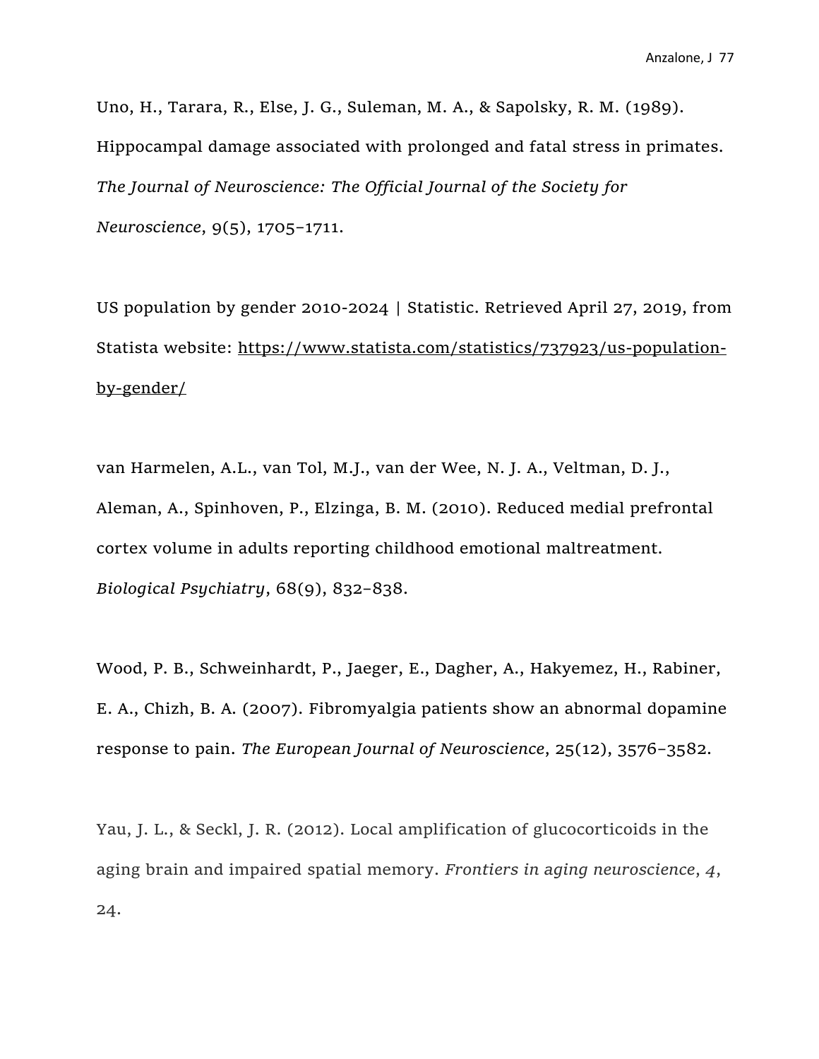Uno, H., Tarara, R., Else, J. G., Suleman, M. A., & Sapolsky, R. M. (1989). Hippocampal damage associated with prolonged and fatal stress in primates. *The Journal of Neuroscience: The Official Journal of the Society for Neuroscience*, 9(5), 1705–1711.

US population by gender 2010-2024 | Statistic. Retrieved April 27, 2019, from Statista website: https://www.statista.com/statistics/737923/us-population-by-gender/

van Harmelen, A.L., van Tol, M.J., van der Wee, N. J. A., Veltman, D. J., Aleman, A., Spinhoven, P., Elzinga, B. M. (2010). Reduced medial prefrontal cortex volume in adults reporting childhood emotional maltreatment. *Biological Psychiatry*, 68(9), 832–838.

Wood, P. B., Schweinhardt, P., Jaeger, E., Dagher, A., Hakyemez, H., Rabiner, E. A., Chizh, B. A. (2007). Fibromyalgia patients show an abnormal dopamine response to pain. *The European Journal of Neuroscience*, 25(12), 3576–3582.

Yau, J. L., & Seckl, J. R. (2012). Local amplification of glucocorticoids in the aging brain and impaired spatial memory. *Frontiers in aging neuroscience*, *4*, 24.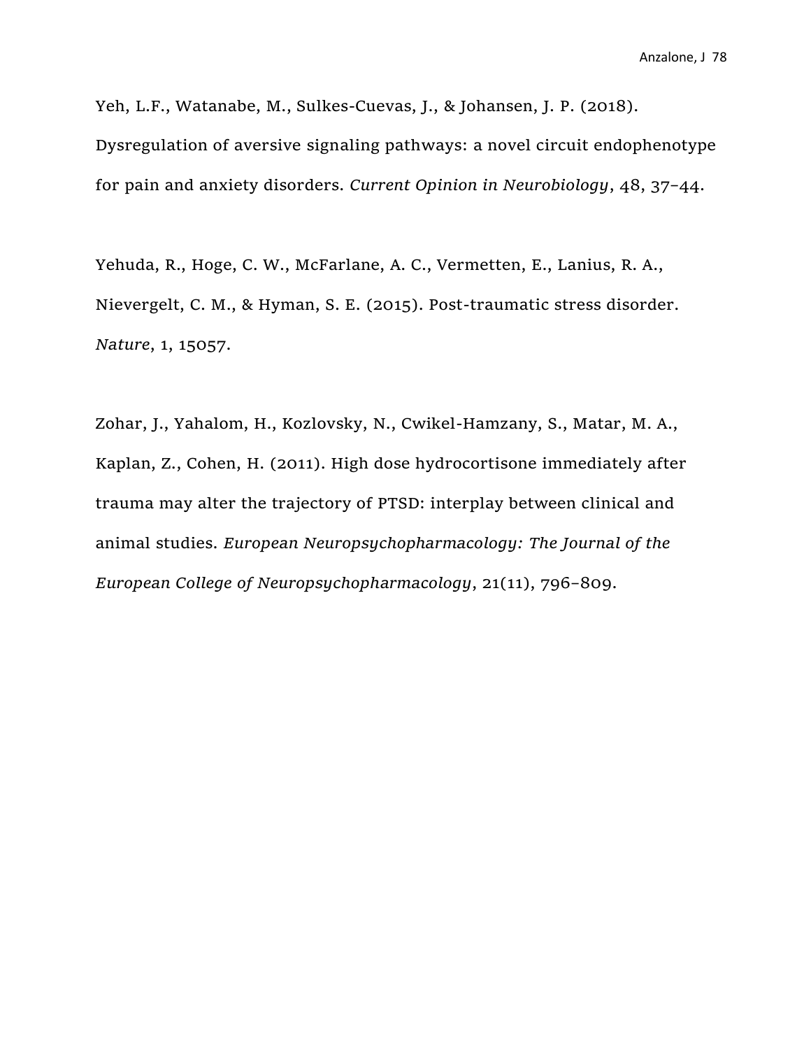Yeh, L.F., Watanabe, M., Sulkes-Cuevas, J., & Johansen, J. P. (2018). Dysregulation of aversive signaling pathways: a novel circuit endophenotype for pain and anxiety disorders. *Current Opinion in Neurobiology*, 48, 37–44.

Yehuda, R., Hoge, C. W., McFarlane, A. C., Vermetten, E., Lanius, R. A., Nievergelt, C. M., & Hyman, S. E. (2015). Post-traumatic stress disorder. *Nature*, 1, 15057.

Zohar, J., Yahalom, H., Kozlovsky, N., Cwikel-Hamzany, S., Matar, M. A., Kaplan, Z., Cohen, H. (2011). High dose hydrocortisone immediately after trauma may alter the trajectory of PTSD: interplay between clinical and animal studies. *European Neuropsychopharmacology: The Journal of the European College of Neuropsychopharmacology*, 21(11), 796–809.